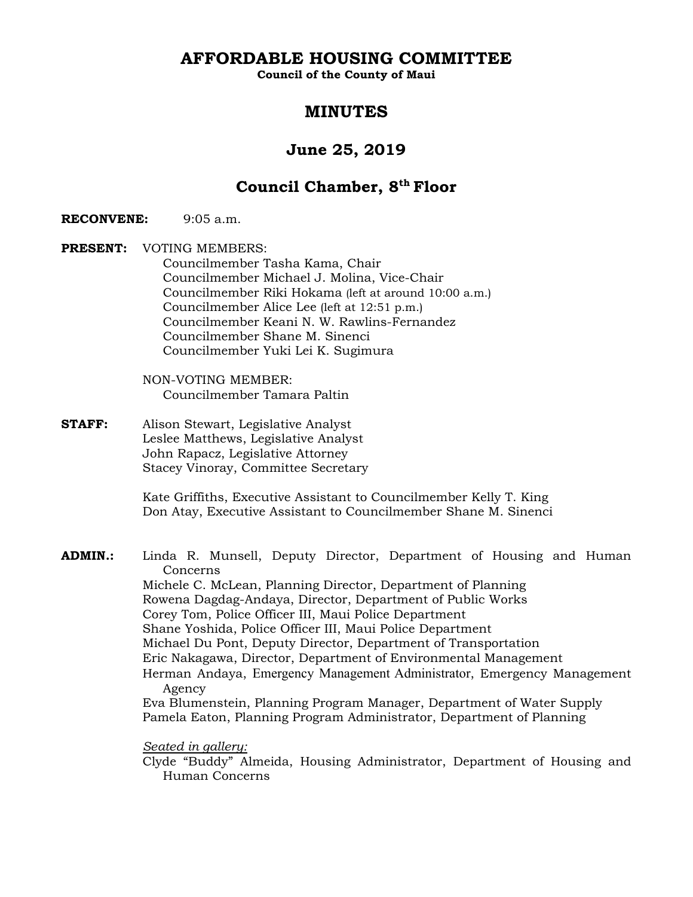# AFFORDABLE HOUSING COMMITTEE

**Council of the County of Maui**

## MINUTES

## June 25, 2019

## Council Chamber, 8th Floor

**RECONVENE:** 9:05 a.m.

**PRESENT:** VOTING MEMBERS:
- Councilmember Tasha Kama, Chair
- Councilmember Michael J. Molina, Vice-Chair
- Councilmember Riki Hokama (left at around 10:00 a.m.)
- Councilmember Alice Lee (left at 12:51 p.m.)
- Councilmember Keani N. W. Rawlins-Fernandez
- Councilmember Shane M. Sinenci
- Councilmember Yuki Lei K. Sugimura

NON-VOTING MEMBER:
- Councilmember Tamara Paltin

**STAFF:**
- Alison Stewart, Legislative Analyst
- Leslee Matthews, Legislative Analyst
- John Rapacz, Legislative Attorney
- Stacey Vinoray, Committee Secretary

- Kate Griffiths, Executive Assistant to Councilmember Kelly T. King
- Don Atay, Executive Assistant to Councilmember Shane M. Sinenci

**ADMIN.:**
- Linda R. Munsell, Deputy Director, Department of Housing and Human Concerns
- Michele C. McLean, Planning Director, Department of Planning
- Rowena Dagdag-Andaya, Director, Department of Public Works
- Corey Tom, Police Officer III, Maui Police Department
- Shane Yoshida, Police Officer III, Maui Police Department
- Michael Du Pont, Deputy Director, Department of Transportation
- Eric Nakagawa, Director, Department of Environmental Management
- Herman Andaya, Emergency Management Administrator, Emergency Management Agency
- Eva Blumenstein, Planning Program Manager, Department of Water Supply
- Pamela Eaton, Planning Program Administrator, Department of Planning

*Seated in gallery:*
- Clyde "Buddy" Almeida, Housing Administrator, Department of Housing and Human Concerns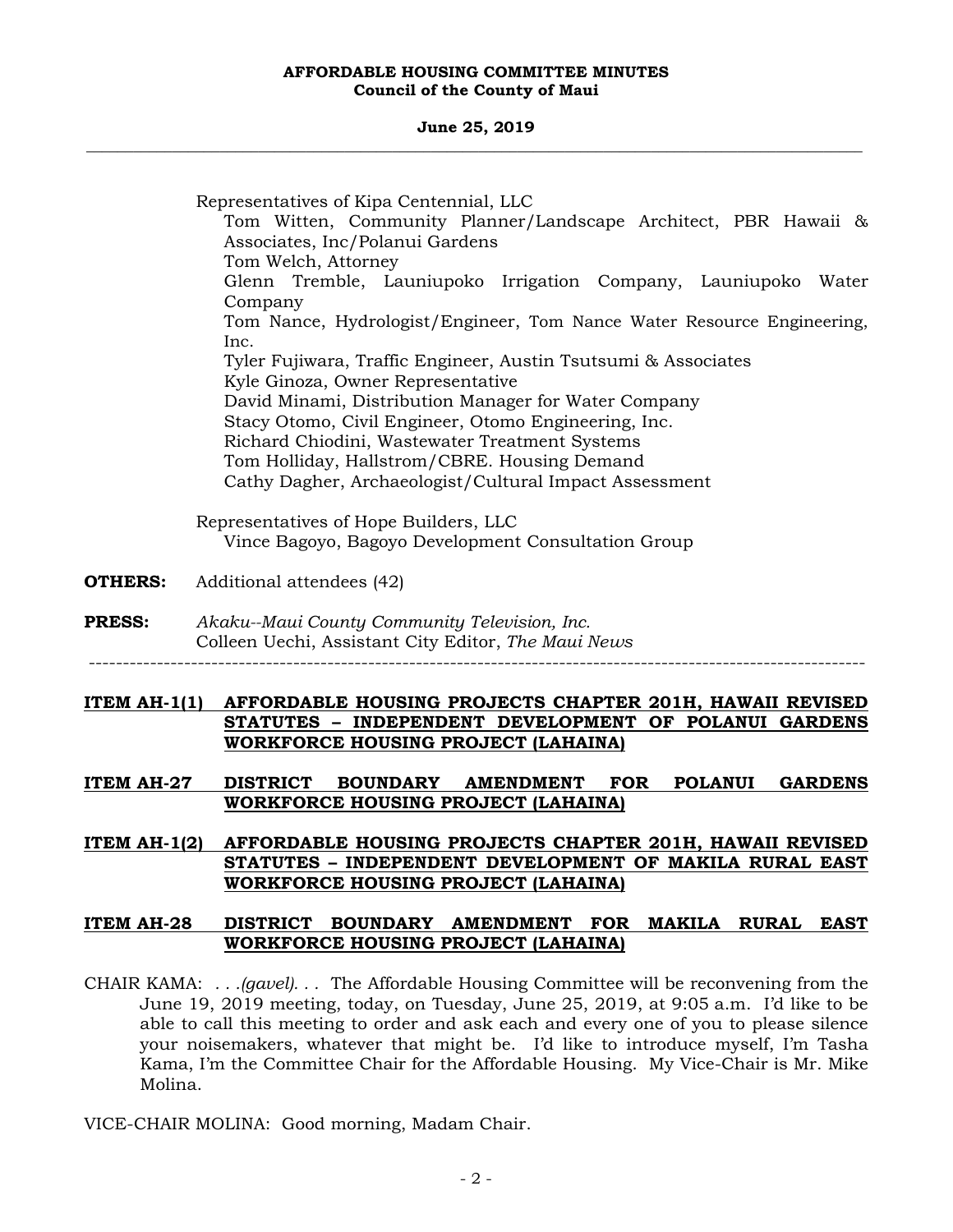Representatives of Kipa Centennial, LLC

- Tom Witten, Community Planner/Landscape Architect, PBR Hawaii & Associates, Inc/Polanui Gardens
- Tom Welch, Attorney
- Glenn Tremble, Launiupoko Irrigation Company, Launiupoko Water Company
- Tom Nance, Hydrologist/Engineer, Tom Nance Water Resource Engineering, Inc.
- Tyler Fujiwara, Traffic Engineer, Austin Tsutsumi & Associates
- Kyle Ginoza, Owner Representative
- David Minami, Distribution Manager for Water Company
- Stacy Otomo, Civil Engineer, Otomo Engineering, Inc.
- Richard Chiodini, Wastewater Treatment Systems
- Tom Holliday, Hallstrom/CBRE. Housing Demand
- Cathy Dagher, Archaeologist/Cultural Impact Assessment

Representatives of Hope Builders, LLC

- Vince Bagoyo, Bagoyo Development Consultation Group

**OTHERS:** Additional attendees (42)

**PRESS:** *Akaku--Maui County Community Television, Inc.*
Colleen Uechi, Assistant City Editor, *The Maui News*

---

**ITEM AH-1(1) AFFORDABLE HOUSING PROJECTS CHAPTER 201H, HAWAII REVISED STATUTES – INDEPENDENT DEVELOPMENT OF POLANUI GARDENS WORKFORCE HOUSING PROJECT (LAHAINA)**

**ITEM AH-27 DISTRICT BOUNDARY AMENDMENT FOR POLANUI GARDENS WORKFORCE HOUSING PROJECT (LAHAINA)**

**ITEM AH-1(2) AFFORDABLE HOUSING PROJECTS CHAPTER 201H, HAWAII REVISED STATUTES – INDEPENDENT DEVELOPMENT OF MAKILA RURAL EAST WORKFORCE HOUSING PROJECT (LAHAINA)**

**ITEM AH-28 DISTRICT BOUNDARY AMENDMENT FOR MAKILA RURAL EAST WORKFORCE HOUSING PROJECT (LAHAINA)**

CHAIR KAMA: . . .*(gavel)*. . . The Affordable Housing Committee will be reconvening from the June 19, 2019 meeting, today, on Tuesday, June 25, 2019, at 9:05 a.m. I'd like to be able to call this meeting to order and ask each and every one of you to please silence your noisemakers, whatever that might be. I'd like to introduce myself, I'm Tasha Kama, I'm the Committee Chair for the Affordable Housing. My Vice-Chair is Mr. Mike Molina.

VICE-CHAIR MOLINA: Good morning, Madam Chair.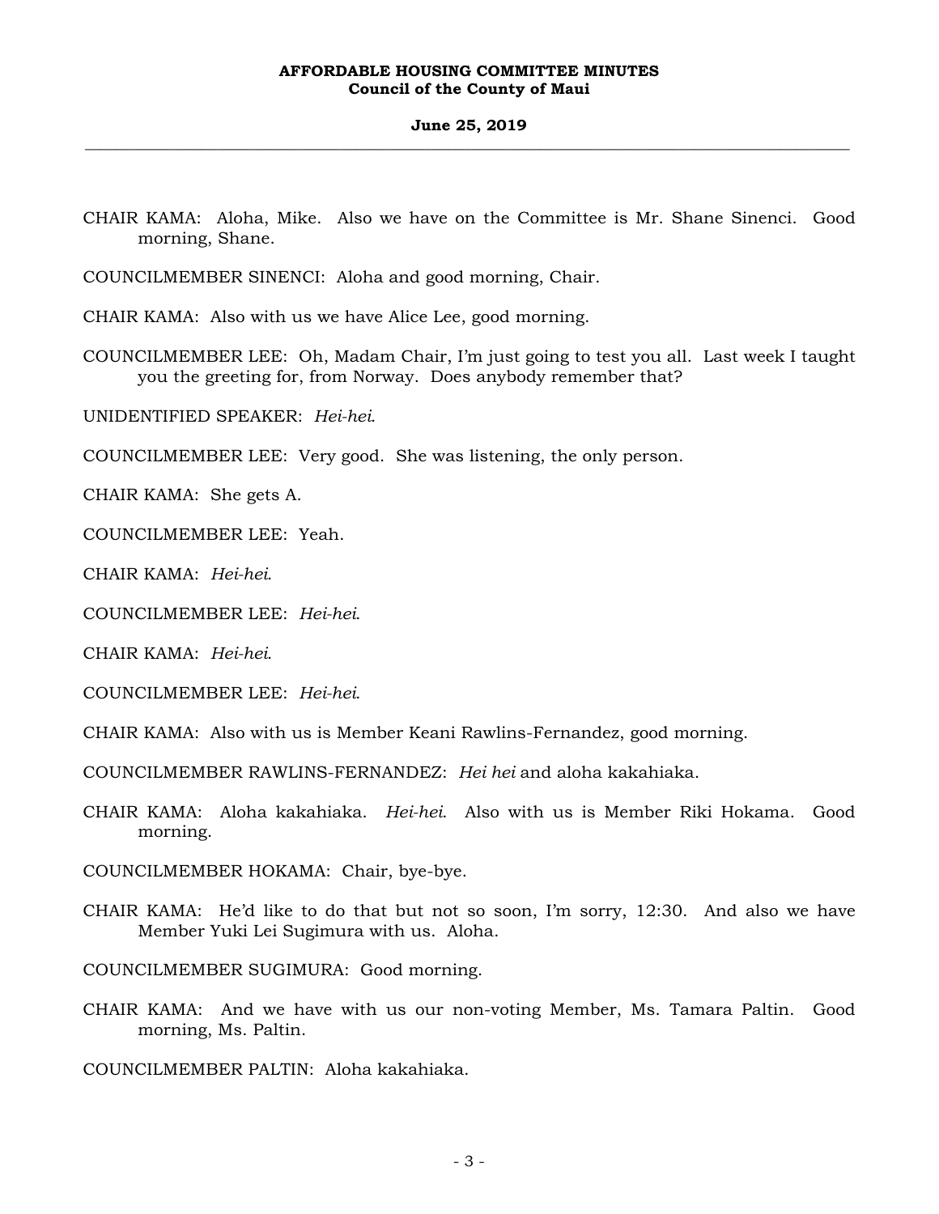CHAIR KAMA: Aloha, Mike. Also we have on the Committee is Mr. Shane Sinenci. Good morning, Shane.

COUNCILMEMBER SINENCI: Aloha and good morning, Chair.

CHAIR KAMA: Also with us we have Alice Lee, good morning.

COUNCILMEMBER LEE: Oh, Madam Chair, I'm just going to test you all. Last week I taught you the greeting for, from Norway. Does anybody remember that?

UNIDENTIFIED SPEAKER: *Hei-hei*.

COUNCILMEMBER LEE: Very good. She was listening, the only person.

CHAIR KAMA: She gets A.

COUNCILMEMBER LEE: Yeah.

CHAIR KAMA: *Hei-hei*.

COUNCILMEMBER LEE: *Hei-hei*.

CHAIR KAMA: *Hei-hei*.

COUNCILMEMBER LEE: *Hei-hei*.

CHAIR KAMA: Also with us is Member Keani Rawlins-Fernandez, good morning.

COUNCILMEMBER RAWLINS-FERNANDEZ: *Hei hei* and aloha kakahiaka.

CHAIR KAMA: Aloha kakahiaka. *Hei-hei*. Also with us is Member Riki Hokama. Good morning.

COUNCILMEMBER HOKAMA: Chair, bye-bye.

CHAIR KAMA: He'd like to do that but not so soon, I'm sorry, 12:30. And also we have Member Yuki Lei Sugimura with us. Aloha.

COUNCILMEMBER SUGIMURA: Good morning.

CHAIR KAMA: And we have with us our non-voting Member, Ms. Tamara Paltin. Good morning, Ms. Paltin.

COUNCILMEMBER PALTIN: Aloha kakahiaka.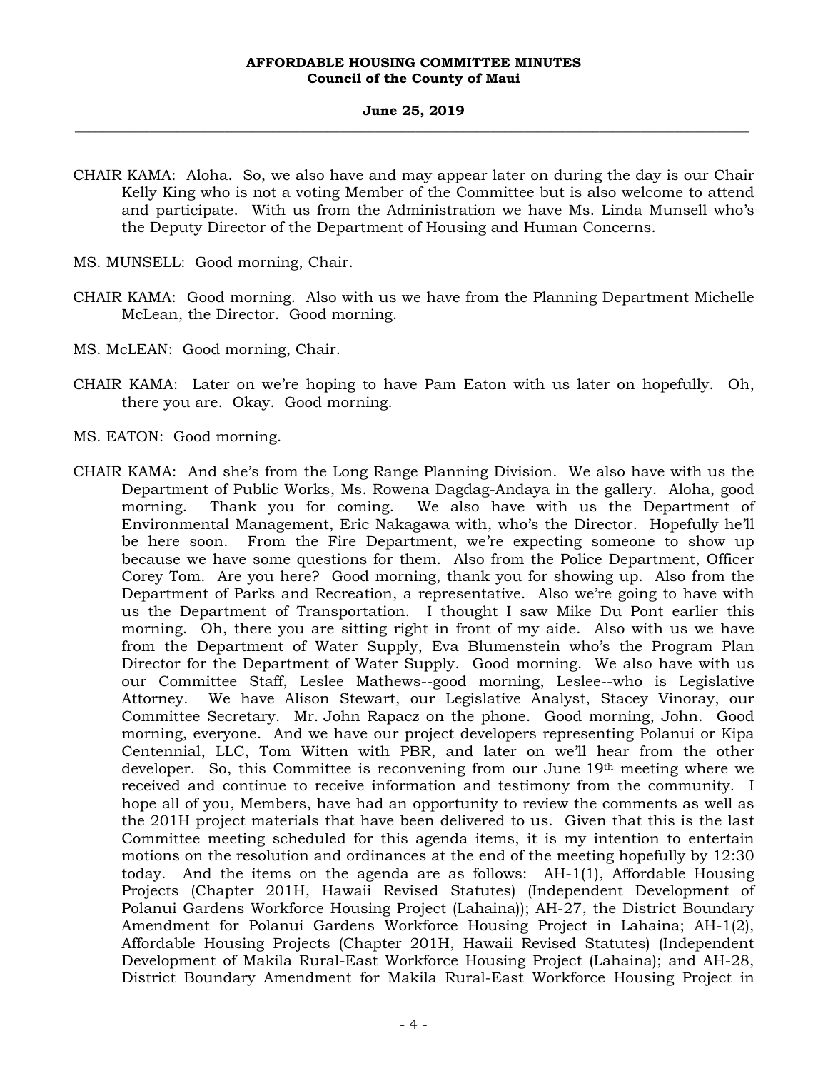CHAIR KAMA: Aloha. So, we also have and may appear later on during the day is our Chair Kelly King who is not a voting Member of the Committee but is also welcome to attend and participate. With us from the Administration we have Ms. Linda Munsell who's the Deputy Director of the Department of Housing and Human Concerns.

MS. MUNSELL: Good morning, Chair.

CHAIR KAMA: Good morning. Also with us we have from the Planning Department Michelle McLean, the Director. Good morning.

MS. McLEAN: Good morning, Chair.

CHAIR KAMA: Later on we're hoping to have Pam Eaton with us later on hopefully. Oh, there you are. Okay. Good morning.

MS. EATON: Good morning.

CHAIR KAMA: And she's from the Long Range Planning Division. We also have with us the Department of Public Works, Ms. Rowena Dagdag-Andaya in the gallery. Aloha, good morning. Thank you for coming. We also have with us the Department of Environmental Management, Eric Nakagawa with, who's the Director. Hopefully he'll be here soon. From the Fire Department, we're expecting someone to show up because we have some questions for them. Also from the Police Department, Officer Corey Tom. Are you here? Good morning, thank you for showing up. Also from the Department of Parks and Recreation, a representative. Also we're going to have with us the Department of Transportation. I thought I saw Mike Du Pont earlier this morning. Oh, there you are sitting right in front of my aide. Also with us we have from the Department of Water Supply, Eva Blumenstein who's the Program Plan Director for the Department of Water Supply. Good morning. We also have with us our Committee Staff, Leslee Mathews--good morning, Leslee--who is Legislative Attorney. We have Alison Stewart, our Legislative Analyst, Stacey Vinoray, our Committee Secretary. Mr. John Rapacz on the phone. Good morning, John. Good morning, everyone. And we have our project developers representing Polanui or Kipa Centennial, LLC, Tom Witten with PBR, and later on we'll hear from the other developer. So, this Committee is reconvening from our June 19th meeting where we received and continue to receive information and testimony from the community. I hope all of you, Members, have had an opportunity to review the comments as well as the 201H project materials that have been delivered to us. Given that this is the last Committee meeting scheduled for this agenda items, it is my intention to entertain motions on the resolution and ordinances at the end of the meeting hopefully by 12:30 today. And the items on the agenda are as follows: AH-1(1), Affordable Housing Projects (Chapter 201H, Hawaii Revised Statutes) (Independent Development of Polanui Gardens Workforce Housing Project (Lahaina)); AH-27, the District Boundary Amendment for Polanui Gardens Workforce Housing Project in Lahaina; AH-1(2), Affordable Housing Projects (Chapter 201H, Hawaii Revised Statutes) (Independent Development of Makila Rural-East Workforce Housing Project (Lahaina); and AH-28, District Boundary Amendment for Makila Rural-East Workforce Housing Project in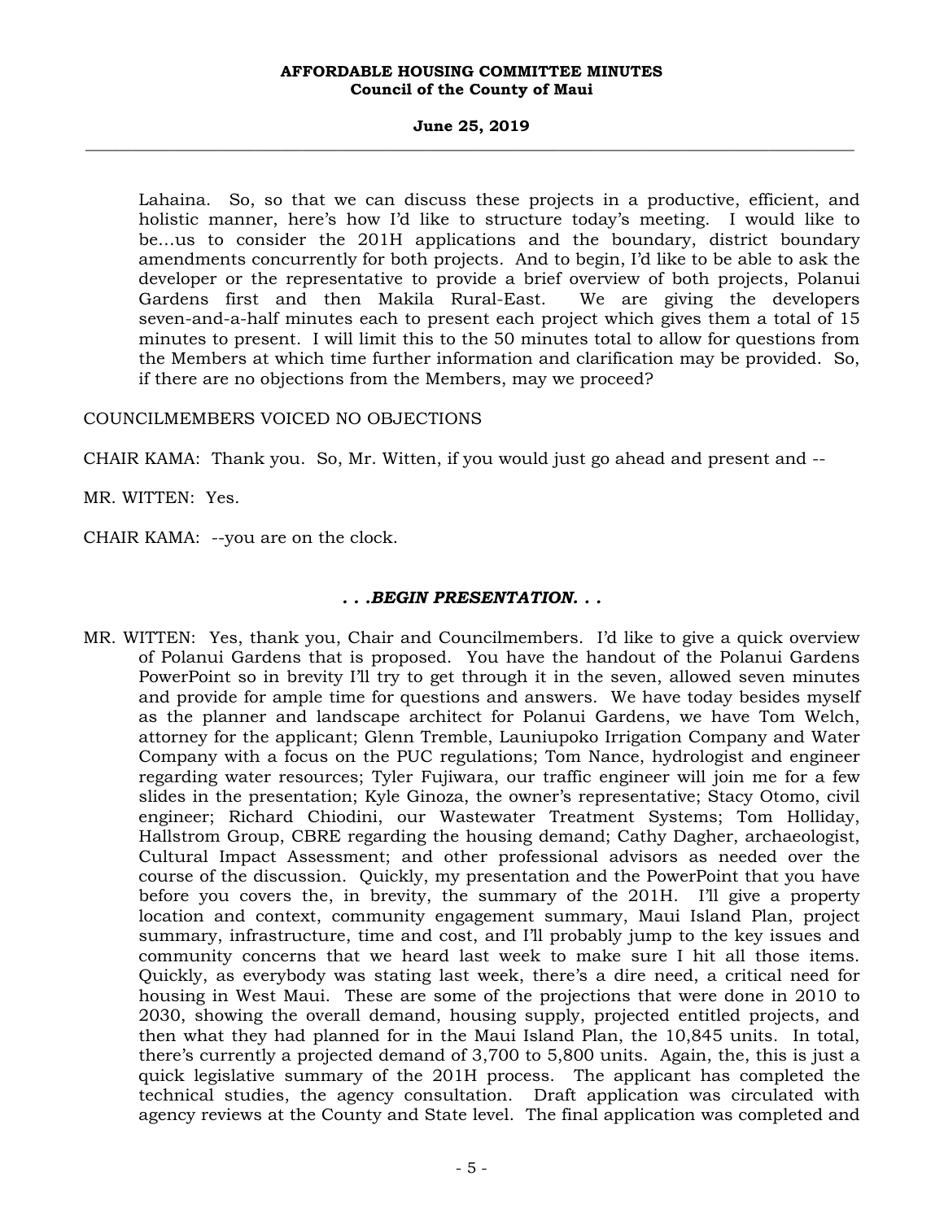Lahaina. So, so that we can discuss these projects in a productive, efficient, and holistic manner, here's how I'd like to structure today's meeting. I would like to be...us to consider the 201H applications and the boundary, district boundary amendments concurrently for both projects. And to begin, I'd like to be able to ask the developer or the representative to provide a brief overview of both projects, Polanui Gardens first and then Makila Rural-East. We are giving the developers seven-and-a-half minutes each to present each project which gives them a total of 15 minutes to present. I will limit this to the 50 minutes total to allow for questions from the Members at which time further information and clarification may be provided. So, if there are no objections from the Members, may we proceed?

COUNCILMEMBERS VOICED NO OBJECTIONS

CHAIR KAMA: Thank you. So, Mr. Witten, if you would just go ahead and present and --

MR. WITTEN: Yes.

CHAIR KAMA: --you are on the clock.

***. . .BEGIN PRESENTATION. . .***

MR. WITTEN: Yes, thank you, Chair and Councilmembers. I'd like to give a quick overview of Polanui Gardens that is proposed. You have the handout of the Polanui Gardens PowerPoint so in brevity I'll try to get through it in the seven, allowed seven minutes and provide for ample time for questions and answers. We have today besides myself as the planner and landscape architect for Polanui Gardens, we have Tom Welch, attorney for the applicant; Glenn Tremble, Launiupoko Irrigation Company and Water Company with a focus on the PUC regulations; Tom Nance, hydrologist and engineer regarding water resources; Tyler Fujiwara, our traffic engineer will join me for a few slides in the presentation; Kyle Ginoza, the owner's representative; Stacy Otomo, civil engineer; Richard Chiodini, our Wastewater Treatment Systems; Tom Holliday, Hallstrom Group, CBRE regarding the housing demand; Cathy Dagher, archaeologist, Cultural Impact Assessment; and other professional advisors as needed over the course of the discussion. Quickly, my presentation and the PowerPoint that you have before you covers the, in brevity, the summary of the 201H. I'll give a property location and context, community engagement summary, Maui Island Plan, project summary, infrastructure, time and cost, and I'll probably jump to the key issues and community concerns that we heard last week to make sure I hit all those items. Quickly, as everybody was stating last week, there's a dire need, a critical need for housing in West Maui. These are some of the projections that were done in 2010 to 2030, showing the overall demand, housing supply, projected entitled projects, and then what they had planned for in the Maui Island Plan, the 10,845 units. In total, there's currently a projected demand of 3,700 to 5,800 units. Again, the, this is just a quick legislative summary of the 201H process. The applicant has completed the technical studies, the agency consultation. Draft application was circulated with agency reviews at the County and State level. The final application was completed and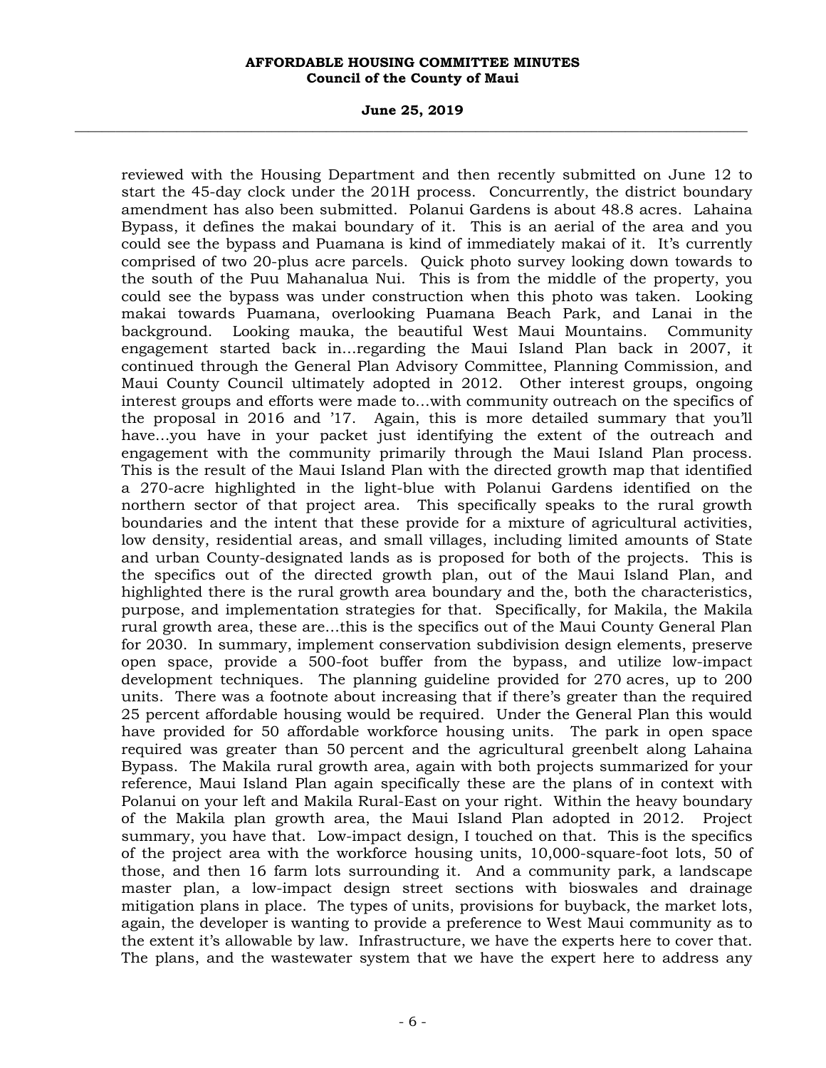reviewed with the Housing Department and then recently submitted on June 12 to start the 45-day clock under the 201H process. Concurrently, the district boundary amendment has also been submitted. Polanui Gardens is about 48.8 acres. Lahaina Bypass, it defines the makai boundary of it. This is an aerial of the area and you could see the bypass and Puamana is kind of immediately makai of it. It's currently comprised of two 20-plus acre parcels. Quick photo survey looking down towards to the south of the Puu Mahanalua Nui. This is from the middle of the property, you could see the bypass was under construction when this photo was taken. Looking makai towards Puamana, overlooking Puamana Beach Park, and Lanai in the background. Looking mauka, the beautiful West Maui Mountains. Community engagement started back in...regarding the Maui Island Plan back in 2007, it continued through the General Plan Advisory Committee, Planning Commission, and Maui County Council ultimately adopted in 2012. Other interest groups, ongoing interest groups and efforts were made to...with community outreach on the specifics of the proposal in 2016 and '17. Again, this is more detailed summary that you'll have...you have in your packet just identifying the extent of the outreach and engagement with the community primarily through the Maui Island Plan process. This is the result of the Maui Island Plan with the directed growth map that identified a 270-acre highlighted in the light-blue with Polanui Gardens identified on the northern sector of that project area. This specifically speaks to the rural growth boundaries and the intent that these provide for a mixture of agricultural activities, low density, residential areas, and small villages, including limited amounts of State and urban County-designated lands as is proposed for both of the projects. This is the specifics out of the directed growth plan, out of the Maui Island Plan, and highlighted there is the rural growth area boundary and the, both the characteristics, purpose, and implementation strategies for that. Specifically, for Makila, the Makila rural growth area, these are...this is the specifics out of the Maui County General Plan for 2030. In summary, implement conservation subdivision design elements, preserve open space, provide a 500-foot buffer from the bypass, and utilize low-impact development techniques. The planning guideline provided for 270 acres, up to 200 units. There was a footnote about increasing that if there's greater than the required 25 percent affordable housing would be required. Under the General Plan this would have provided for 50 affordable workforce housing units. The park in open space required was greater than 50 percent and the agricultural greenbelt along Lahaina Bypass. The Makila rural growth area, again with both projects summarized for your reference, Maui Island Plan again specifically these are the plans of in context with Polanui on your left and Makila Rural-East on your right. Within the heavy boundary of the Makila plan growth area, the Maui Island Plan adopted in 2012. Project summary, you have that. Low-impact design, I touched on that. This is the specifics of the project area with the workforce housing units, 10,000-square-foot lots, 50 of those, and then 16 farm lots surrounding it. And a community park, a landscape master plan, a low-impact design street sections with bioswales and drainage mitigation plans in place. The types of units, provisions for buyback, the market lots, again, the developer is wanting to provide a preference to West Maui community as to the extent it's allowable by law. Infrastructure, we have the experts here to cover that. The plans, and the wastewater system that we have the expert here to address any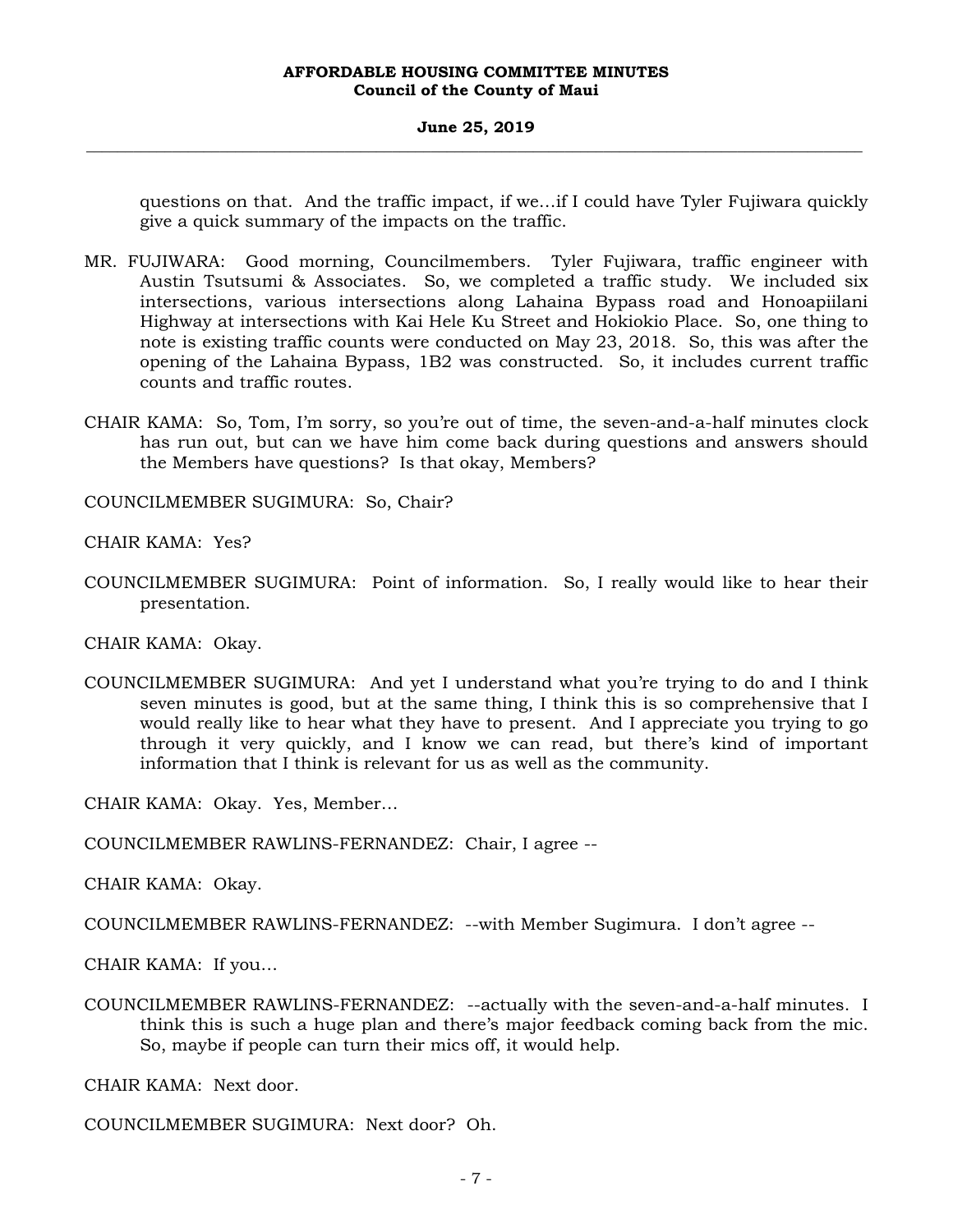questions on that. And the traffic impact, if we…if I could have Tyler Fujiwara quickly give a quick summary of the impacts on the traffic.

MR. FUJIWARA: Good morning, Councilmembers. Tyler Fujiwara, traffic engineer with Austin Tsutsumi & Associates. So, we completed a traffic study. We included six intersections, various intersections along Lahaina Bypass road and Honoapiilani Highway at intersections with Kai Hele Ku Street and Hokiokio Place. So, one thing to note is existing traffic counts were conducted on May 23, 2018. So, this was after the opening of the Lahaina Bypass, 1B2 was constructed. So, it includes current traffic counts and traffic routes.

CHAIR KAMA: So, Tom, I'm sorry, so you're out of time, the seven-and-a-half minutes clock has run out, but can we have him come back during questions and answers should the Members have questions? Is that okay, Members?

COUNCILMEMBER SUGIMURA: So, Chair?

CHAIR KAMA: Yes?

COUNCILMEMBER SUGIMURA: Point of information. So, I really would like to hear their presentation.

CHAIR KAMA: Okay.

COUNCILMEMBER SUGIMURA: And yet I understand what you're trying to do and I think seven minutes is good, but at the same thing, I think this is so comprehensive that I would really like to hear what they have to present. And I appreciate you trying to go through it very quickly, and I know we can read, but there's kind of important information that I think is relevant for us as well as the community.

CHAIR KAMA: Okay. Yes, Member…

COUNCILMEMBER RAWLINS-FERNANDEZ: Chair, I agree --

CHAIR KAMA: Okay.

COUNCILMEMBER RAWLINS-FERNANDEZ: --with Member Sugimura. I don't agree --

CHAIR KAMA: If you…

COUNCILMEMBER RAWLINS-FERNANDEZ: --actually with the seven-and-a-half minutes. I think this is such a huge plan and there's major feedback coming back from the mic. So, maybe if people can turn their mics off, it would help.

CHAIR KAMA: Next door.

COUNCILMEMBER SUGIMURA: Next door? Oh.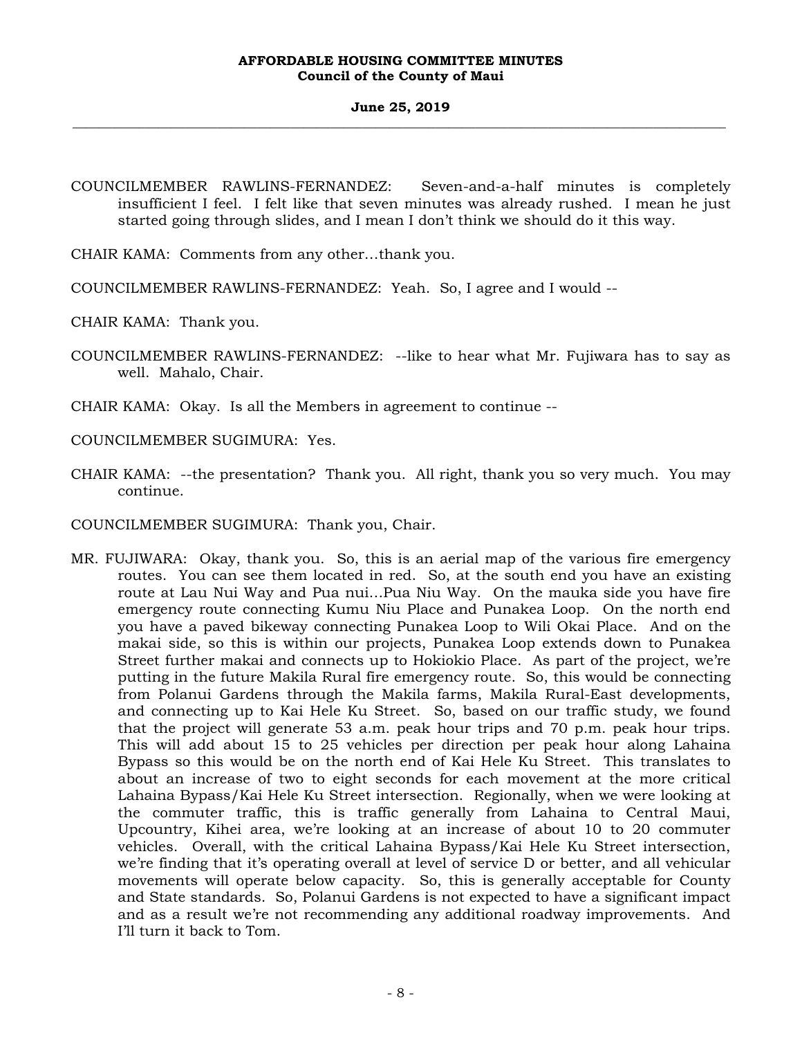COUNCILMEMBER RAWLINS-FERNANDEZ: Seven-and-a-half minutes is completely insufficient I feel. I felt like that seven minutes was already rushed. I mean he just started going through slides, and I mean I don't think we should do it this way.

CHAIR KAMA: Comments from any other…thank you.

COUNCILMEMBER RAWLINS-FERNANDEZ: Yeah. So, I agree and I would --

CHAIR KAMA: Thank you.

COUNCILMEMBER RAWLINS-FERNANDEZ: --like to hear what Mr. Fujiwara has to say as well. Mahalo, Chair.

CHAIR KAMA: Okay. Is all the Members in agreement to continue --

COUNCILMEMBER SUGIMURA: Yes.

CHAIR KAMA: --the presentation? Thank you. All right, thank you so very much. You may continue.

COUNCILMEMBER SUGIMURA: Thank you, Chair.

MR. FUJIWARA: Okay, thank you. So, this is an aerial map of the various fire emergency routes. You can see them located in red. So, at the south end you have an existing route at Lau Nui Way and Pua nui…Pua Niu Way. On the mauka side you have fire emergency route connecting Kumu Niu Place and Punakea Loop. On the north end you have a paved bikeway connecting Punakea Loop to Wili Okai Place. And on the makai side, so this is within our projects, Punakea Loop extends down to Punakea Street further makai and connects up to Hokiokio Place. As part of the project, we're putting in the future Makila Rural fire emergency route. So, this would be connecting from Polanui Gardens through the Makila farms, Makila Rural-East developments, and connecting up to Kai Hele Ku Street. So, based on our traffic study, we found that the project will generate 53 a.m. peak hour trips and 70 p.m. peak hour trips. This will add about 15 to 25 vehicles per direction per peak hour along Lahaina Bypass so this would be on the north end of Kai Hele Ku Street. This translates to about an increase of two to eight seconds for each movement at the more critical Lahaina Bypass/Kai Hele Ku Street intersection. Regionally, when we were looking at the commuter traffic, this is traffic generally from Lahaina to Central Maui, Upcountry, Kihei area, we're looking at an increase of about 10 to 20 commuter vehicles. Overall, with the critical Lahaina Bypass/Kai Hele Ku Street intersection, we're finding that it's operating overall at level of service D or better, and all vehicular movements will operate below capacity. So, this is generally acceptable for County and State standards. So, Polanui Gardens is not expected to have a significant impact and as a result we're not recommending any additional roadway improvements. And I'll turn it back to Tom.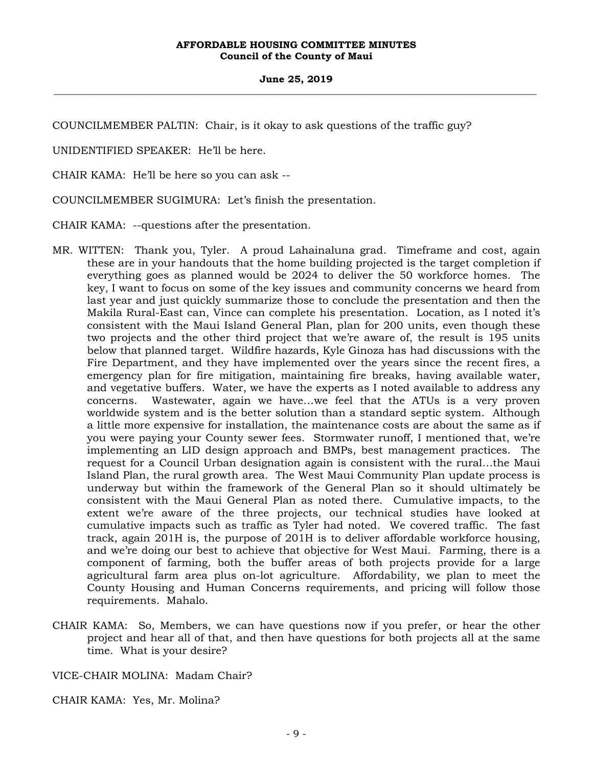COUNCILMEMBER PALTIN: Chair, is it okay to ask questions of the traffic guy?

UNIDENTIFIED SPEAKER: He'll be here.

CHAIR KAMA: He'll be here so you can ask --

COUNCILMEMBER SUGIMURA: Let's finish the presentation.

CHAIR KAMA: --questions after the presentation.

MR. WITTEN: Thank you, Tyler. A proud Lahainaluna grad. Timeframe and cost, again these are in your handouts that the home building projected is the target completion if everything goes as planned would be 2024 to deliver the 50 workforce homes. The key, I want to focus on some of the key issues and community concerns we heard from last year and just quickly summarize those to conclude the presentation and then the Makila Rural-East can, Vince can complete his presentation. Location, as I noted it's consistent with the Maui Island General Plan, plan for 200 units, even though these two projects and the other third project that we're aware of, the result is 195 units below that planned target. Wildfire hazards, Kyle Ginoza has had discussions with the Fire Department, and they have implemented over the years since the recent fires, a emergency plan for fire mitigation, maintaining fire breaks, having available water, and vegetative buffers. Water, we have the experts as I noted available to address any concerns. Wastewater, again we have...we feel that the ATUs is a very proven worldwide system and is the better solution than a standard septic system. Although a little more expensive for installation, the maintenance costs are about the same as if you were paying your County sewer fees. Stormwater runoff, I mentioned that, we're implementing an LID design approach and BMPs, best management practices. The request for a Council Urban designation again is consistent with the rural...the Maui Island Plan, the rural growth area. The West Maui Community Plan update process is underway but within the framework of the General Plan so it should ultimately be consistent with the Maui General Plan as noted there. Cumulative impacts, to the extent we're aware of the three projects, our technical studies have looked at cumulative impacts such as traffic as Tyler had noted. We covered traffic. The fast track, again 201H is, the purpose of 201H is to deliver affordable workforce housing, and we're doing our best to achieve that objective for West Maui. Farming, there is a component of farming, both the buffer areas of both projects provide for a large agricultural farm area plus on-lot agriculture. Affordability, we plan to meet the County Housing and Human Concerns requirements, and pricing will follow those requirements. Mahalo.

CHAIR KAMA: So, Members, we can have questions now if you prefer, or hear the other project and hear all of that, and then have questions for both projects all at the same time. What is your desire?

VICE-CHAIR MOLINA: Madam Chair?

CHAIR KAMA: Yes, Mr. Molina?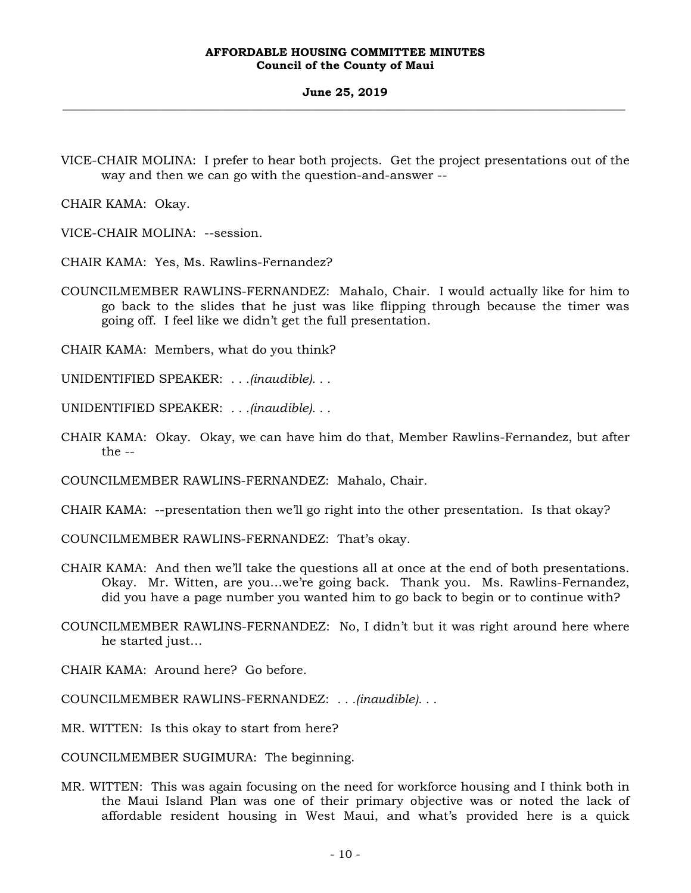VICE-CHAIR MOLINA: I prefer to hear both projects. Get the project presentations out of the way and then we can go with the question-and-answer --

CHAIR KAMA: Okay.

VICE-CHAIR MOLINA: --session.

CHAIR KAMA: Yes, Ms. Rawlins-Fernandez?

COUNCILMEMBER RAWLINS-FERNANDEZ: Mahalo, Chair. I would actually like for him to go back to the slides that he just was like flipping through because the timer was going off. I feel like we didn't get the full presentation.

CHAIR KAMA: Members, what do you think?

UNIDENTIFIED SPEAKER: *. . .(inaudible). . .*

UNIDENTIFIED SPEAKER: *. . .(inaudible). . .*

CHAIR KAMA: Okay. Okay, we can have him do that, Member Rawlins-Fernandez, but after the --

COUNCILMEMBER RAWLINS-FERNANDEZ: Mahalo, Chair.

CHAIR KAMA: --presentation then we'll go right into the other presentation. Is that okay?

COUNCILMEMBER RAWLINS-FERNANDEZ: That's okay.

CHAIR KAMA: And then we'll take the questions all at once at the end of both presentations. Okay. Mr. Witten, are you...we're going back. Thank you. Ms. Rawlins-Fernandez, did you have a page number you wanted him to go back to begin or to continue with?

COUNCILMEMBER RAWLINS-FERNANDEZ: No, I didn't but it was right around here where he started just...

CHAIR KAMA: Around here? Go before.

COUNCILMEMBER RAWLINS-FERNANDEZ: *. . .(inaudible). . .*

MR. WITTEN: Is this okay to start from here?

COUNCILMEMBER SUGIMURA: The beginning.

MR. WITTEN: This was again focusing on the need for workforce housing and I think both in the Maui Island Plan was one of their primary objective was or noted the lack of affordable resident housing in West Maui, and what's provided here is a quick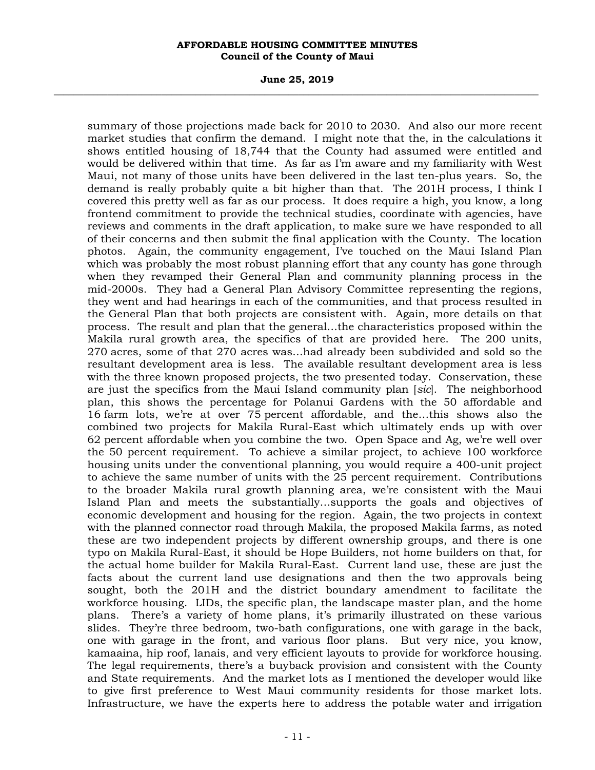summary of those projections made back for 2010 to 2030. And also our more recent market studies that confirm the demand. I might note that the, in the calculations it shows entitled housing of 18,744 that the County had assumed were entitled and would be delivered within that time. As far as I'm aware and my familiarity with West Maui, not many of those units have been delivered in the last ten-plus years. So, the demand is really probably quite a bit higher than that. The 201H process, I think I covered this pretty well as far as our process. It does require a high, you know, a long frontend commitment to provide the technical studies, coordinate with agencies, have reviews and comments in the draft application, to make sure we have responded to all of their concerns and then submit the final application with the County. The location photos. Again, the community engagement, I've touched on the Maui Island Plan which was probably the most robust planning effort that any county has gone through when they revamped their General Plan and community planning process in the mid-2000s. They had a General Plan Advisory Committee representing the regions, they went and had hearings in each of the communities, and that process resulted in the General Plan that both projects are consistent with. Again, more details on that process. The result and plan that the general...the characteristics proposed within the Makila rural growth area, the specifics of that are provided here. The 200 units, 270 acres, some of that 270 acres was...had already been subdivided and sold so the resultant development area is less. The available resultant development area is less with the three known proposed projects, the two presented today. Conservation, these are just the specifics from the Maui Island community plan [*sic*]. The neighborhood plan, this shows the percentage for Polanui Gardens with the 50 affordable and 16 farm lots, we're at over 75 percent affordable, and the...this shows also the combined two projects for Makila Rural-East which ultimately ends up with over 62 percent affordable when you combine the two. Open Space and Ag, we're well over the 50 percent requirement. To achieve a similar project, to achieve 100 workforce housing units under the conventional planning, you would require a 400-unit project to achieve the same number of units with the 25 percent requirement. Contributions to the broader Makila rural growth planning area, we're consistent with the Maui Island Plan and meets the substantially...supports the goals and objectives of economic development and housing for the region. Again, the two projects in context with the planned connector road through Makila, the proposed Makila farms, as noted these are two independent projects by different ownership groups, and there is one typo on Makila Rural-East, it should be Hope Builders, not home builders on that, for the actual home builder for Makila Rural-East. Current land use, these are just the facts about the current land use designations and then the two approvals being sought, both the 201H and the district boundary amendment to facilitate the workforce housing. LIDs, the specific plan, the landscape master plan, and the home plans. There's a variety of home plans, it's primarily illustrated on these various slides. They're three bedroom, two-bath configurations, one with garage in the back, one with garage in the front, and various floor plans. But very nice, you know, kamaaina, hip roof, lanais, and very efficient layouts to provide for workforce housing. The legal requirements, there's a buyback provision and consistent with the County and State requirements. And the market lots as I mentioned the developer would like to give first preference to West Maui community residents for those market lots. Infrastructure, we have the experts here to address the potable water and irrigation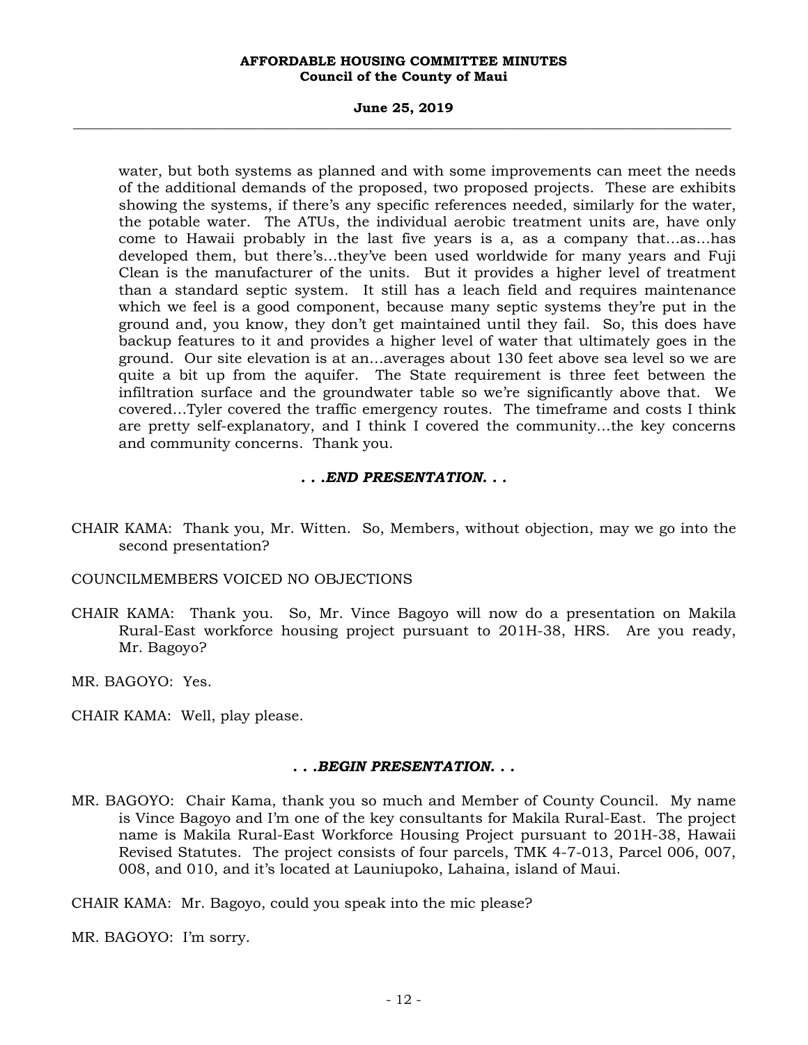water, but both systems as planned and with some improvements can meet the needs of the additional demands of the proposed, two proposed projects. These are exhibits showing the systems, if there's any specific references needed, similarly for the water, the potable water. The ATUs, the individual aerobic treatment units are, have only come to Hawaii probably in the last five years is a, as a company that...as...has developed them, but there's...they've been used worldwide for many years and Fuji Clean is the manufacturer of the units. But it provides a higher level of treatment than a standard septic system. It still has a leach field and requires maintenance which we feel is a good component, because many septic systems they're put in the ground and, you know, they don't get maintained until they fail. So, this does have backup features to it and provides a higher level of water that ultimately goes in the ground. Our site elevation is at an...averages about 130 feet above sea level so we are quite a bit up from the aquifer. The State requirement is three feet between the infiltration surface and the groundwater table so we're significantly above that. We covered...Tyler covered the traffic emergency routes. The timeframe and costs I think are pretty self-explanatory, and I think I covered the community...the key concerns and community concerns. Thank you.

***. . .END PRESENTATION. . .***

CHAIR KAMA: Thank you, Mr. Witten. So, Members, without objection, may we go into the second presentation?

COUNCILMEMBERS VOICED NO OBJECTIONS

CHAIR KAMA: Thank you. So, Mr. Vince Bagoyo will now do a presentation on Makila Rural-East workforce housing project pursuant to 201H-38, HRS. Are you ready, Mr. Bagoyo?

MR. BAGOYO: Yes.

CHAIR KAMA: Well, play please.

***. . .BEGIN PRESENTATION. . .***

MR. BAGOYO: Chair Kama, thank you so much and Member of County Council. My name is Vince Bagoyo and I'm one of the key consultants for Makila Rural-East. The project name is Makila Rural-East Workforce Housing Project pursuant to 201H-38, Hawaii Revised Statutes. The project consists of four parcels, TMK 4-7-013, Parcel 006, 007, 008, and 010, and it's located at Launiupoko, Lahaina, island of Maui.

CHAIR KAMA: Mr. Bagoyo, could you speak into the mic please?

MR. BAGOYO: I'm sorry.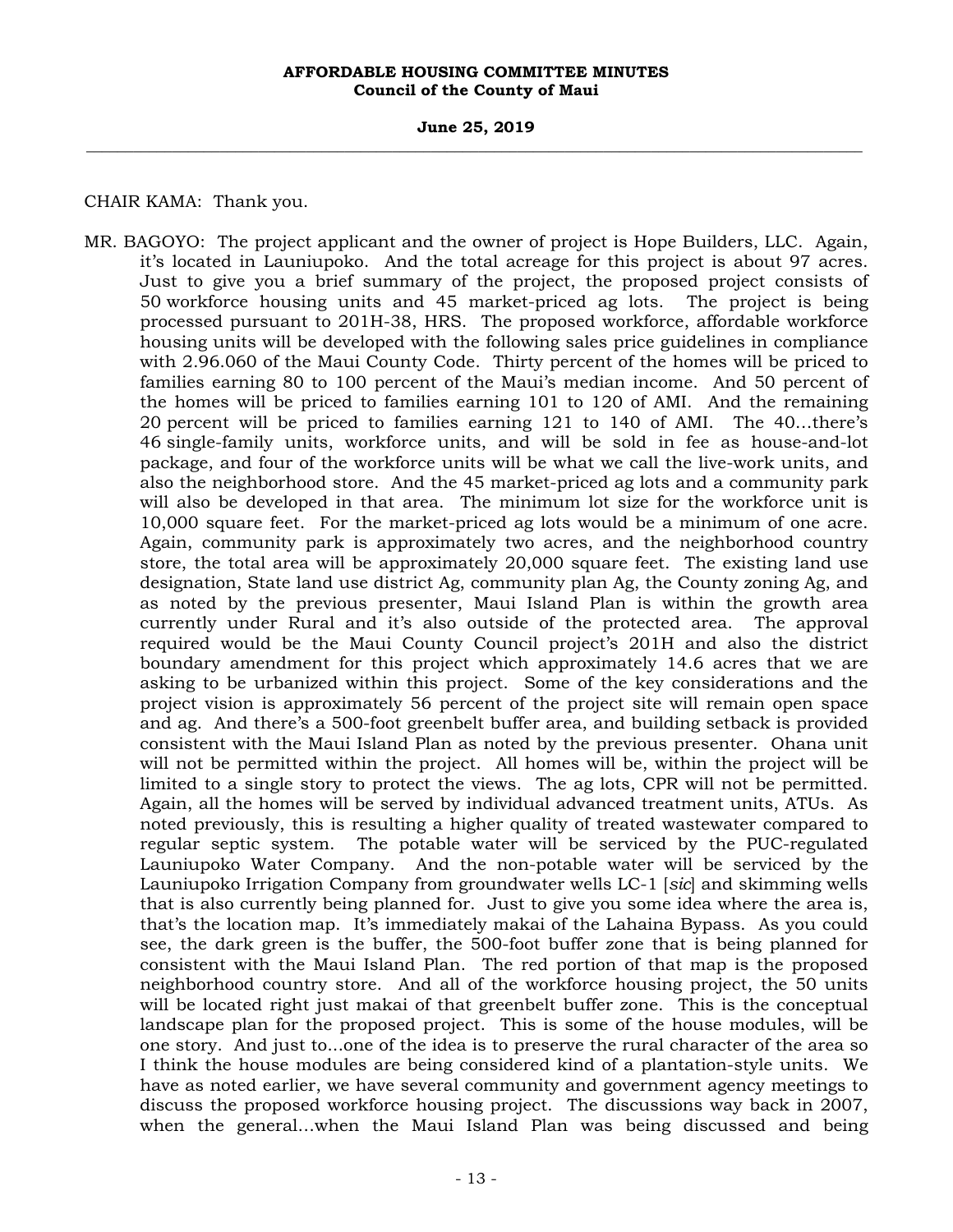CHAIR KAMA: Thank you.

MR. BAGOYO: The project applicant and the owner of project is Hope Builders, LLC. Again, it's located in Launiupoko. And the total acreage for this project is about 97 acres. Just to give you a brief summary of the project, the proposed project consists of 50 workforce housing units and 45 market-priced ag lots. The project is being processed pursuant to 201H-38, HRS. The proposed workforce, affordable workforce housing units will be developed with the following sales price guidelines in compliance with 2.96.060 of the Maui County Code. Thirty percent of the homes will be priced to families earning 80 to 100 percent of the Maui's median income. And 50 percent of the homes will be priced to families earning 101 to 120 of AMI. And the remaining 20 percent will be priced to families earning 121 to 140 of AMI. The 40...there's 46 single-family units, workforce units, and will be sold in fee as house-and-lot package, and four of the workforce units will be what we call the live-work units, and also the neighborhood store. And the 45 market-priced ag lots and a community park will also be developed in that area. The minimum lot size for the workforce unit is 10,000 square feet. For the market-priced ag lots would be a minimum of one acre. Again, community park is approximately two acres, and the neighborhood country store, the total area will be approximately 20,000 square feet. The existing land use designation, State land use district Ag, community plan Ag, the County zoning Ag, and as noted by the previous presenter, Maui Island Plan is within the growth area currently under Rural and it's also outside of the protected area. The approval required would be the Maui County Council project's 201H and also the district boundary amendment for this project which approximately 14.6 acres that we are asking to be urbanized within this project. Some of the key considerations and the project vision is approximately 56 percent of the project site will remain open space and ag. And there's a 500-foot greenbelt buffer area, and building setback is provided consistent with the Maui Island Plan as noted by the previous presenter. Ohana unit will not be permitted within the project. All homes will be, within the project will be limited to a single story to protect the views. The ag lots, CPR will not be permitted. Again, all the homes will be served by individual advanced treatment units, ATUs. As noted previously, this is resulting a higher quality of treated wastewater compared to regular septic system. The potable water will be serviced by the PUC-regulated Launiupoko Water Company. And the non-potable water will be serviced by the Launiupoko Irrigation Company from groundwater wells LC-1 [*sic*] and skimming wells that is also currently being planned for. Just to give you some idea where the area is, that's the location map. It's immediately makai of the Lahaina Bypass. As you could see, the dark green is the buffer, the 500-foot buffer zone that is being planned for consistent with the Maui Island Plan. The red portion of that map is the proposed neighborhood country store. And all of the workforce housing project, the 50 units will be located right just makai of that greenbelt buffer zone. This is the conceptual landscape plan for the proposed project. This is some of the house modules, will be one story. And just to...one of the idea is to preserve the rural character of the area so I think the house modules are being considered kind of a plantation-style units. We have as noted earlier, we have several community and government agency meetings to discuss the proposed workforce housing project. The discussions way back in 2007, when the general...when the Maui Island Plan was being discussed and being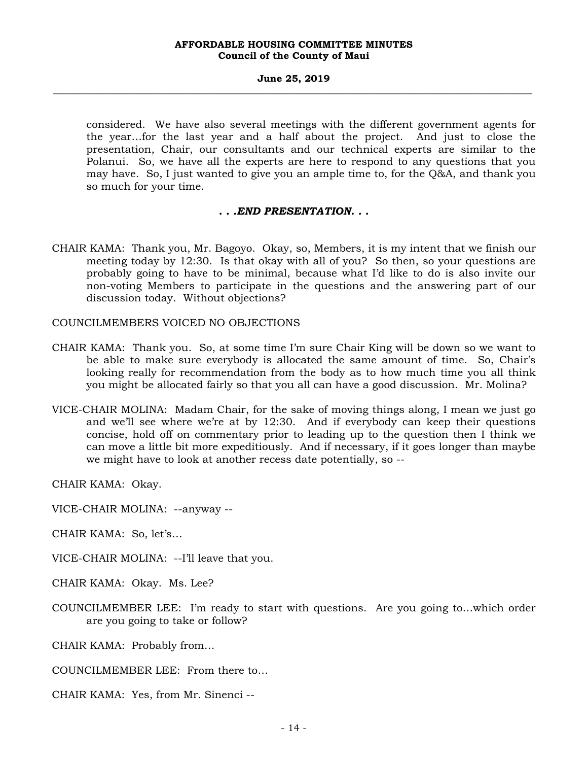considered. We have also several meetings with the different government agents for the year…for the last year and a half about the project. And just to close the presentation, Chair, our consultants and our technical experts are similar to the Polanui. So, we have all the experts are here to respond to any questions that you may have. So, I just wanted to give you an ample time to, for the Q&A, and thank you so much for your time.

***. . .END PRESENTATION. . .***

CHAIR KAMA: Thank you, Mr. Bagoyo. Okay, so, Members, it is my intent that we finish our meeting today by 12:30. Is that okay with all of you? So then, so your questions are probably going to have to be minimal, because what I'd like to do is also invite our non-voting Members to participate in the questions and the answering part of our discussion today. Without objections?

COUNCILMEMBERS VOICED NO OBJECTIONS

CHAIR KAMA: Thank you. So, at some time I'm sure Chair King will be down so we want to be able to make sure everybody is allocated the same amount of time. So, Chair's looking really for recommendation from the body as to how much time you all think you might be allocated fairly so that you all can have a good discussion. Mr. Molina?

VICE-CHAIR MOLINA: Madam Chair, for the sake of moving things along, I mean we just go and we'll see where we're at by 12:30. And if everybody can keep their questions concise, hold off on commentary prior to leading up to the question then I think we can move a little bit more expeditiously. And if necessary, if it goes longer than maybe we might have to look at another recess date potentially, so --

CHAIR KAMA: Okay.

VICE-CHAIR MOLINA: --anyway --

CHAIR KAMA: So, let's…

VICE-CHAIR MOLINA: --I'll leave that you.

CHAIR KAMA: Okay. Ms. Lee?

COUNCILMEMBER LEE: I'm ready to start with questions. Are you going to…which order are you going to take or follow?

CHAIR KAMA: Probably from…

COUNCILMEMBER LEE: From there to…

CHAIR KAMA: Yes, from Mr. Sinenci --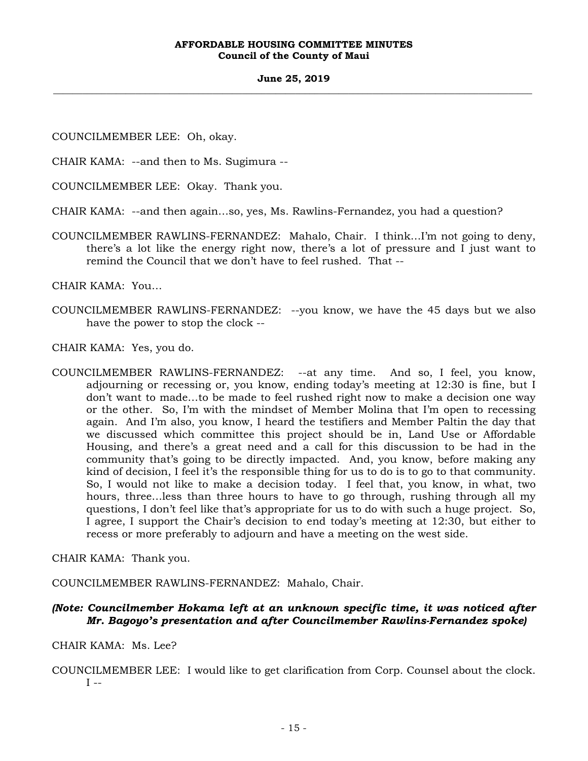COUNCILMEMBER LEE: Oh, okay.

CHAIR KAMA: --and then to Ms. Sugimura --

COUNCILMEMBER LEE: Okay. Thank you.

CHAIR KAMA: --and then again…so, yes, Ms. Rawlins-Fernandez, you had a question?

COUNCILMEMBER RAWLINS-FERNANDEZ: Mahalo, Chair. I think…I'm not going to deny, there's a lot like the energy right now, there's a lot of pressure and I just want to remind the Council that we don't have to feel rushed. That --

CHAIR KAMA: You…

COUNCILMEMBER RAWLINS-FERNANDEZ: --you know, we have the 45 days but we also have the power to stop the clock --

CHAIR KAMA: Yes, you do.

COUNCILMEMBER RAWLINS-FERNANDEZ: --at any time. And so, I feel, you know, adjourning or recessing or, you know, ending today's meeting at 12:30 is fine, but I don't want to made…to be made to feel rushed right now to make a decision one way or the other. So, I'm with the mindset of Member Molina that I'm open to recessing again. And I'm also, you know, I heard the testifiers and Member Paltin the day that we discussed which committee this project should be in, Land Use or Affordable Housing, and there's a great need and a call for this discussion to be had in the community that's going to be directly impacted. And, you know, before making any kind of decision, I feel it's the responsible thing for us to do is to go to that community. So, I would not like to make a decision today. I feel that, you know, in what, two hours, three…less than three hours to have to go through, rushing through all my questions, I don't feel like that's appropriate for us to do with such a huge project. So, I agree, I support the Chair's decision to end today's meeting at 12:30, but either to recess or more preferably to adjourn and have a meeting on the west side.

CHAIR KAMA: Thank you.

COUNCILMEMBER RAWLINS-FERNANDEZ: Mahalo, Chair.

***(Note: Councilmember Hokama left at an unknown specific time, it was noticed after Mr. Bagoyo's presentation and after Councilmember Rawlins-Fernandez spoke)***

CHAIR KAMA: Ms. Lee?

COUNCILMEMBER LEE: I would like to get clarification from Corp. Counsel about the clock. I --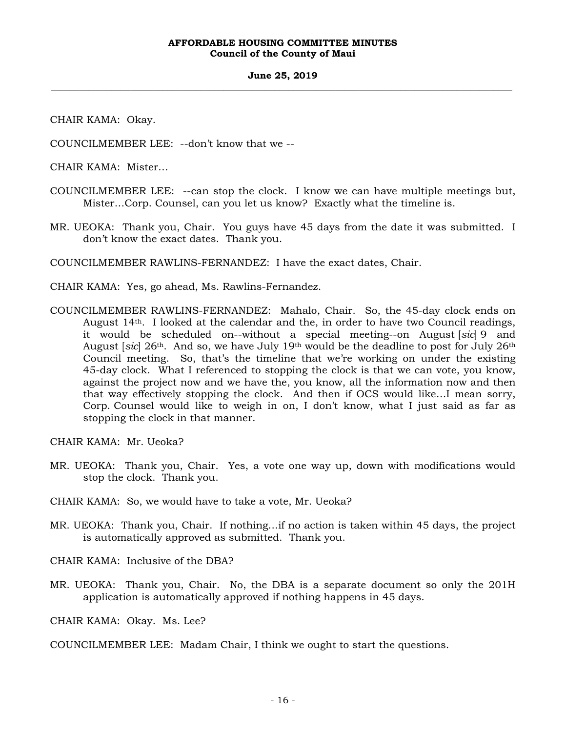CHAIR KAMA: Okay.

COUNCILMEMBER LEE: --don't know that we --

CHAIR KAMA: Mister…

COUNCILMEMBER LEE: --can stop the clock. I know we can have multiple meetings but, Mister…Corp. Counsel, can you let us know? Exactly what the timeline is.

MR. UEOKA: Thank you, Chair. You guys have 45 days from the date it was submitted. I don't know the exact dates. Thank you.

COUNCILMEMBER RAWLINS-FERNANDEZ: I have the exact dates, Chair.

CHAIR KAMA: Yes, go ahead, Ms. Rawlins-Fernandez.

COUNCILMEMBER RAWLINS-FERNANDEZ: Mahalo, Chair. So, the 45-day clock ends on August 14th. I looked at the calendar and the, in order to have two Council readings, it would be scheduled on--without a special meeting--on August [*sic*] 9 and August [*sic*] 26th. And so, we have July 19th would be the deadline to post for July 26th Council meeting. So, that's the timeline that we're working on under the existing 45-day clock. What I referenced to stopping the clock is that we can vote, you know, against the project now and we have the, you know, all the information now and then that way effectively stopping the clock. And then if OCS would like…I mean sorry, Corp. Counsel would like to weigh in on, I don't know, what I just said as far as stopping the clock in that manner.

CHAIR KAMA: Mr. Ueoka?

MR. UEOKA: Thank you, Chair. Yes, a vote one way up, down with modifications would stop the clock. Thank you.

CHAIR KAMA: So, we would have to take a vote, Mr. Ueoka?

MR. UEOKA: Thank you, Chair. If nothing…if no action is taken within 45 days, the project is automatically approved as submitted. Thank you.

CHAIR KAMA: Inclusive of the DBA?

MR. UEOKA: Thank you, Chair. No, the DBA is a separate document so only the 201H application is automatically approved if nothing happens in 45 days.

CHAIR KAMA: Okay. Ms. Lee?

COUNCILMEMBER LEE: Madam Chair, I think we ought to start the questions.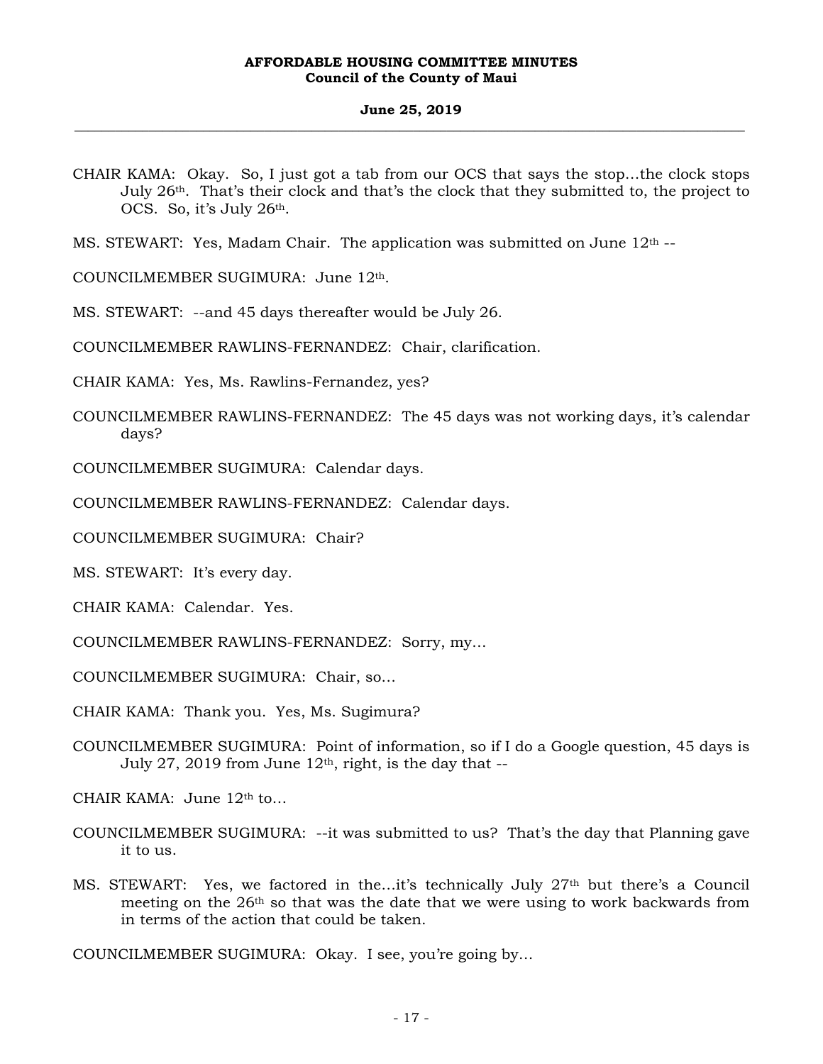CHAIR KAMA: Okay. So, I just got a tab from our OCS that says the stop…the clock stops July 26th. That's their clock and that's the clock that they submitted to, the project to OCS. So, it's July 26th.

MS. STEWART: Yes, Madam Chair. The application was submitted on June 12th --

COUNCILMEMBER SUGIMURA: June 12th.

MS. STEWART: --and 45 days thereafter would be July 26.

COUNCILMEMBER RAWLINS-FERNANDEZ: Chair, clarification.

CHAIR KAMA: Yes, Ms. Rawlins-Fernandez, yes?

COUNCILMEMBER RAWLINS-FERNANDEZ: The 45 days was not working days, it's calendar days?

COUNCILMEMBER SUGIMURA: Calendar days.

COUNCILMEMBER RAWLINS-FERNANDEZ: Calendar days.

COUNCILMEMBER SUGIMURA: Chair?

MS. STEWART: It's every day.

CHAIR KAMA: Calendar. Yes.

COUNCILMEMBER RAWLINS-FERNANDEZ: Sorry, my…

COUNCILMEMBER SUGIMURA: Chair, so…

CHAIR KAMA: Thank you. Yes, Ms. Sugimura?

COUNCILMEMBER SUGIMURA: Point of information, so if I do a Google question, 45 days is July 27, 2019 from June 12th, right, is the day that --

CHAIR KAMA: June 12th to…

COUNCILMEMBER SUGIMURA: --it was submitted to us? That's the day that Planning gave it to us.

MS. STEWART: Yes, we factored in the…it's technically July 27th but there's a Council meeting on the 26th so that was the date that we were using to work backwards from in terms of the action that could be taken.

COUNCILMEMBER SUGIMURA: Okay. I see, you're going by…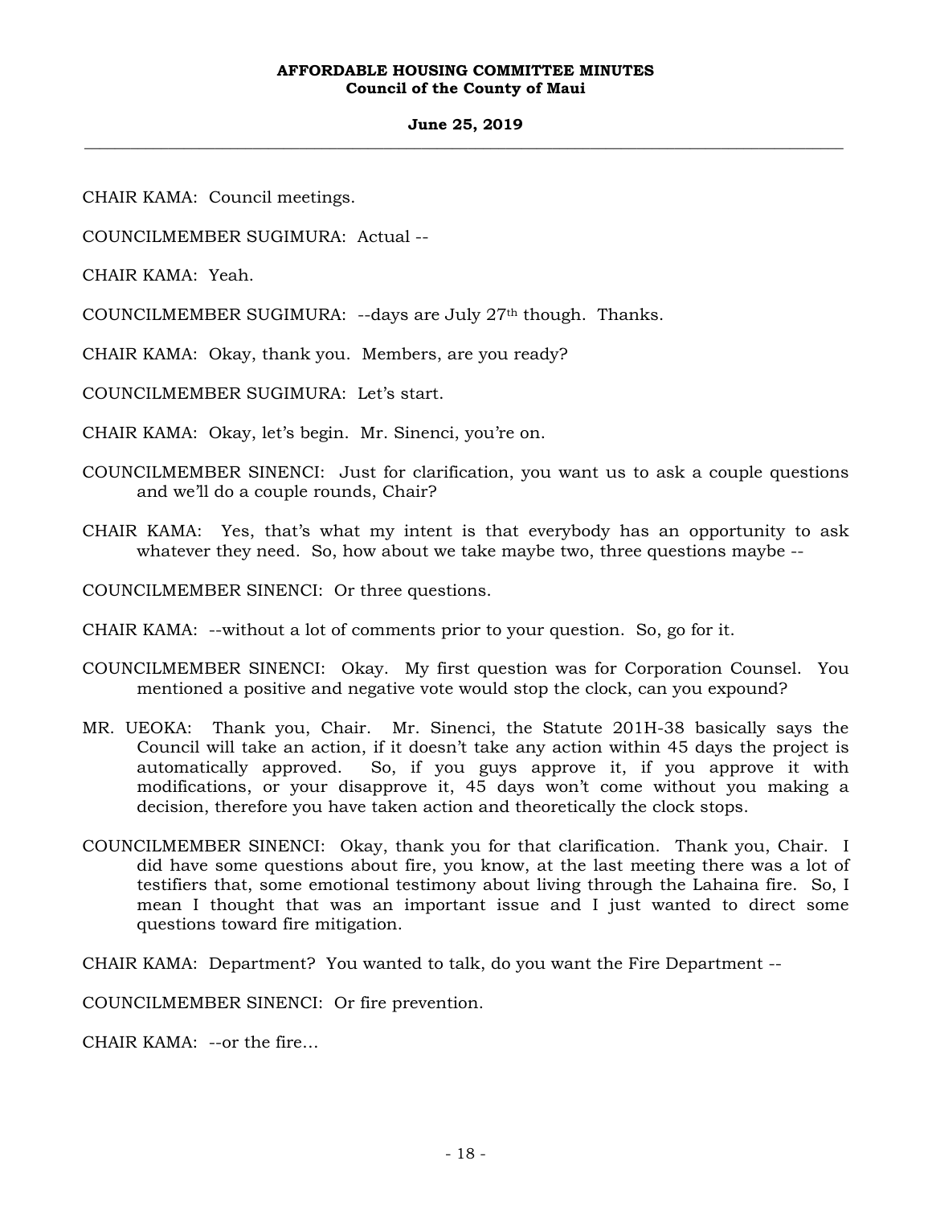CHAIR KAMA: Council meetings.

COUNCILMEMBER SUGIMURA: Actual --

CHAIR KAMA: Yeah.

COUNCILMEMBER SUGIMURA: --days are July 27th though. Thanks.

CHAIR KAMA: Okay, thank you. Members, are you ready?

COUNCILMEMBER SUGIMURA: Let's start.

CHAIR KAMA: Okay, let's begin. Mr. Sinenci, you're on.

COUNCILMEMBER SINENCI: Just for clarification, you want us to ask a couple questions and we'll do a couple rounds, Chair?

CHAIR KAMA: Yes, that's what my intent is that everybody has an opportunity to ask whatever they need. So, how about we take maybe two, three questions maybe --

COUNCILMEMBER SINENCI: Or three questions.

CHAIR KAMA: --without a lot of comments prior to your question. So, go for it.

COUNCILMEMBER SINENCI: Okay. My first question was for Corporation Counsel. You mentioned a positive and negative vote would stop the clock, can you expound?

MR. UEOKA: Thank you, Chair. Mr. Sinenci, the Statute 201H-38 basically says the Council will take an action, if it doesn't take any action within 45 days the project is automatically approved. So, if you guys approve it, if you approve it with modifications, or your disapprove it, 45 days won't come without you making a decision, therefore you have taken action and theoretically the clock stops.

COUNCILMEMBER SINENCI: Okay, thank you for that clarification. Thank you, Chair. I did have some questions about fire, you know, at the last meeting there was a lot of testifiers that, some emotional testimony about living through the Lahaina fire. So, I mean I thought that was an important issue and I just wanted to direct some questions toward fire mitigation.

CHAIR KAMA: Department? You wanted to talk, do you want the Fire Department --

COUNCILMEMBER SINENCI: Or fire prevention.

CHAIR KAMA: --or the fire...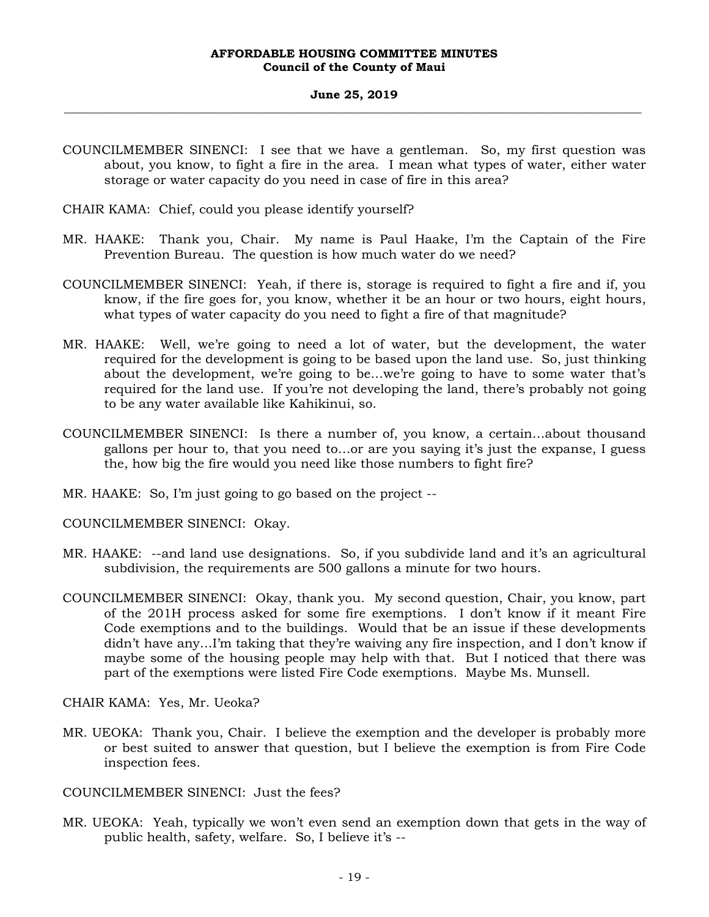COUNCILMEMBER SINENCI: I see that we have a gentleman. So, my first question was about, you know, to fight a fire in the area. I mean what types of water, either water storage or water capacity do you need in case of fire in this area?

CHAIR KAMA: Chief, could you please identify yourself?

MR. HAAKE: Thank you, Chair. My name is Paul Haake, I'm the Captain of the Fire Prevention Bureau. The question is how much water do we need?

COUNCILMEMBER SINENCI: Yeah, if there is, storage is required to fight a fire and if, you know, if the fire goes for, you know, whether it be an hour or two hours, eight hours, what types of water capacity do you need to fight a fire of that magnitude?

MR. HAAKE: Well, we're going to need a lot of water, but the development, the water required for the development is going to be based upon the land use. So, just thinking about the development, we're going to be...we're going to have to some water that's required for the land use. If you're not developing the land, there's probably not going to be any water available like Kahikinui, so.

COUNCILMEMBER SINENCI: Is there a number of, you know, a certain...about thousand gallons per hour to, that you need to...or are you saying it's just the expanse, I guess the, how big the fire would you need like those numbers to fight fire?

MR. HAAKE: So, I'm just going to go based on the project --

COUNCILMEMBER SINENCI: Okay.

MR. HAAKE: --and land use designations. So, if you subdivide land and it's an agricultural subdivision, the requirements are 500 gallons a minute for two hours.

COUNCILMEMBER SINENCI: Okay, thank you. My second question, Chair, you know, part of the 201H process asked for some fire exemptions. I don't know if it meant Fire Code exemptions and to the buildings. Would that be an issue if these developments didn't have any...I'm taking that they're waiving any fire inspection, and I don't know if maybe some of the housing people may help with that. But I noticed that there was part of the exemptions were listed Fire Code exemptions. Maybe Ms. Munsell.

CHAIR KAMA: Yes, Mr. Ueoka?

MR. UEOKA: Thank you, Chair. I believe the exemption and the developer is probably more or best suited to answer that question, but I believe the exemption is from Fire Code inspection fees.

COUNCILMEMBER SINENCI: Just the fees?

MR. UEOKA: Yeah, typically we won't even send an exemption down that gets in the way of public health, safety, welfare. So, I believe it's --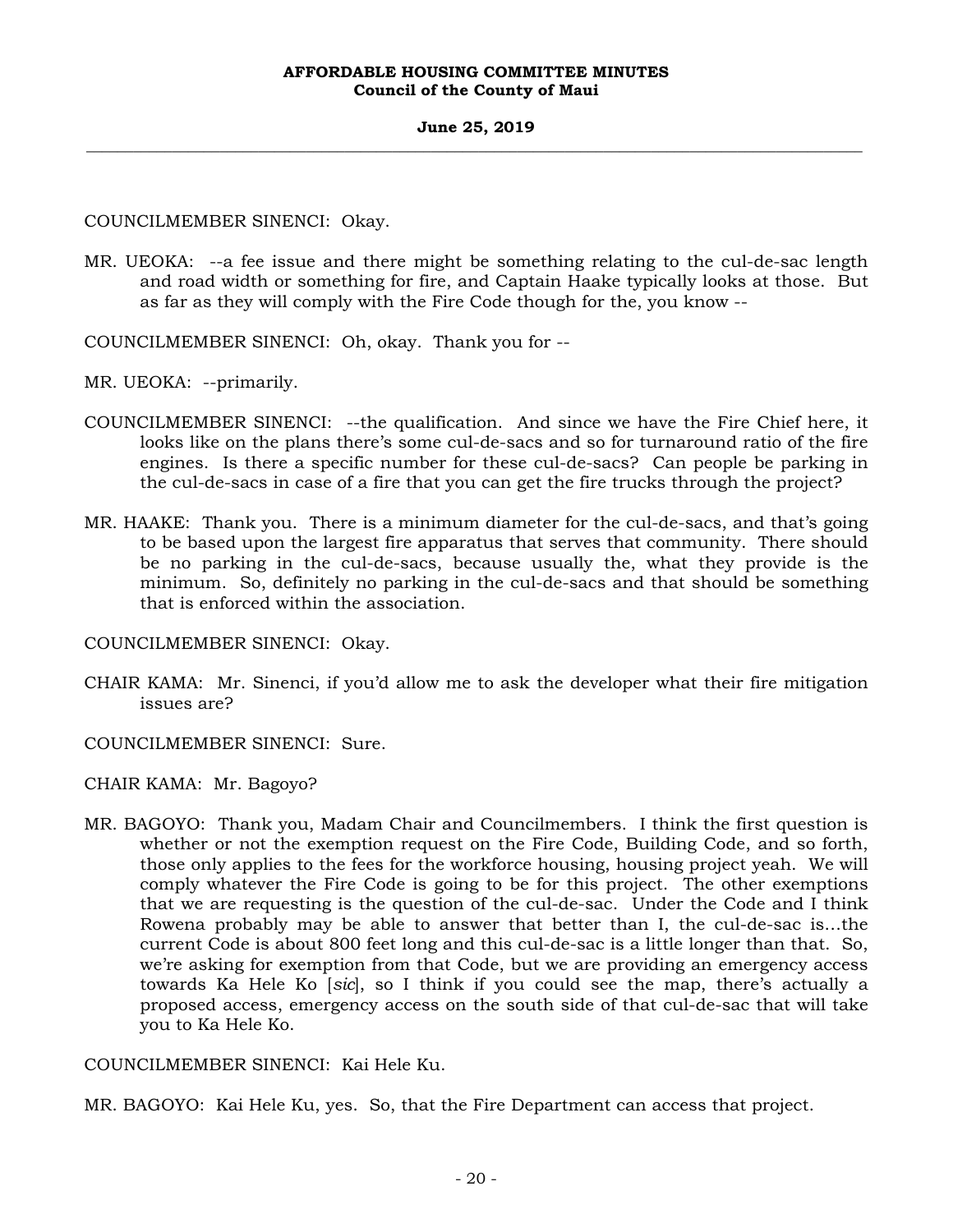COUNCILMEMBER SINENCI: Okay.

MR. UEOKA: --a fee issue and there might be something relating to the cul-de-sac length and road width or something for fire, and Captain Haake typically looks at those. But as far as they will comply with the Fire Code though for the, you know --

COUNCILMEMBER SINENCI: Oh, okay. Thank you for --

MR. UEOKA: --primarily.

COUNCILMEMBER SINENCI: --the qualification. And since we have the Fire Chief here, it looks like on the plans there's some cul-de-sacs and so for turnaround ratio of the fire engines. Is there a specific number for these cul-de-sacs? Can people be parking in the cul-de-sacs in case of a fire that you can get the fire trucks through the project?

MR. HAAKE: Thank you. There is a minimum diameter for the cul-de-sacs, and that's going to be based upon the largest fire apparatus that serves that community. There should be no parking in the cul-de-sacs, because usually the, what they provide is the minimum. So, definitely no parking in the cul-de-sacs and that should be something that is enforced within the association.

COUNCILMEMBER SINENCI: Okay.

CHAIR KAMA: Mr. Sinenci, if you'd allow me to ask the developer what their fire mitigation issues are?

COUNCILMEMBER SINENCI: Sure.

CHAIR KAMA: Mr. Bagoyo?

MR. BAGOYO: Thank you, Madam Chair and Councilmembers. I think the first question is whether or not the exemption request on the Fire Code, Building Code, and so forth, those only applies to the fees for the workforce housing, housing project yeah. We will comply whatever the Fire Code is going to be for this project. The other exemptions that we are requesting is the question of the cul-de-sac. Under the Code and I think Rowena probably may be able to answer that better than I, the cul-de-sac is...the current Code is about 800 feet long and this cul-de-sac is a little longer than that. So, we're asking for exemption from that Code, but we are providing an emergency access towards Ka Hele Ko [*sic*], so I think if you could see the map, there's actually a proposed access, emergency access on the south side of that cul-de-sac that will take you to Ka Hele Ko.

COUNCILMEMBER SINENCI: Kai Hele Ku.

MR. BAGOYO: Kai Hele Ku, yes. So, that the Fire Department can access that project.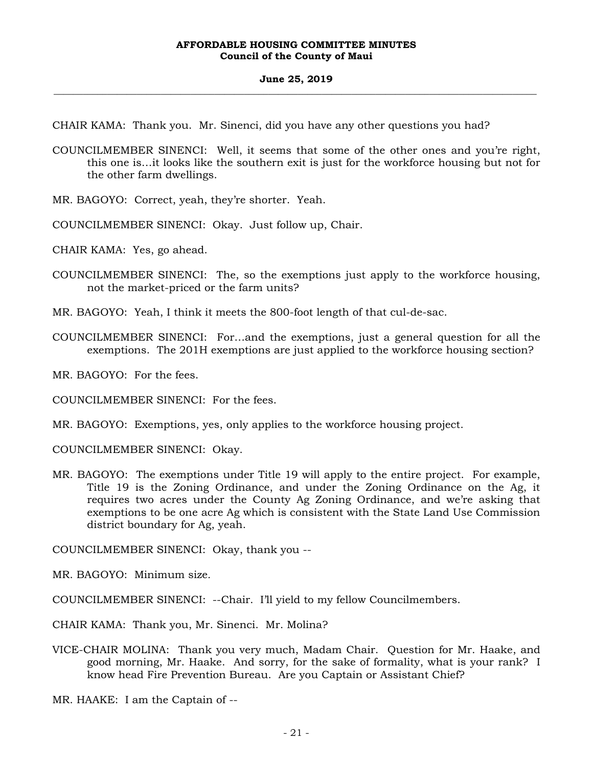CHAIR KAMA: Thank you. Mr. Sinenci, did you have any other questions you had?

COUNCILMEMBER SINENCI: Well, it seems that some of the other ones and you're right, this one is...it looks like the southern exit is just for the workforce housing but not for the other farm dwellings.

MR. BAGOYO: Correct, yeah, they're shorter. Yeah.

COUNCILMEMBER SINENCI: Okay. Just follow up, Chair.

CHAIR KAMA: Yes, go ahead.

COUNCILMEMBER SINENCI: The, so the exemptions just apply to the workforce housing, not the market-priced or the farm units?

MR. BAGOYO: Yeah, I think it meets the 800-foot length of that cul-de-sac.

COUNCILMEMBER SINENCI: For...and the exemptions, just a general question for all the exemptions. The 201H exemptions are just applied to the workforce housing section?

MR. BAGOYO: For the fees.

COUNCILMEMBER SINENCI: For the fees.

MR. BAGOYO: Exemptions, yes, only applies to the workforce housing project.

COUNCILMEMBER SINENCI: Okay.

MR. BAGOYO: The exemptions under Title 19 will apply to the entire project. For example, Title 19 is the Zoning Ordinance, and under the Zoning Ordinance on the Ag, it requires two acres under the County Ag Zoning Ordinance, and we're asking that exemptions to be one acre Ag which is consistent with the State Land Use Commission district boundary for Ag, yeah.

COUNCILMEMBER SINENCI: Okay, thank you --

MR. BAGOYO: Minimum size.

COUNCILMEMBER SINENCI: --Chair. I'll yield to my fellow Councilmembers.

CHAIR KAMA: Thank you, Mr. Sinenci. Mr. Molina?

VICE-CHAIR MOLINA: Thank you very much, Madam Chair. Question for Mr. Haake, and good morning, Mr. Haake. And sorry, for the sake of formality, what is your rank? I know head Fire Prevention Bureau. Are you Captain or Assistant Chief?

MR. HAAKE: I am the Captain of --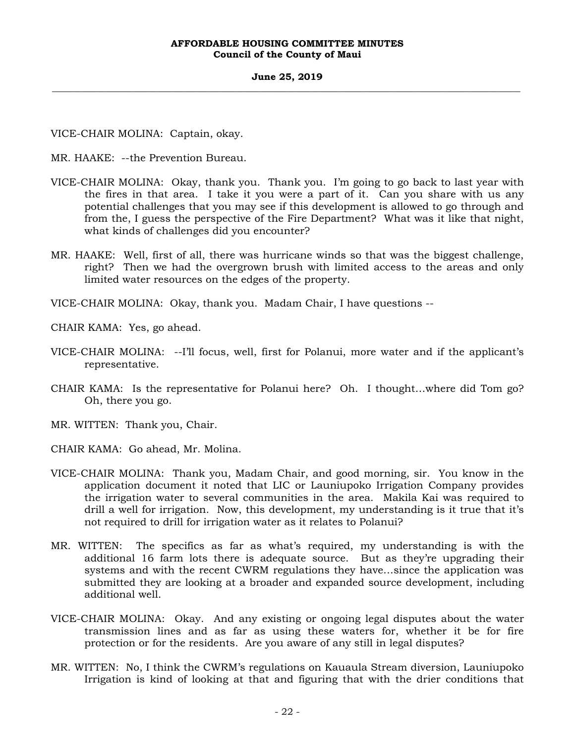VICE-CHAIR MOLINA: Captain, okay.

MR. HAAKE: --the Prevention Bureau.

VICE-CHAIR MOLINA: Okay, thank you. Thank you. I'm going to go back to last year with the fires in that area. I take it you were a part of it. Can you share with us any potential challenges that you may see if this development is allowed to go through and from the, I guess the perspective of the Fire Department? What was it like that night, what kinds of challenges did you encounter?

MR. HAAKE: Well, first of all, there was hurricane winds so that was the biggest challenge, right? Then we had the overgrown brush with limited access to the areas and only limited water resources on the edges of the property.

VICE-CHAIR MOLINA: Okay, thank you. Madam Chair, I have questions --

CHAIR KAMA: Yes, go ahead.

VICE-CHAIR MOLINA: --I'll focus, well, first for Polanui, more water and if the applicant's representative.

CHAIR KAMA: Is the representative for Polanui here? Oh. I thought…where did Tom go? Oh, there you go.

MR. WITTEN: Thank you, Chair.

CHAIR KAMA: Go ahead, Mr. Molina.

VICE-CHAIR MOLINA: Thank you, Madam Chair, and good morning, sir. You know in the application document it noted that LIC or Launiupoko Irrigation Company provides the irrigation water to several communities in the area. Makila Kai was required to drill a well for irrigation. Now, this development, my understanding is it true that it's not required to drill for irrigation water as it relates to Polanui?

MR. WITTEN: The specifics as far as what's required, my understanding is with the additional 16 farm lots there is adequate source. But as they're upgrading their systems and with the recent CWRM regulations they have…since the application was submitted they are looking at a broader and expanded source development, including additional well.

VICE-CHAIR MOLINA: Okay. And any existing or ongoing legal disputes about the water transmission lines and as far as using these waters for, whether it be for fire protection or for the residents. Are you aware of any still in legal disputes?

MR. WITTEN: No, I think the CWRM's regulations on Kauaula Stream diversion, Launiupoko Irrigation is kind of looking at that and figuring that with the drier conditions that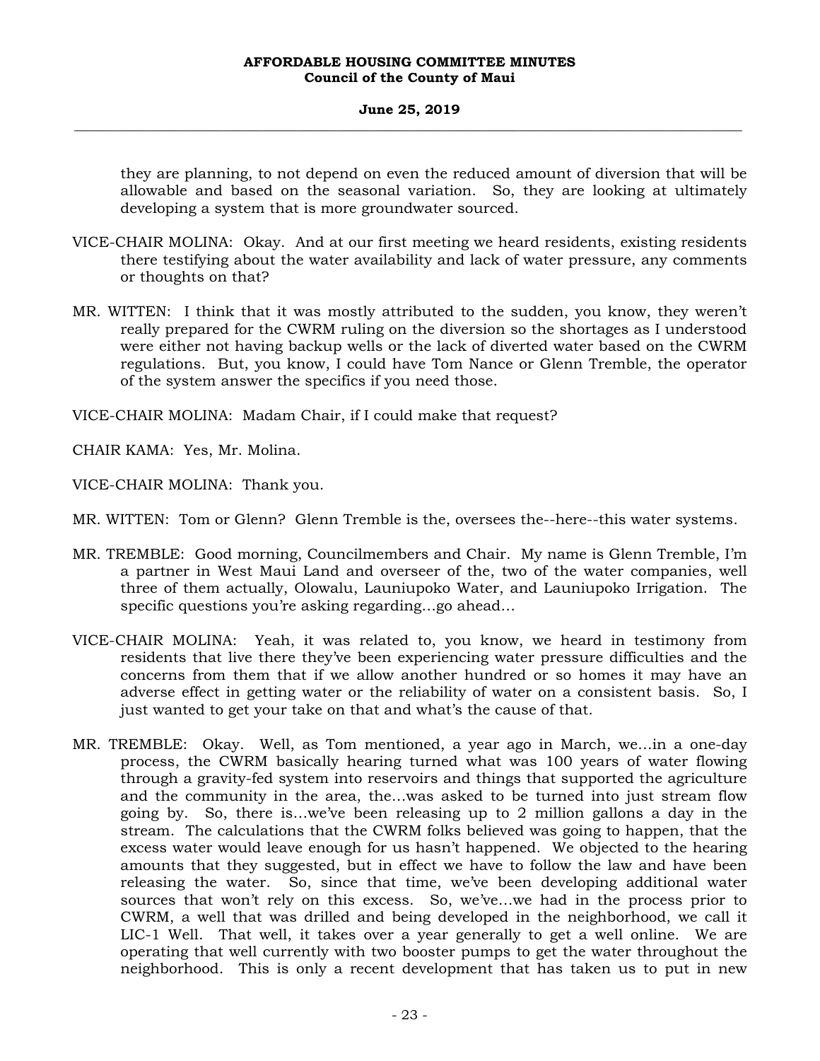they are planning, to not depend on even the reduced amount of diversion that will be allowable and based on the seasonal variation. So, they are looking at ultimately developing a system that is more groundwater sourced.

VICE-CHAIR MOLINA: Okay. And at our first meeting we heard residents, existing residents there testifying about the water availability and lack of water pressure, any comments or thoughts on that?

MR. WITTEN: I think that it was mostly attributed to the sudden, you know, they weren't really prepared for the CWRM ruling on the diversion so the shortages as I understood were either not having backup wells or the lack of diverted water based on the CWRM regulations. But, you know, I could have Tom Nance or Glenn Tremble, the operator of the system answer the specifics if you need those.

VICE-CHAIR MOLINA: Madam Chair, if I could make that request?

CHAIR KAMA: Yes, Mr. Molina.

VICE-CHAIR MOLINA: Thank you.

MR. WITTEN: Tom or Glenn? Glenn Tremble is the, oversees the--here--this water systems.

MR. TREMBLE: Good morning, Councilmembers and Chair. My name is Glenn Tremble, I'm a partner in West Maui Land and overseer of the, two of the water companies, well three of them actually, Olowalu, Launiupoko Water, and Launiupoko Irrigation. The specific questions you're asking regarding…go ahead…

VICE-CHAIR MOLINA: Yeah, it was related to, you know, we heard in testimony from residents that live there they've been experiencing water pressure difficulties and the concerns from them that if we allow another hundred or so homes it may have an adverse effect in getting water or the reliability of water on a consistent basis. So, I just wanted to get your take on that and what's the cause of that.

MR. TREMBLE: Okay. Well, as Tom mentioned, a year ago in March, we…in a one-day process, the CWRM basically hearing turned what was 100 years of water flowing through a gravity-fed system into reservoirs and things that supported the agriculture and the community in the area, the…was asked to be turned into just stream flow going by. So, there is…we've been releasing up to 2 million gallons a day in the stream. The calculations that the CWRM folks believed was going to happen, that the excess water would leave enough for us hasn't happened. We objected to the hearing amounts that they suggested, but in effect we have to follow the law and have been releasing the water. So, since that time, we've been developing additional water sources that won't rely on this excess. So, we've…we had in the process prior to CWRM, a well that was drilled and being developed in the neighborhood, we call it LIC-1 Well. That well, it takes over a year generally to get a well online. We are operating that well currently with two booster pumps to get the water throughout the neighborhood. This is only a recent development that has taken us to put in new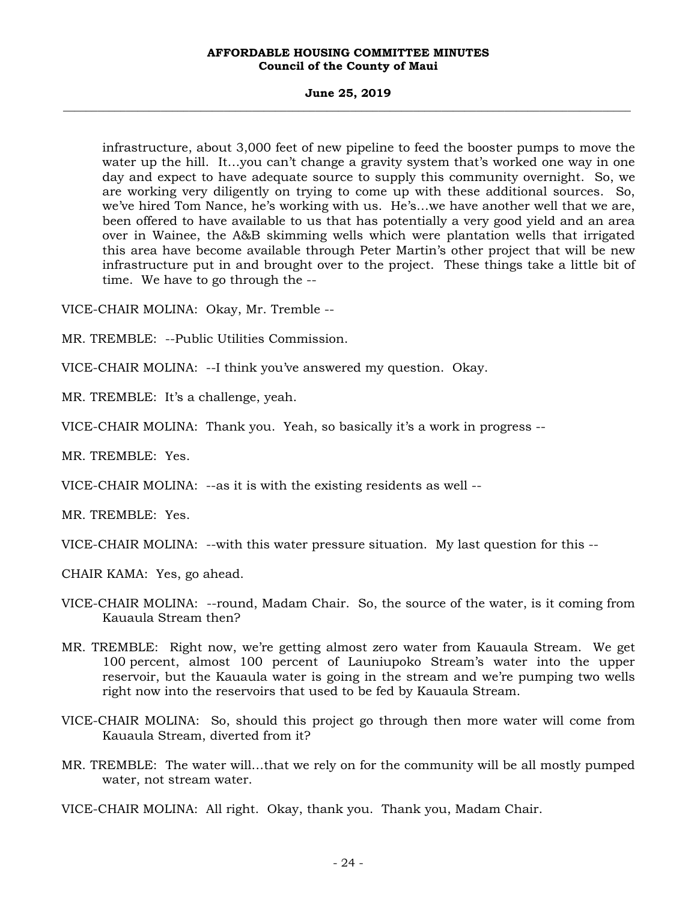infrastructure, about 3,000 feet of new pipeline to feed the booster pumps to move the water up the hill. It…you can't change a gravity system that's worked one way in one day and expect to have adequate source to supply this community overnight. So, we are working very diligently on trying to come up with these additional sources. So, we've hired Tom Nance, he's working with us. He's…we have another well that we are, been offered to have available to us that has potentially a very good yield and an area over in Wainee, the A&B skimming wells which were plantation wells that irrigated this area have become available through Peter Martin's other project that will be new infrastructure put in and brought over to the project. These things take a little bit of time. We have to go through the --

VICE-CHAIR MOLINA: Okay, Mr. Tremble --

MR. TREMBLE: --Public Utilities Commission.

VICE-CHAIR MOLINA: --I think you've answered my question. Okay.

MR. TREMBLE: It's a challenge, yeah.

VICE-CHAIR MOLINA: Thank you. Yeah, so basically it's a work in progress --

MR. TREMBLE: Yes.

VICE-CHAIR MOLINA: --as it is with the existing residents as well --

MR. TREMBLE: Yes.

VICE-CHAIR MOLINA: --with this water pressure situation. My last question for this --

CHAIR KAMA: Yes, go ahead.

VICE-CHAIR MOLINA: --round, Madam Chair. So, the source of the water, is it coming from Kauaula Stream then?

MR. TREMBLE: Right now, we're getting almost zero water from Kauaula Stream. We get 100 percent, almost 100 percent of Launiupoko Stream's water into the upper reservoir, but the Kauaula water is going in the stream and we're pumping two wells right now into the reservoirs that used to be fed by Kauaula Stream.

VICE-CHAIR MOLINA: So, should this project go through then more water will come from Kauaula Stream, diverted from it?

MR. TREMBLE: The water will…that we rely on for the community will be all mostly pumped water, not stream water.

VICE-CHAIR MOLINA: All right. Okay, thank you. Thank you, Madam Chair.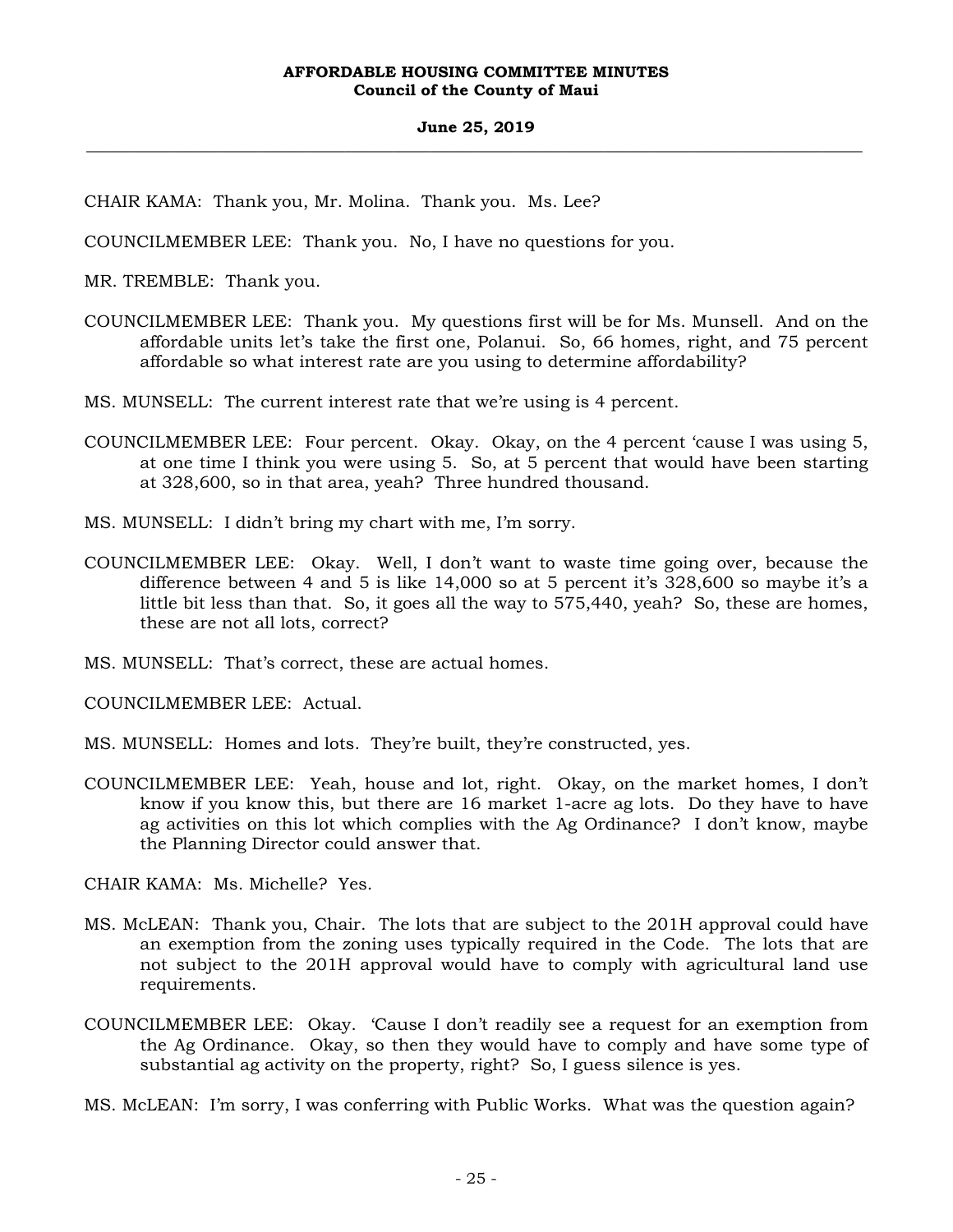CHAIR KAMA: Thank you, Mr. Molina. Thank you. Ms. Lee?

COUNCILMEMBER LEE: Thank you. No, I have no questions for you.

MR. TREMBLE: Thank you.

COUNCILMEMBER LEE: Thank you. My questions first will be for Ms. Munsell. And on the affordable units let's take the first one, Polanui. So, 66 homes, right, and 75 percent affordable so what interest rate are you using to determine affordability?

MS. MUNSELL: The current interest rate that we're using is 4 percent.

COUNCILMEMBER LEE: Four percent. Okay. Okay, on the 4 percent 'cause I was using 5, at one time I think you were using 5. So, at 5 percent that would have been starting at 328,600, so in that area, yeah? Three hundred thousand.

MS. MUNSELL: I didn't bring my chart with me, I'm sorry.

COUNCILMEMBER LEE: Okay. Well, I don't want to waste time going over, because the difference between 4 and 5 is like 14,000 so at 5 percent it's 328,600 so maybe it's a little bit less than that. So, it goes all the way to 575,440, yeah? So, these are homes, these are not all lots, correct?

MS. MUNSELL: That's correct, these are actual homes.

COUNCILMEMBER LEE: Actual.

MS. MUNSELL: Homes and lots. They're built, they're constructed, yes.

COUNCILMEMBER LEE: Yeah, house and lot, right. Okay, on the market homes, I don't know if you know this, but there are 16 market 1-acre ag lots. Do they have to have ag activities on this lot which complies with the Ag Ordinance? I don't know, maybe the Planning Director could answer that.

CHAIR KAMA: Ms. Michelle? Yes.

MS. McLEAN: Thank you, Chair. The lots that are subject to the 201H approval could have an exemption from the zoning uses typically required in the Code. The lots that are not subject to the 201H approval would have to comply with agricultural land use requirements.

COUNCILMEMBER LEE: Okay. 'Cause I don't readily see a request for an exemption from the Ag Ordinance. Okay, so then they would have to comply and have some type of substantial ag activity on the property, right? So, I guess silence is yes.

MS. McLEAN: I'm sorry, I was conferring with Public Works. What was the question again?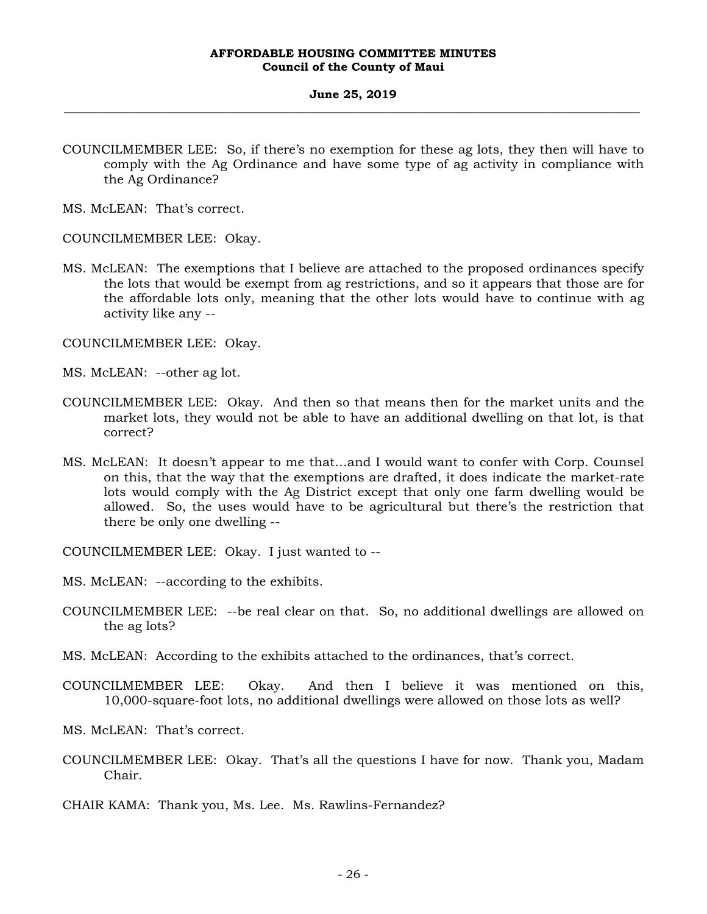COUNCILMEMBER LEE: So, if there's no exemption for these ag lots, they then will have to comply with the Ag Ordinance and have some type of ag activity in compliance with the Ag Ordinance?

MS. McLEAN: That's correct.

COUNCILMEMBER LEE: Okay.

MS. McLEAN: The exemptions that I believe are attached to the proposed ordinances specify the lots that would be exempt from ag restrictions, and so it appears that those are for the affordable lots only, meaning that the other lots would have to continue with ag activity like any --

COUNCILMEMBER LEE: Okay.

MS. McLEAN: --other ag lot.

COUNCILMEMBER LEE: Okay. And then so that means then for the market units and the market lots, they would not be able to have an additional dwelling on that lot, is that correct?

MS. McLEAN: It doesn't appear to me that...and I would want to confer with Corp. Counsel on this, that the way that the exemptions are drafted, it does indicate the market-rate lots would comply with the Ag District except that only one farm dwelling would be allowed. So, the uses would have to be agricultural but there's the restriction that there be only one dwelling --

COUNCILMEMBER LEE: Okay. I just wanted to --

MS. McLEAN: --according to the exhibits.

COUNCILMEMBER LEE: --be real clear on that. So, no additional dwellings are allowed on the ag lots?

MS. McLEAN: According to the exhibits attached to the ordinances, that's correct.

COUNCILMEMBER LEE: Okay. And then I believe it was mentioned on this, 10,000-square-foot lots, no additional dwellings were allowed on those lots as well?

MS. McLEAN: That's correct.

COUNCILMEMBER LEE: Okay. That's all the questions I have for now. Thank you, Madam Chair.

CHAIR KAMA: Thank you, Ms. Lee. Ms. Rawlins-Fernandez?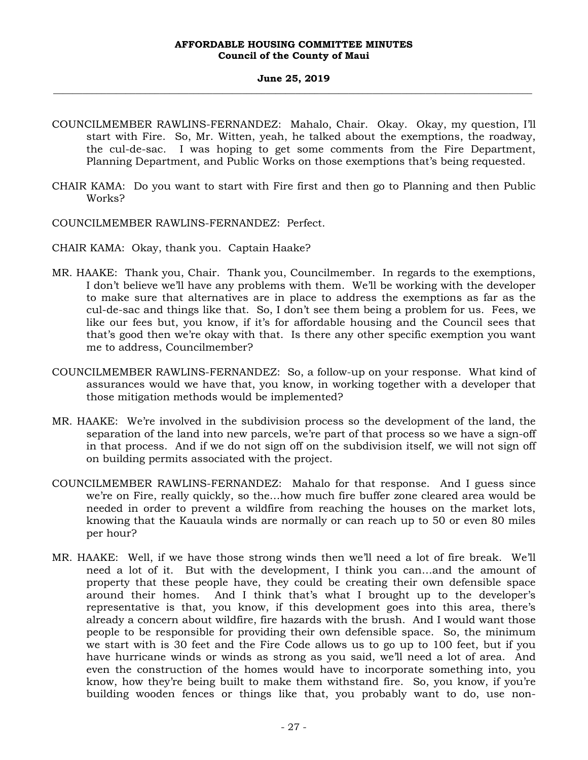COUNCILMEMBER RAWLINS-FERNANDEZ: Mahalo, Chair. Okay. Okay, my question, I'll start with Fire. So, Mr. Witten, yeah, he talked about the exemptions, the roadway, the cul-de-sac. I was hoping to get some comments from the Fire Department, Planning Department, and Public Works on those exemptions that's being requested.

CHAIR KAMA: Do you want to start with Fire first and then go to Planning and then Public Works?

COUNCILMEMBER RAWLINS-FERNANDEZ: Perfect.

CHAIR KAMA: Okay, thank you. Captain Haake?

MR. HAAKE: Thank you, Chair. Thank you, Councilmember. In regards to the exemptions, I don't believe we'll have any problems with them. We'll be working with the developer to make sure that alternatives are in place to address the exemptions as far as the cul-de-sac and things like that. So, I don't see them being a problem for us. Fees, we like our fees but, you know, if it's for affordable housing and the Council sees that that's good then we're okay with that. Is there any other specific exemption you want me to address, Councilmember?

COUNCILMEMBER RAWLINS-FERNANDEZ: So, a follow-up on your response. What kind of assurances would we have that, you know, in working together with a developer that those mitigation methods would be implemented?

MR. HAAKE: We're involved in the subdivision process so the development of the land, the separation of the land into new parcels, we're part of that process so we have a sign-off in that process. And if we do not sign off on the subdivision itself, we will not sign off on building permits associated with the project.

COUNCILMEMBER RAWLINS-FERNANDEZ: Mahalo for that response. And I guess since we're on Fire, really quickly, so the...how much fire buffer zone cleared area would be needed in order to prevent a wildfire from reaching the houses on the market lots, knowing that the Kauaula winds are normally or can reach up to 50 or even 80 miles per hour?

MR. HAAKE: Well, if we have those strong winds then we'll need a lot of fire break. We'll need a lot of it. But with the development, I think you can...and the amount of property that these people have, they could be creating their own defensible space around their homes. And I think that's what I brought up to the developer's representative is that, you know, if this development goes into this area, there's already a concern about wildfire, fire hazards with the brush. And I would want those people to be responsible for providing their own defensible space. So, the minimum we start with is 30 feet and the Fire Code allows us to go up to 100 feet, but if you have hurricane winds or winds as strong as you said, we'll need a lot of area. And even the construction of the homes would have to incorporate something into, you know, how they're being built to make them withstand fire. So, you know, if you're building wooden fences or things like that, you probably want to do, use non-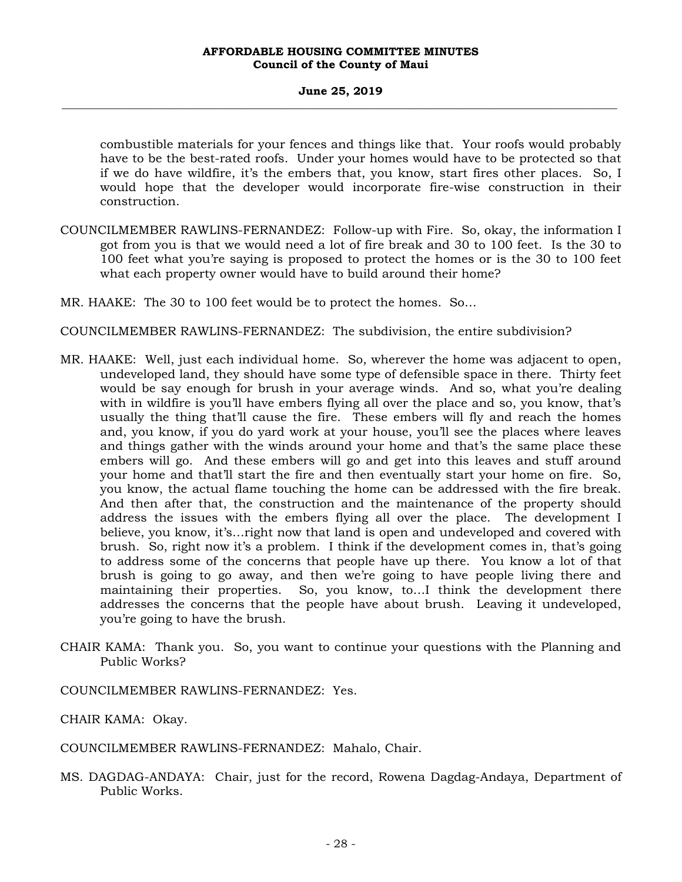combustible materials for your fences and things like that. Your roofs would probably have to be the best-rated roofs. Under your homes would have to be protected so that if we do have wildfire, it's the embers that, you know, start fires other places. So, I would hope that the developer would incorporate fire-wise construction in their construction.

COUNCILMEMBER RAWLINS-FERNANDEZ: Follow-up with Fire. So, okay, the information I got from you is that we would need a lot of fire break and 30 to 100 feet. Is the 30 to 100 feet what you're saying is proposed to protect the homes or is the 30 to 100 feet what each property owner would have to build around their home?

MR. HAAKE: The 30 to 100 feet would be to protect the homes. So…

COUNCILMEMBER RAWLINS-FERNANDEZ: The subdivision, the entire subdivision?

MR. HAAKE: Well, just each individual home. So, wherever the home was adjacent to open, undeveloped land, they should have some type of defensible space in there. Thirty feet would be say enough for brush in your average winds. And so, what you're dealing with in wildfire is you'll have embers flying all over the place and so, you know, that's usually the thing that'll cause the fire. These embers will fly and reach the homes and, you know, if you do yard work at your house, you'll see the places where leaves and things gather with the winds around your home and that's the same place these embers will go. And these embers will go and get into this leaves and stuff around your home and that'll start the fire and then eventually start your home on fire. So, you know, the actual flame touching the home can be addressed with the fire break. And then after that, the construction and the maintenance of the property should address the issues with the embers flying all over the place. The development I believe, you know, it's…right now that land is open and undeveloped and covered with brush. So, right now it's a problem. I think if the development comes in, that's going to address some of the concerns that people have up there. You know a lot of that brush is going to go away, and then we're going to have people living there and maintaining their properties. So, you know, to…I think the development there addresses the concerns that the people have about brush. Leaving it undeveloped, you're going to have the brush.

CHAIR KAMA: Thank you. So, you want to continue your questions with the Planning and Public Works?

COUNCILMEMBER RAWLINS-FERNANDEZ: Yes.

CHAIR KAMA: Okay.

COUNCILMEMBER RAWLINS-FERNANDEZ: Mahalo, Chair.

MS. DAGDAG-ANDAYA: Chair, just for the record, Rowena Dagdag-Andaya, Department of Public Works.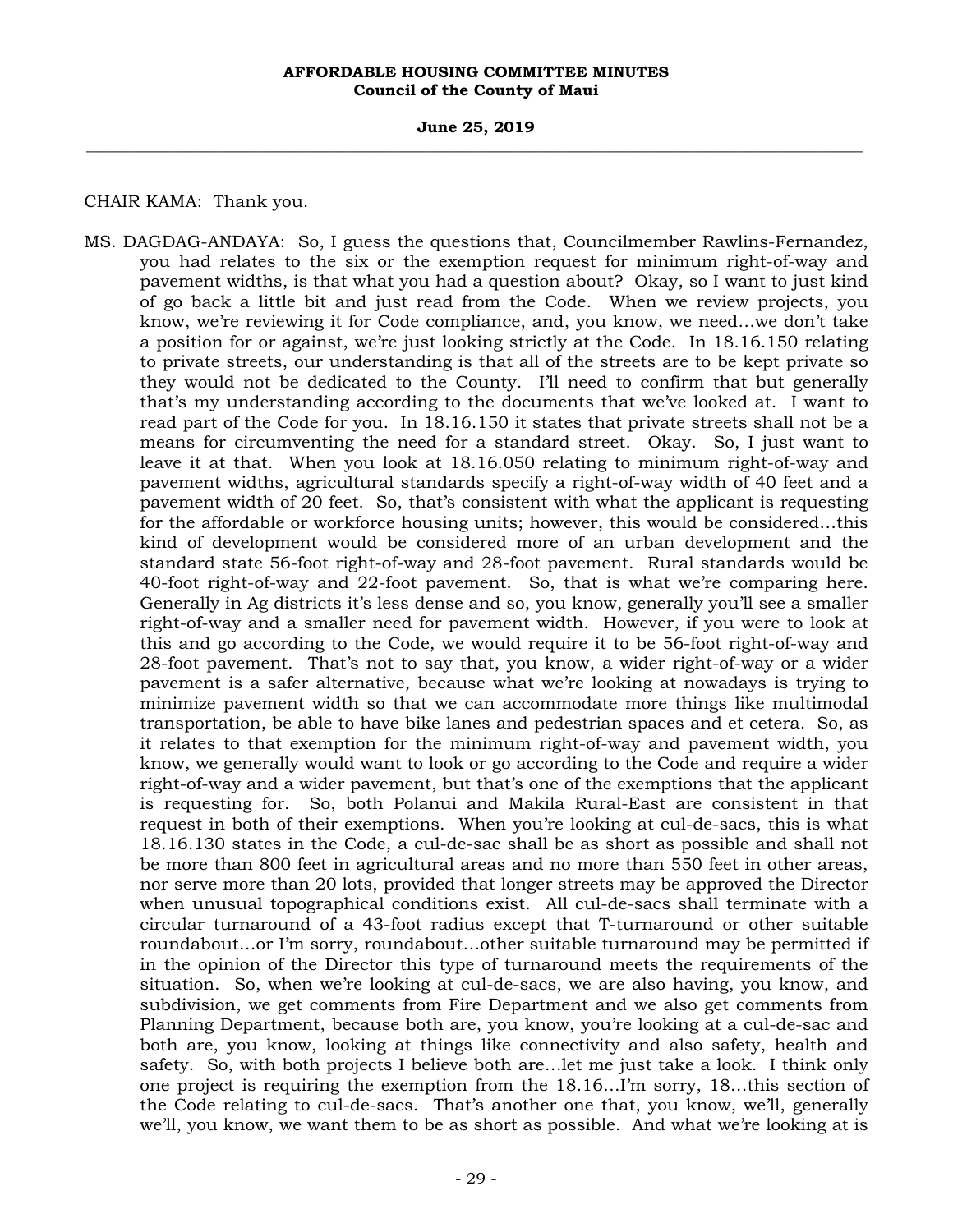CHAIR KAMA: Thank you.

MS. DAGDAG-ANDAYA: So, I guess the questions that, Councilmember Rawlins-Fernandez, you had relates to the six or the exemption request for minimum right-of-way and pavement widths, is that what you had a question about? Okay, so I want to just kind of go back a little bit and just read from the Code. When we review projects, you know, we're reviewing it for Code compliance, and, you know, we need...we don't take a position for or against, we're just looking strictly at the Code. In 18.16.150 relating to private streets, our understanding is that all of the streets are to be kept private so they would not be dedicated to the County. I'll need to confirm that but generally that's my understanding according to the documents that we've looked at. I want to read part of the Code for you. In 18.16.150 it states that private streets shall not be a means for circumventing the need for a standard street. Okay. So, I just want to leave it at that. When you look at 18.16.050 relating to minimum right-of-way and pavement widths, agricultural standards specify a right-of-way width of 40 feet and a pavement width of 20 feet. So, that's consistent with what the applicant is requesting for the affordable or workforce housing units; however, this would be considered...this kind of development would be considered more of an urban development and the standard state 56-foot right-of-way and 28-foot pavement. Rural standards would be 40-foot right-of-way and 22-foot pavement. So, that is what we're comparing here. Generally in Ag districts it's less dense and so, you know, generally you'll see a smaller right-of-way and a smaller need for pavement width. However, if you were to look at this and go according to the Code, we would require it to be 56-foot right-of-way and 28-foot pavement. That's not to say that, you know, a wider right-of-way or a wider pavement is a safer alternative, because what we're looking at nowadays is trying to minimize pavement width so that we can accommodate more things like multimodal transportation, be able to have bike lanes and pedestrian spaces and et cetera. So, as it relates to that exemption for the minimum right-of-way and pavement width, you know, we generally would want to look or go according to the Code and require a wider right-of-way and a wider pavement, but that's one of the exemptions that the applicant is requesting for. So, both Polanui and Makila Rural-East are consistent in that request in both of their exemptions. When you're looking at cul-de-sacs, this is what 18.16.130 states in the Code, a cul-de-sac shall be as short as possible and shall not be more than 800 feet in agricultural areas and no more than 550 feet in other areas, nor serve more than 20 lots, provided that longer streets may be approved the Director when unusual topographical conditions exist. All cul-de-sacs shall terminate with a circular turnaround of a 43-foot radius except that T-turnaround or other suitable roundabout...or I'm sorry, roundabout...other suitable turnaround may be permitted if in the opinion of the Director this type of turnaround meets the requirements of the situation. So, when we're looking at cul-de-sacs, we are also having, you know, and subdivision, we get comments from Fire Department and we also get comments from Planning Department, because both are, you know, you're looking at a cul-de-sac and both are, you know, looking at things like connectivity and also safety, health and safety. So, with both projects I believe both are...let me just take a look. I think only one project is requiring the exemption from the 18.16...I'm sorry, 18...this section of the Code relating to cul-de-sacs. That's another one that, you know, we'll, generally we'll, you know, we want them to be as short as possible. And what we're looking at is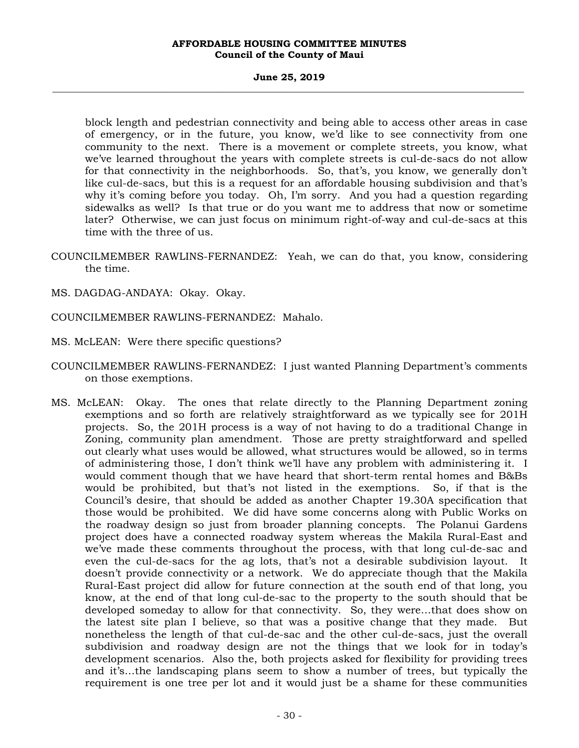block length and pedestrian connectivity and being able to access other areas in case of emergency, or in the future, you know, we'd like to see connectivity from one community to the next. There is a movement or complete streets, you know, what we've learned throughout the years with complete streets is cul-de-sacs do not allow for that connectivity in the neighborhoods. So, that's, you know, we generally don't like cul-de-sacs, but this is a request for an affordable housing subdivision and that's why it's coming before you today. Oh, I'm sorry. And you had a question regarding sidewalks as well? Is that true or do you want me to address that now or sometime later? Otherwise, we can just focus on minimum right-of-way and cul-de-sacs at this time with the three of us.

COUNCILMEMBER RAWLINS-FERNANDEZ: Yeah, we can do that, you know, considering the time.

MS. DAGDAG-ANDAYA: Okay. Okay.

COUNCILMEMBER RAWLINS-FERNANDEZ: Mahalo.

MS. McLEAN: Were there specific questions?

COUNCILMEMBER RAWLINS-FERNANDEZ: I just wanted Planning Department's comments on those exemptions.

MS. McLEAN: Okay. The ones that relate directly to the Planning Department zoning exemptions and so forth are relatively straightforward as we typically see for 201H projects. So, the 201H process is a way of not having to do a traditional Change in Zoning, community plan amendment. Those are pretty straightforward and spelled out clearly what uses would be allowed, what structures would be allowed, so in terms of administering those, I don't think we'll have any problem with administering it. I would comment though that we have heard that short-term rental homes and B&Bs would be prohibited, but that's not listed in the exemptions. So, if that is the Council's desire, that should be added as another Chapter 19.30A specification that those would be prohibited. We did have some concerns along with Public Works on the roadway design so just from broader planning concepts. The Polanui Gardens project does have a connected roadway system whereas the Makila Rural-East and we've made these comments throughout the process, with that long cul-de-sac and even the cul-de-sacs for the ag lots, that's not a desirable subdivision layout. It doesn't provide connectivity or a network. We do appreciate though that the Makila Rural-East project did allow for future connection at the south end of that long, you know, at the end of that long cul-de-sac to the property to the south should that be developed someday to allow for that connectivity. So, they were...that does show on the latest site plan I believe, so that was a positive change that they made. But nonetheless the length of that cul-de-sac and the other cul-de-sacs, just the overall subdivision and roadway design are not the things that we look for in today's development scenarios. Also the, both projects asked for flexibility for providing trees and it's...the landscaping plans seem to show a number of trees, but typically the requirement is one tree per lot and it would just be a shame for these communities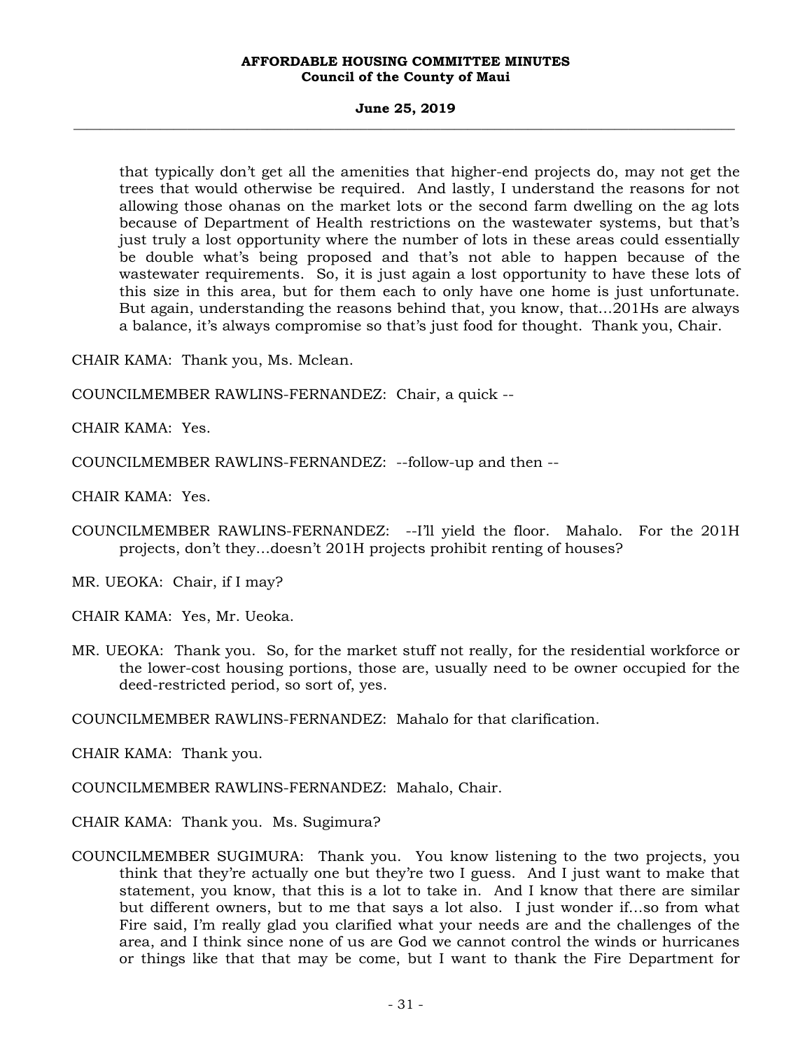that typically don't get all the amenities that higher-end projects do, may not get the trees that would otherwise be required. And lastly, I understand the reasons for not allowing those ohanas on the market lots or the second farm dwelling on the ag lots because of Department of Health restrictions on the wastewater systems, but that's just truly a lost opportunity where the number of lots in these areas could essentially be double what's being proposed and that's not able to happen because of the wastewater requirements. So, it is just again a lost opportunity to have these lots of this size in this area, but for them each to only have one home is just unfortunate. But again, understanding the reasons behind that, you know, that...201Hs are always a balance, it's always compromise so that's just food for thought. Thank you, Chair.

CHAIR KAMA: Thank you, Ms. Mclean.

COUNCILMEMBER RAWLINS-FERNANDEZ: Chair, a quick --

CHAIR KAMA: Yes.

COUNCILMEMBER RAWLINS-FERNANDEZ: --follow-up and then --

CHAIR KAMA: Yes.

COUNCILMEMBER RAWLINS-FERNANDEZ: --I'll yield the floor. Mahalo. For the 201H projects, don't they...doesn't 201H projects prohibit renting of houses?

MR. UEOKA: Chair, if I may?

CHAIR KAMA: Yes, Mr. Ueoka.

MR. UEOKA: Thank you. So, for the market stuff not really, for the residential workforce or the lower-cost housing portions, those are, usually need to be owner occupied for the deed-restricted period, so sort of, yes.

COUNCILMEMBER RAWLINS-FERNANDEZ: Mahalo for that clarification.

CHAIR KAMA: Thank you.

COUNCILMEMBER RAWLINS-FERNANDEZ: Mahalo, Chair.

CHAIR KAMA: Thank you. Ms. Sugimura?

COUNCILMEMBER SUGIMURA: Thank you. You know listening to the two projects, you think that they're actually one but they're two I guess. And I just want to make that statement, you know, that this is a lot to take in. And I know that there are similar but different owners, but to me that says a lot also. I just wonder if...so from what Fire said, I'm really glad you clarified what your needs are and the challenges of the area, and I think since none of us are God we cannot control the winds or hurricanes or things like that that may be come, but I want to thank the Fire Department for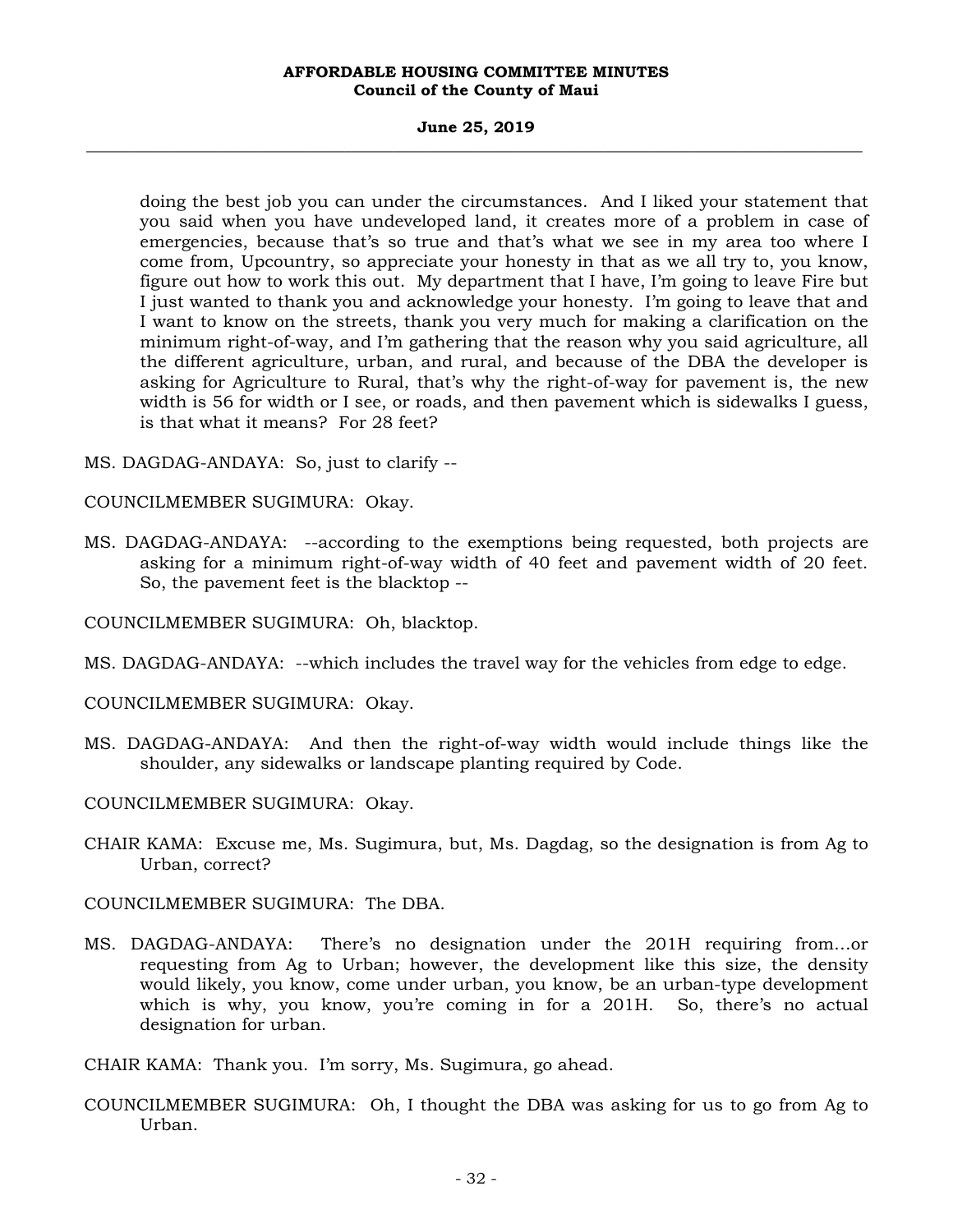doing the best job you can under the circumstances. And I liked your statement that you said when you have undeveloped land, it creates more of a problem in case of emergencies, because that's so true and that's what we see in my area too where I come from, Upcountry, so appreciate your honesty in that as we all try to, you know, figure out how to work this out. My department that I have, I'm going to leave Fire but I just wanted to thank you and acknowledge your honesty. I'm going to leave that and I want to know on the streets, thank you very much for making a clarification on the minimum right-of-way, and I'm gathering that the reason why you said agriculture, all the different agriculture, urban, and rural, and because of the DBA the developer is asking for Agriculture to Rural, that's why the right-of-way for pavement is, the new width is 56 for width or I see, or roads, and then pavement which is sidewalks I guess, is that what it means? For 28 feet?

MS. DAGDAG-ANDAYA: So, just to clarify --

COUNCILMEMBER SUGIMURA: Okay.

MS. DAGDAG-ANDAYA: --according to the exemptions being requested, both projects are asking for a minimum right-of-way width of 40 feet and pavement width of 20 feet. So, the pavement feet is the blacktop --

COUNCILMEMBER SUGIMURA: Oh, blacktop.

MS. DAGDAG-ANDAYA: --which includes the travel way for the vehicles from edge to edge.

COUNCILMEMBER SUGIMURA: Okay.

MS. DAGDAG-ANDAYA: And then the right-of-way width would include things like the shoulder, any sidewalks or landscape planting required by Code.

COUNCILMEMBER SUGIMURA: Okay.

CHAIR KAMA: Excuse me, Ms. Sugimura, but, Ms. Dagdag, so the designation is from Ag to Urban, correct?

COUNCILMEMBER SUGIMURA: The DBA.

MS. DAGDAG-ANDAYA: There's no designation under the 201H requiring from...or requesting from Ag to Urban; however, the development like this size, the density would likely, you know, come under urban, you know, be an urban-type development which is why, you know, you're coming in for a 201H. So, there's no actual designation for urban.

CHAIR KAMA: Thank you. I'm sorry, Ms. Sugimura, go ahead.

COUNCILMEMBER SUGIMURA: Oh, I thought the DBA was asking for us to go from Ag to Urban.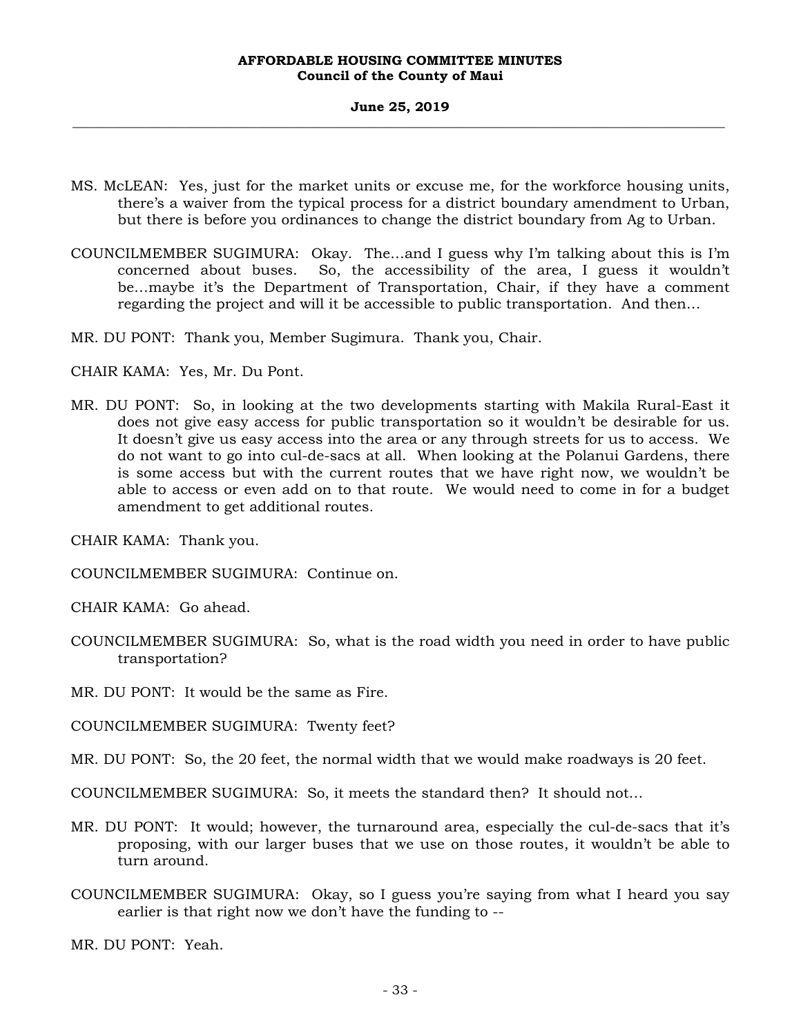MS. McLEAN: Yes, just for the market units or excuse me, for the workforce housing units, there's a waiver from the typical process for a district boundary amendment to Urban, but there is before you ordinances to change the district boundary from Ag to Urban.

COUNCILMEMBER SUGIMURA: Okay. The...and I guess why I'm talking about this is I'm concerned about buses. So, the accessibility of the area, I guess it wouldn't be...maybe it's the Department of Transportation, Chair, if they have a comment regarding the project and will it be accessible to public transportation. And then...

MR. DU PONT: Thank you, Member Sugimura. Thank you, Chair.

CHAIR KAMA: Yes, Mr. Du Pont.

MR. DU PONT: So, in looking at the two developments starting with Makila Rural-East it does not give easy access for public transportation so it wouldn't be desirable for us. It doesn't give us easy access into the area or any through streets for us to access. We do not want to go into cul-de-sacs at all. When looking at the Polanui Gardens, there is some access but with the current routes that we have right now, we wouldn't be able to access or even add on to that route. We would need to come in for a budget amendment to get additional routes.

CHAIR KAMA: Thank you.

COUNCILMEMBER SUGIMURA: Continue on.

CHAIR KAMA: Go ahead.

COUNCILMEMBER SUGIMURA: So, what is the road width you need in order to have public transportation?

MR. DU PONT: It would be the same as Fire.

COUNCILMEMBER SUGIMURA: Twenty feet?

MR. DU PONT: So, the 20 feet, the normal width that we would make roadways is 20 feet.

COUNCILMEMBER SUGIMURA: So, it meets the standard then? It should not...

MR. DU PONT: It would; however, the turnaround area, especially the cul-de-sacs that it's proposing, with our larger buses that we use on those routes, it wouldn't be able to turn around.

COUNCILMEMBER SUGIMURA: Okay, so I guess you're saying from what I heard you say earlier is that right now we don't have the funding to --

MR. DU PONT: Yeah.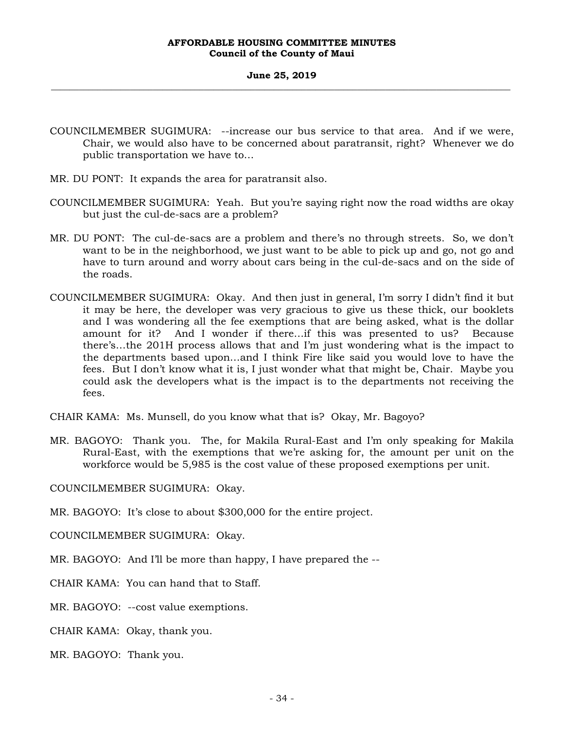COUNCILMEMBER SUGIMURA: --increase our bus service to that area. And if we were, Chair, we would also have to be concerned about paratransit, right? Whenever we do public transportation we have to...

MR. DU PONT: It expands the area for paratransit also.

COUNCILMEMBER SUGIMURA: Yeah. But you're saying right now the road widths are okay but just the cul-de-sacs are a problem?

MR. DU PONT: The cul-de-sacs are a problem and there's no through streets. So, we don't want to be in the neighborhood, we just want to be able to pick up and go, not go and have to turn around and worry about cars being in the cul-de-sacs and on the side of the roads.

COUNCILMEMBER SUGIMURA: Okay. And then just in general, I'm sorry I didn't find it but it may be here, the developer was very gracious to give us these thick, our booklets and I was wondering all the fee exemptions that are being asked, what is the dollar amount for it? And I wonder if there...if this was presented to us? Because there's...the 201H process allows that and I'm just wondering what is the impact to the departments based upon...and I think Fire like said you would love to have the fees. But I don't know what it is, I just wonder what that might be, Chair. Maybe you could ask the developers what is the impact is to the departments not receiving the fees.

CHAIR KAMA: Ms. Munsell, do you know what that is? Okay, Mr. Bagoyo?

MR. BAGOYO: Thank you. The, for Makila Rural-East and I'm only speaking for Makila Rural-East, with the exemptions that we're asking for, the amount per unit on the workforce would be 5,985 is the cost value of these proposed exemptions per unit.

COUNCILMEMBER SUGIMURA: Okay.

MR. BAGOYO: It's close to about $300,000 for the entire project.

COUNCILMEMBER SUGIMURA: Okay.

MR. BAGOYO: And I'll be more than happy, I have prepared the --

CHAIR KAMA: You can hand that to Staff.

MR. BAGOYO: --cost value exemptions.

CHAIR KAMA: Okay, thank you.

MR. BAGOYO: Thank you.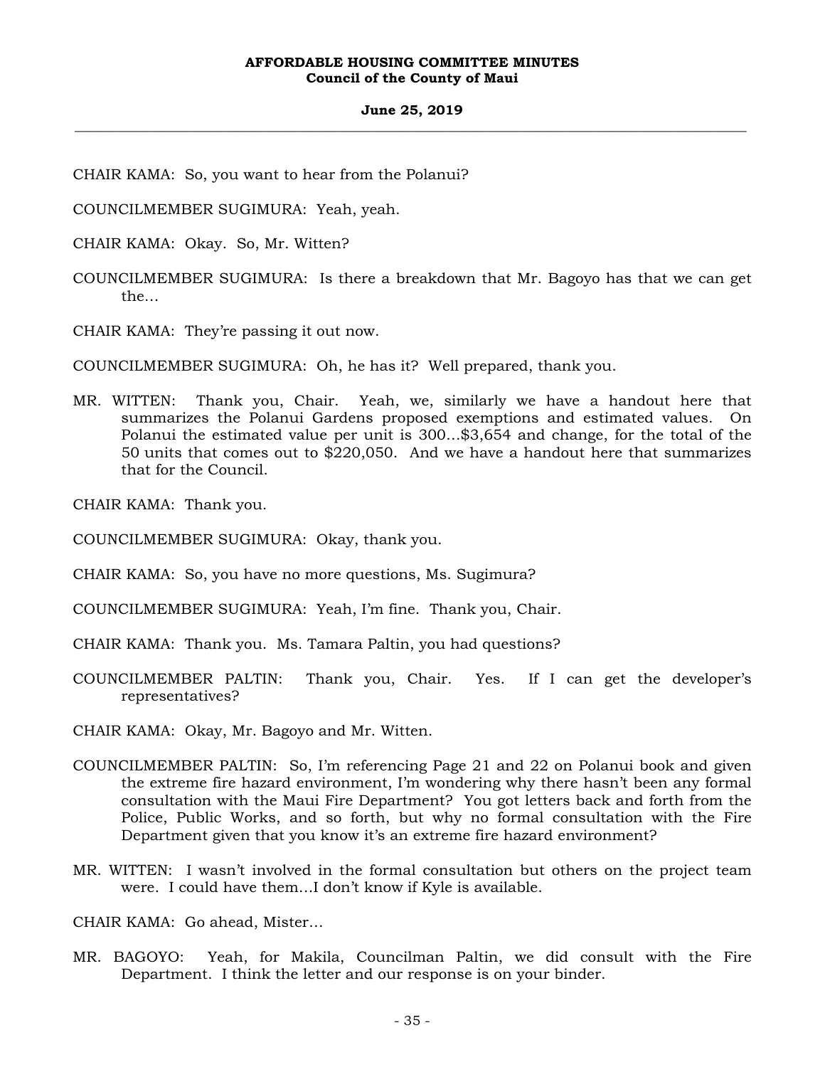CHAIR KAMA: So, you want to hear from the Polanui?

COUNCILMEMBER SUGIMURA: Yeah, yeah.

CHAIR KAMA: Okay. So, Mr. Witten?

COUNCILMEMBER SUGIMURA: Is there a breakdown that Mr. Bagoyo has that we can get the...

CHAIR KAMA: They're passing it out now.

COUNCILMEMBER SUGIMURA: Oh, he has it? Well prepared, thank you.

MR. WITTEN: Thank you, Chair. Yeah, we, similarly we have a handout here that summarizes the Polanui Gardens proposed exemptions and estimated values. On Polanui the estimated value per unit is 300...$3,654 and change, for the total of the 50 units that comes out to $220,050. And we have a handout here that summarizes that for the Council.

CHAIR KAMA: Thank you.

COUNCILMEMBER SUGIMURA: Okay, thank you.

CHAIR KAMA: So, you have no more questions, Ms. Sugimura?

COUNCILMEMBER SUGIMURA: Yeah, I'm fine. Thank you, Chair.

CHAIR KAMA: Thank you. Ms. Tamara Paltin, you had questions?

COUNCILMEMBER PALTIN: Thank you, Chair. Yes. If I can get the developer's representatives?

CHAIR KAMA: Okay, Mr. Bagoyo and Mr. Witten.

COUNCILMEMBER PALTIN: So, I'm referencing Page 21 and 22 on Polanui book and given the extreme fire hazard environment, I'm wondering why there hasn't been any formal consultation with the Maui Fire Department? You got letters back and forth from the Police, Public Works, and so forth, but why no formal consultation with the Fire Department given that you know it's an extreme fire hazard environment?

MR. WITTEN: I wasn't involved in the formal consultation but others on the project team were. I could have them...I don't know if Kyle is available.

CHAIR KAMA: Go ahead, Mister...

MR. BAGOYO: Yeah, for Makila, Councilman Paltin, we did consult with the Fire Department. I think the letter and our response is on your binder.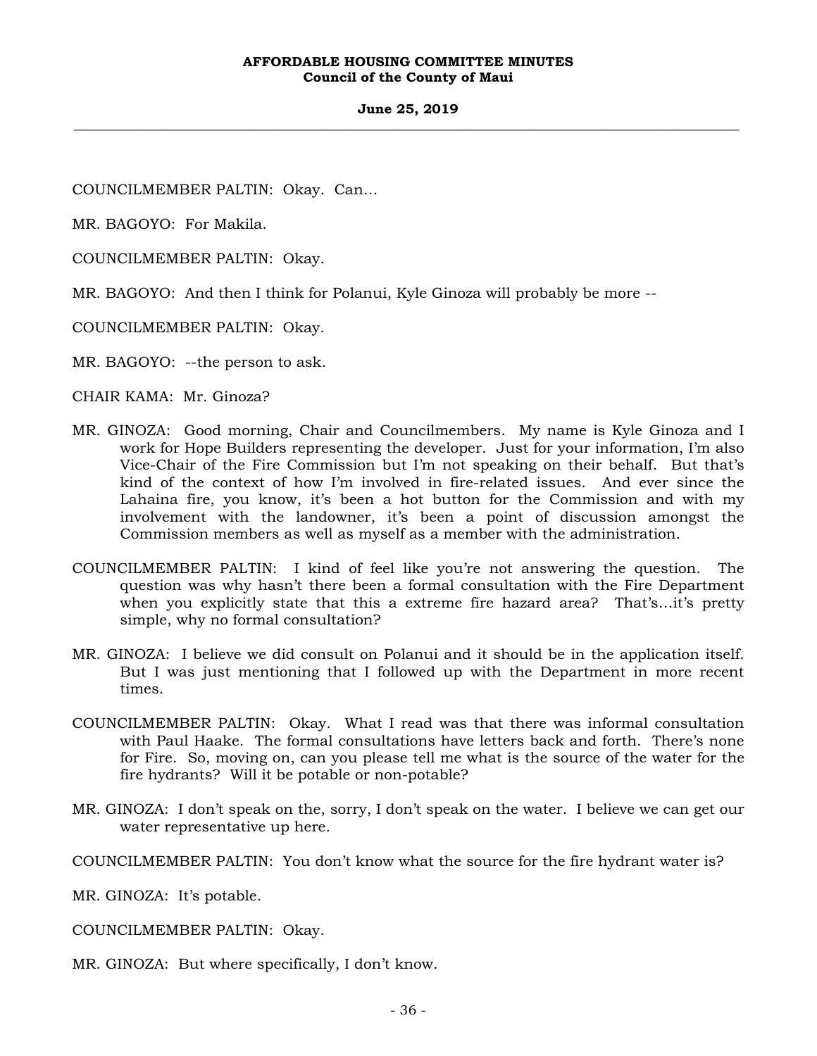COUNCILMEMBER PALTIN: Okay. Can…

MR. BAGOYO: For Makila.

COUNCILMEMBER PALTIN: Okay.

MR. BAGOYO: And then I think for Polanui, Kyle Ginoza will probably be more --

COUNCILMEMBER PALTIN: Okay.

MR. BAGOYO: --the person to ask.

CHAIR KAMA: Mr. Ginoza?

MR. GINOZA: Good morning, Chair and Councilmembers. My name is Kyle Ginoza and I work for Hope Builders representing the developer. Just for your information, I'm also Vice-Chair of the Fire Commission but I'm not speaking on their behalf. But that's kind of the context of how I'm involved in fire-related issues. And ever since the Lahaina fire, you know, it's been a hot button for the Commission and with my involvement with the landowner, it's been a point of discussion amongst the Commission members as well as myself as a member with the administration.

COUNCILMEMBER PALTIN: I kind of feel like you're not answering the question. The question was why hasn't there been a formal consultation with the Fire Department when you explicitly state that this a extreme fire hazard area? That's…it's pretty simple, why no formal consultation?

MR. GINOZA: I believe we did consult on Polanui and it should be in the application itself. But I was just mentioning that I followed up with the Department in more recent times.

COUNCILMEMBER PALTIN: Okay. What I read was that there was informal consultation with Paul Haake. The formal consultations have letters back and forth. There's none for Fire. So, moving on, can you please tell me what is the source of the water for the fire hydrants? Will it be potable or non-potable?

MR. GINOZA: I don't speak on the, sorry, I don't speak on the water. I believe we can get our water representative up here.

COUNCILMEMBER PALTIN: You don't know what the source for the fire hydrant water is?

MR. GINOZA: It's potable.

COUNCILMEMBER PALTIN: Okay.

MR. GINOZA: But where specifically, I don't know.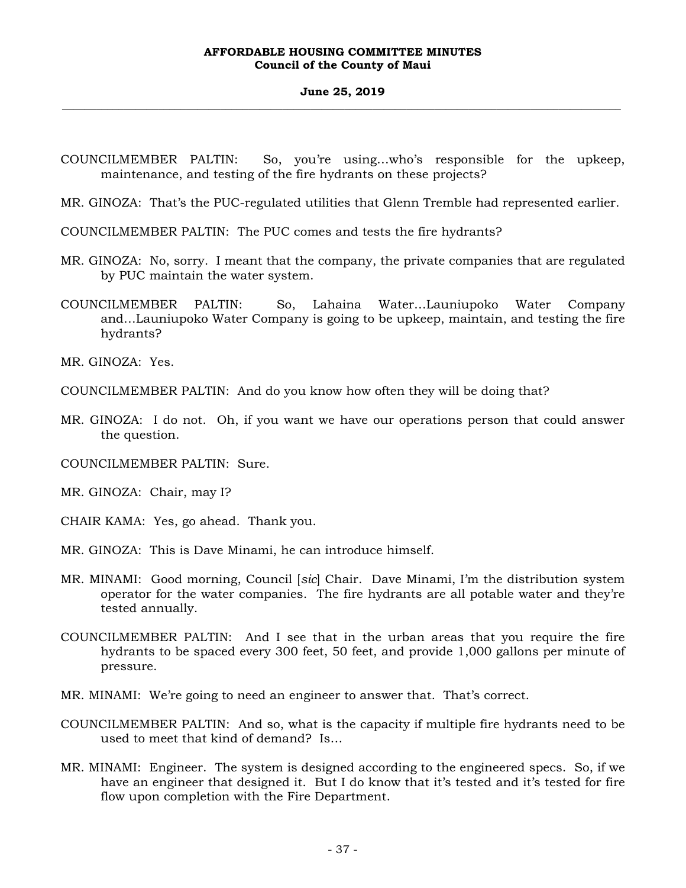COUNCILMEMBER PALTIN: So, you're using...who's responsible for the upkeep, maintenance, and testing of the fire hydrants on these projects?

MR. GINOZA: That's the PUC-regulated utilities that Glenn Tremble had represented earlier.

COUNCILMEMBER PALTIN: The PUC comes and tests the fire hydrants?

MR. GINOZA: No, sorry. I meant that the company, the private companies that are regulated by PUC maintain the water system.

COUNCILMEMBER PALTIN: So, Lahaina Water...Launiupoko Water Company and...Launiupoko Water Company is going to be upkeep, maintain, and testing the fire hydrants?

MR. GINOZA: Yes.

COUNCILMEMBER PALTIN: And do you know how often they will be doing that?

MR. GINOZA: I do not. Oh, if you want we have our operations person that could answer the question.

COUNCILMEMBER PALTIN: Sure.

MR. GINOZA: Chair, may I?

CHAIR KAMA: Yes, go ahead. Thank you.

MR. GINOZA: This is Dave Minami, he can introduce himself.

MR. MINAMI: Good morning, Council [*sic*] Chair. Dave Minami, I'm the distribution system operator for the water companies. The fire hydrants are all potable water and they're tested annually.

COUNCILMEMBER PALTIN: And I see that in the urban areas that you require the fire hydrants to be spaced every 300 feet, 50 feet, and provide 1,000 gallons per minute of pressure.

MR. MINAMI: We're going to need an engineer to answer that. That's correct.

COUNCILMEMBER PALTIN: And so, what is the capacity if multiple fire hydrants need to be used to meet that kind of demand? Is...

MR. MINAMI: Engineer. The system is designed according to the engineered specs. So, if we have an engineer that designed it. But I do know that it's tested and it's tested for fire flow upon completion with the Fire Department.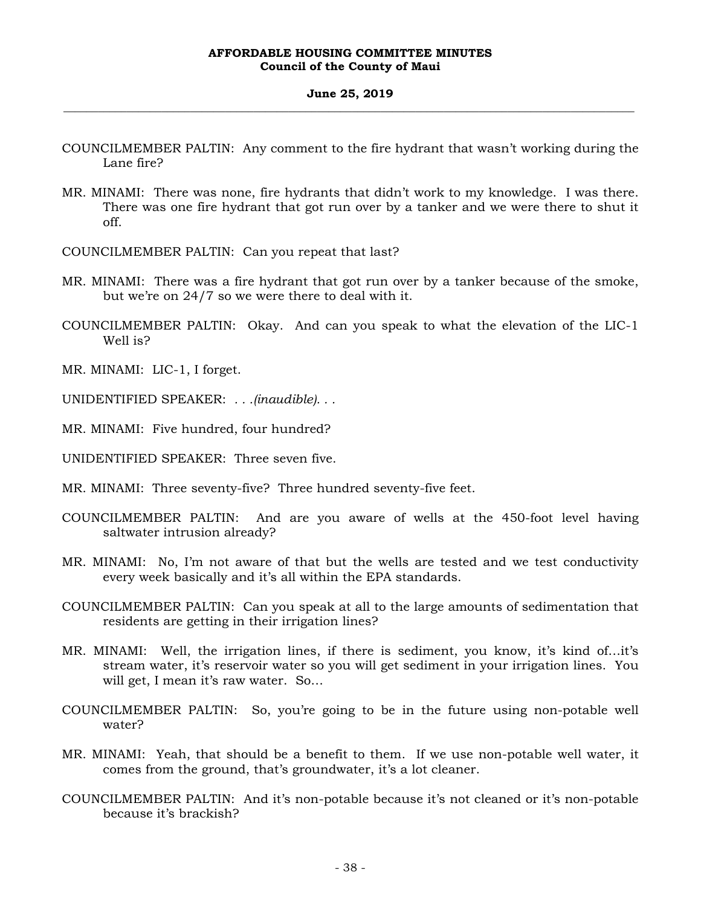COUNCILMEMBER PALTIN: Any comment to the fire hydrant that wasn't working during the Lane fire?

MR. MINAMI: There was none, fire hydrants that didn't work to my knowledge. I was there. There was one fire hydrant that got run over by a tanker and we were there to shut it off.

COUNCILMEMBER PALTIN: Can you repeat that last?

MR. MINAMI: There was a fire hydrant that got run over by a tanker because of the smoke, but we're on 24/7 so we were there to deal with it.

COUNCILMEMBER PALTIN: Okay. And can you speak to what the elevation of the LIC-1 Well is?

MR. MINAMI: LIC-1, I forget.

UNIDENTIFIED SPEAKER: *. . .(inaudible). . .*

MR. MINAMI: Five hundred, four hundred?

UNIDENTIFIED SPEAKER: Three seven five.

MR. MINAMI: Three seventy-five? Three hundred seventy-five feet.

COUNCILMEMBER PALTIN: And are you aware of wells at the 450-foot level having saltwater intrusion already?

MR. MINAMI: No, I'm not aware of that but the wells are tested and we test conductivity every week basically and it's all within the EPA standards.

COUNCILMEMBER PALTIN: Can you speak at all to the large amounts of sedimentation that residents are getting in their irrigation lines?

MR. MINAMI: Well, the irrigation lines, if there is sediment, you know, it's kind of…it's stream water, it's reservoir water so you will get sediment in your irrigation lines. You will get, I mean it's raw water. So…

COUNCILMEMBER PALTIN: So, you're going to be in the future using non-potable well water?

MR. MINAMI: Yeah, that should be a benefit to them. If we use non-potable well water, it comes from the ground, that's groundwater, it's a lot cleaner.

COUNCILMEMBER PALTIN: And it's non-potable because it's not cleaned or it's non-potable because it's brackish?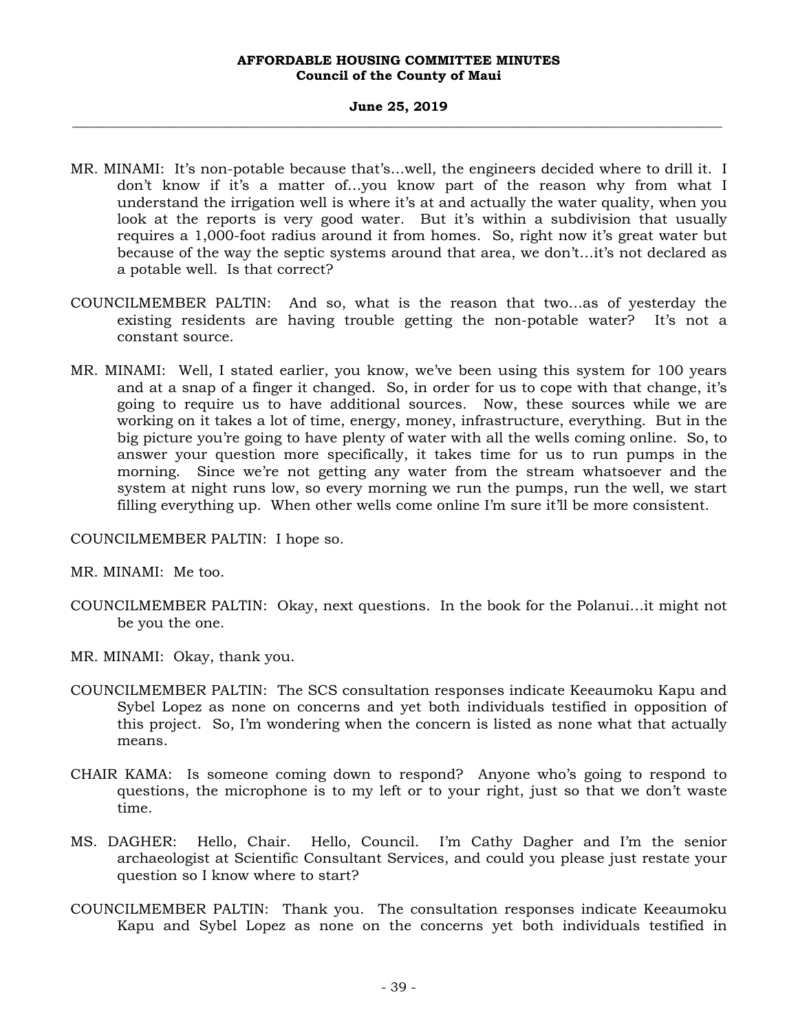MR. MINAMI: It's non-potable because that's…well, the engineers decided where to drill it. I don't know if it's a matter of…you know part of the reason why from what I understand the irrigation well is where it's at and actually the water quality, when you look at the reports is very good water. But it's within a subdivision that usually requires a 1,000-foot radius around it from homes. So, right now it's great water but because of the way the septic systems around that area, we don't…it's not declared as a potable well. Is that correct?

COUNCILMEMBER PALTIN: And so, what is the reason that two…as of yesterday the existing residents are having trouble getting the non-potable water? It's not a constant source.

MR. MINAMI: Well, I stated earlier, you know, we've been using this system for 100 years and at a snap of a finger it changed. So, in order for us to cope with that change, it's going to require us to have additional sources. Now, these sources while we are working on it takes a lot of time, energy, money, infrastructure, everything. But in the big picture you're going to have plenty of water with all the wells coming online. So, to answer your question more specifically, it takes time for us to run pumps in the morning. Since we're not getting any water from the stream whatsoever and the system at night runs low, so every morning we run the pumps, run the well, we start filling everything up. When other wells come online I'm sure it'll be more consistent.

COUNCILMEMBER PALTIN: I hope so.

MR. MINAMI: Me too.

COUNCILMEMBER PALTIN: Okay, next questions. In the book for the Polanui…it might not be you the one.

MR. MINAMI: Okay, thank you.

COUNCILMEMBER PALTIN: The SCS consultation responses indicate Keeaumoku Kapu and Sybel Lopez as none on concerns and yet both individuals testified in opposition of this project. So, I'm wondering when the concern is listed as none what that actually means.

CHAIR KAMA: Is someone coming down to respond? Anyone who's going to respond to questions, the microphone is to my left or to your right, just so that we don't waste time.

MS. DAGHER: Hello, Chair. Hello, Council. I'm Cathy Dagher and I'm the senior archaeologist at Scientific Consultant Services, and could you please just restate your question so I know where to start?

COUNCILMEMBER PALTIN: Thank you. The consultation responses indicate Keeaumoku Kapu and Sybel Lopez as none on the concerns yet both individuals testified in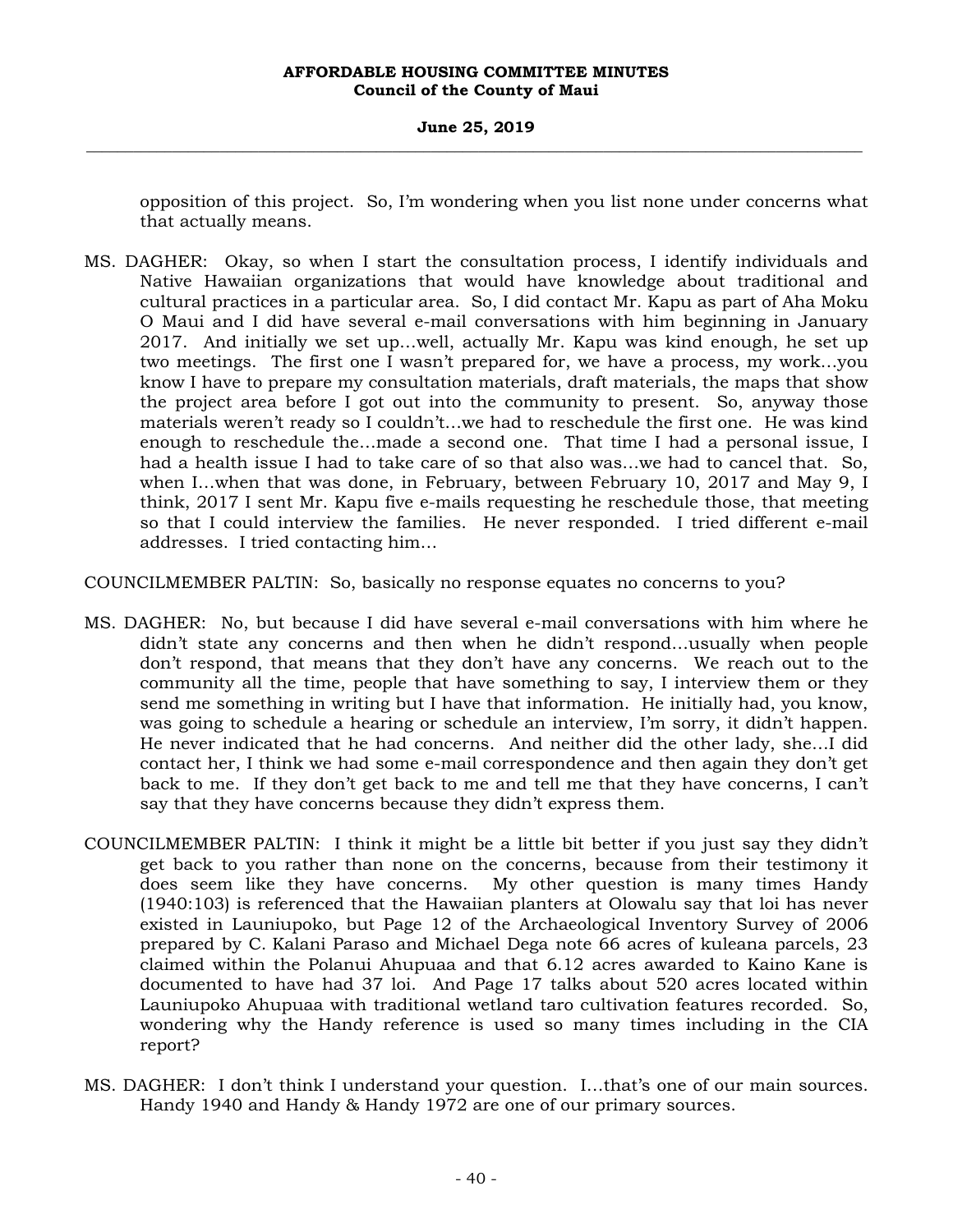opposition of this project. So, I'm wondering when you list none under concerns what that actually means.

MS. DAGHER: Okay, so when I start the consultation process, I identify individuals and Native Hawaiian organizations that would have knowledge about traditional and cultural practices in a particular area. So, I did contact Mr. Kapu as part of Aha Moku O Maui and I did have several e-mail conversations with him beginning in January 2017. And initially we set up…well, actually Mr. Kapu was kind enough, he set up two meetings. The first one I wasn't prepared for, we have a process, my work…you know I have to prepare my consultation materials, draft materials, the maps that show the project area before I got out into the community to present. So, anyway those materials weren't ready so I couldn't…we had to reschedule the first one. He was kind enough to reschedule the…made a second one. That time I had a personal issue, I had a health issue I had to take care of so that also was…we had to cancel that. So, when I…when that was done, in February, between February 10, 2017 and May 9, I think, 2017 I sent Mr. Kapu five e-mails requesting he reschedule those, that meeting so that I could interview the families. He never responded. I tried different e-mail addresses. I tried contacting him…

COUNCILMEMBER PALTIN: So, basically no response equates no concerns to you?

MS. DAGHER: No, but because I did have several e-mail conversations with him where he didn't state any concerns and then when he didn't respond…usually when people don't respond, that means that they don't have any concerns. We reach out to the community all the time, people that have something to say, I interview them or they send me something in writing but I have that information. He initially had, you know, was going to schedule a hearing or schedule an interview, I'm sorry, it didn't happen. He never indicated that he had concerns. And neither did the other lady, she…I did contact her, I think we had some e-mail correspondence and then again they don't get back to me. If they don't get back to me and tell me that they have concerns, I can't say that they have concerns because they didn't express them.

COUNCILMEMBER PALTIN: I think it might be a little bit better if you just say they didn't get back to you rather than none on the concerns, because from their testimony it does seem like they have concerns. My other question is many times Handy (1940:103) is referenced that the Hawaiian planters at Olowalu say that loi has never existed in Launiupoko, but Page 12 of the Archaeological Inventory Survey of 2006 prepared by C. Kalani Paraso and Michael Dega note 66 acres of kuleana parcels, 23 claimed within the Polanui Ahupuaa and that 6.12 acres awarded to Kaino Kane is documented to have had 37 loi. And Page 17 talks about 520 acres located within Launiupoko Ahupuaa with traditional wetland taro cultivation features recorded. So, wondering why the Handy reference is used so many times including in the CIA report?

MS. DAGHER: I don't think I understand your question. I…that's one of our main sources. Handy 1940 and Handy & Handy 1972 are one of our primary sources.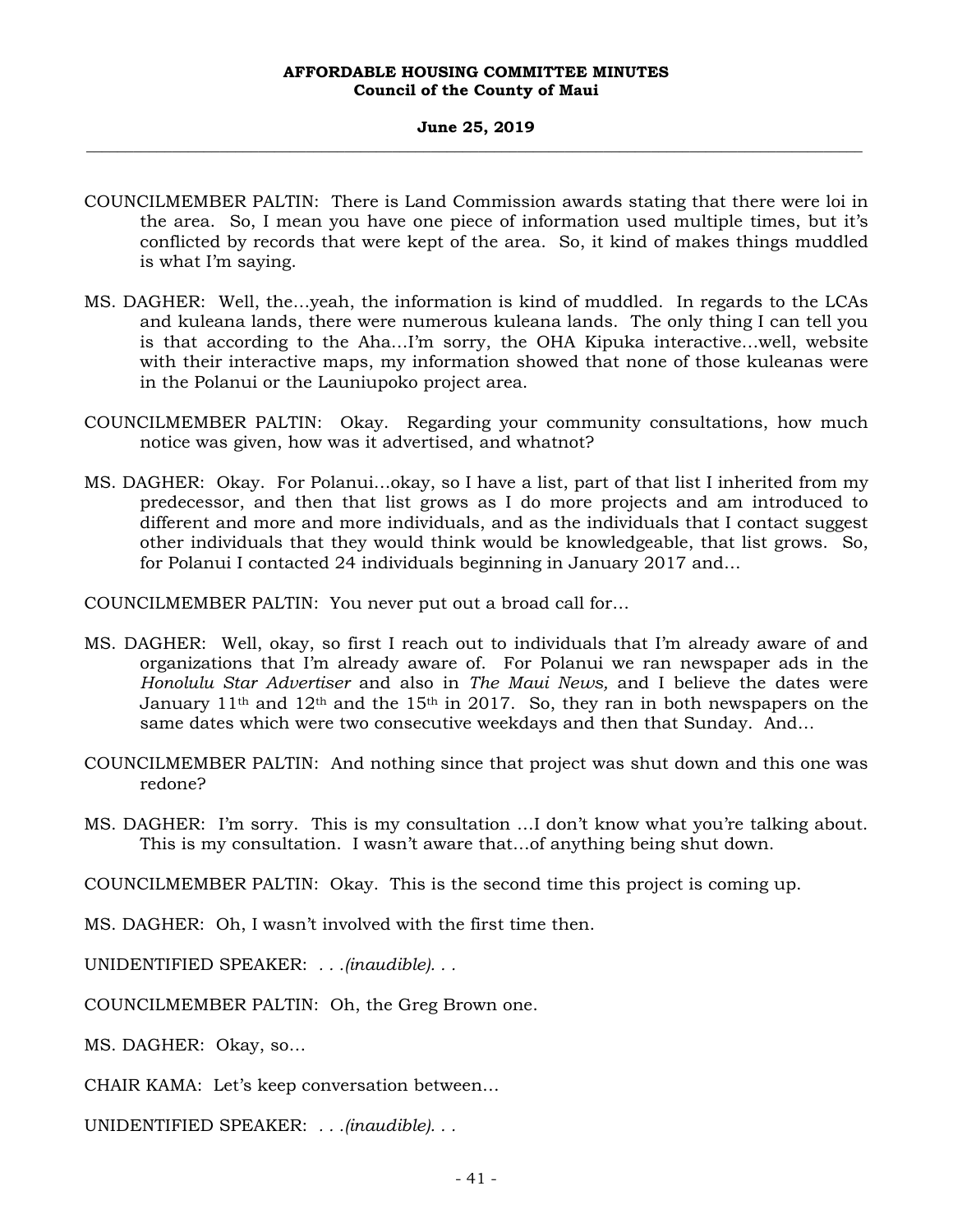COUNCILMEMBER PALTIN: There is Land Commission awards stating that there were loi in the area. So, I mean you have one piece of information used multiple times, but it's conflicted by records that were kept of the area. So, it kind of makes things muddled is what I'm saying.

MS. DAGHER: Well, the…yeah, the information is kind of muddled. In regards to the LCAs and kuleana lands, there were numerous kuleana lands. The only thing I can tell you is that according to the Aha…I'm sorry, the OHA Kipuka interactive…well, website with their interactive maps, my information showed that none of those kuleanas were in the Polanui or the Launiupoko project area.

COUNCILMEMBER PALTIN: Okay. Regarding your community consultations, how much notice was given, how was it advertised, and whatnot?

MS. DAGHER: Okay. For Polanui…okay, so I have a list, part of that list I inherited from my predecessor, and then that list grows as I do more projects and am introduced to different and more and more individuals, and as the individuals that I contact suggest other individuals that they would think would be knowledgeable, that list grows. So, for Polanui I contacted 24 individuals beginning in January 2017 and…

COUNCILMEMBER PALTIN: You never put out a broad call for…

MS. DAGHER: Well, okay, so first I reach out to individuals that I'm already aware of and organizations that I'm already aware of. For Polanui we ran newspaper ads in the *Honolulu Star Advertiser* and also in *The Maui News,* and I believe the dates were January 11th and 12th and the 15th in 2017. So, they ran in both newspapers on the same dates which were two consecutive weekdays and then that Sunday. And…

COUNCILMEMBER PALTIN: And nothing since that project was shut down and this one was redone?

MS. DAGHER: I'm sorry. This is my consultation …I don't know what you're talking about. This is my consultation. I wasn't aware that…of anything being shut down.

COUNCILMEMBER PALTIN: Okay. This is the second time this project is coming up.

MS. DAGHER: Oh, I wasn't involved with the first time then.

UNIDENTIFIED SPEAKER: *. . .(inaudible). . .*

COUNCILMEMBER PALTIN: Oh, the Greg Brown one.

MS. DAGHER: Okay, so…

CHAIR KAMA: Let's keep conversation between…

UNIDENTIFIED SPEAKER: *. . .(inaudible). . .*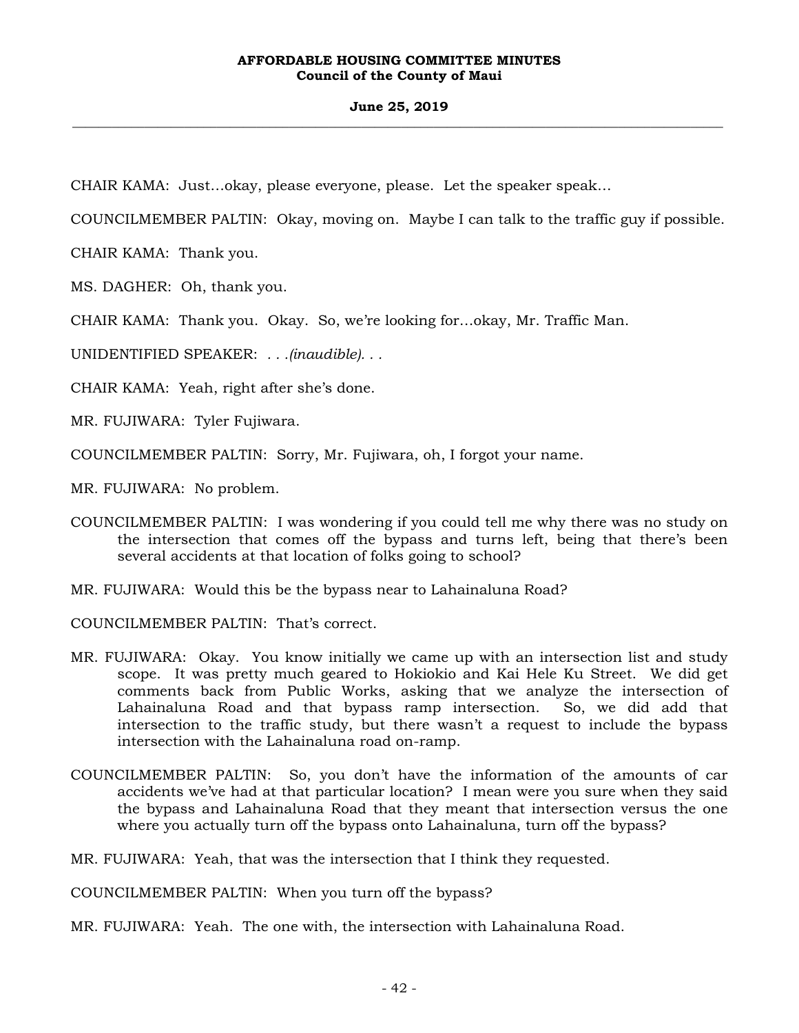CHAIR KAMA: Just…okay, please everyone, please. Let the speaker speak…

COUNCILMEMBER PALTIN: Okay, moving on. Maybe I can talk to the traffic guy if possible.

CHAIR KAMA: Thank you.

MS. DAGHER: Oh, thank you.

CHAIR KAMA: Thank you. Okay. So, we're looking for…okay, Mr. Traffic Man.

UNIDENTIFIED SPEAKER: *. . .(inaudible). . .*

CHAIR KAMA: Yeah, right after she's done.

MR. FUJIWARA: Tyler Fujiwara.

COUNCILMEMBER PALTIN: Sorry, Mr. Fujiwara, oh, I forgot your name.

MR. FUJIWARA: No problem.

COUNCILMEMBER PALTIN: I was wondering if you could tell me why there was no study on the intersection that comes off the bypass and turns left, being that there's been several accidents at that location of folks going to school?

MR. FUJIWARA: Would this be the bypass near to Lahainaluna Road?

COUNCILMEMBER PALTIN: That's correct.

MR. FUJIWARA: Okay. You know initially we came up with an intersection list and study scope. It was pretty much geared to Hokiokio and Kai Hele Ku Street. We did get comments back from Public Works, asking that we analyze the intersection of Lahainaluna Road and that bypass ramp intersection. So, we did add that intersection to the traffic study, but there wasn't a request to include the bypass intersection with the Lahainaluna road on-ramp.

COUNCILMEMBER PALTIN: So, you don't have the information of the amounts of car accidents we've had at that particular location? I mean were you sure when they said the bypass and Lahainaluna Road that they meant that intersection versus the one where you actually turn off the bypass onto Lahainaluna, turn off the bypass?

MR. FUJIWARA: Yeah, that was the intersection that I think they requested.

COUNCILMEMBER PALTIN: When you turn off the bypass?

MR. FUJIWARA: Yeah. The one with, the intersection with Lahainaluna Road.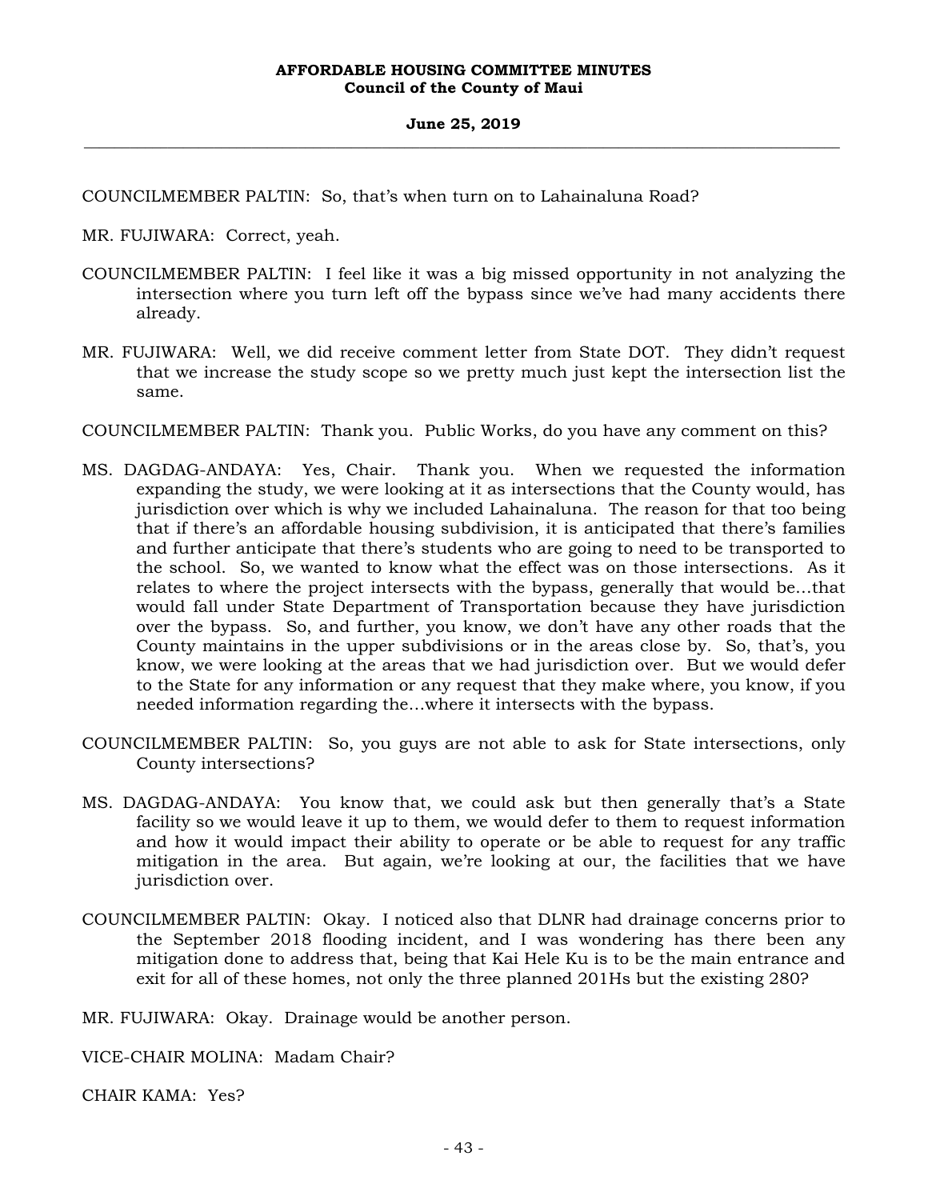COUNCILMEMBER PALTIN: So, that's when turn on to Lahainaluna Road?

MR. FUJIWARA: Correct, yeah.

COUNCILMEMBER PALTIN: I feel like it was a big missed opportunity in not analyzing the intersection where you turn left off the bypass since we've had many accidents there already.

MR. FUJIWARA: Well, we did receive comment letter from State DOT. They didn't request that we increase the study scope so we pretty much just kept the intersection list the same.

COUNCILMEMBER PALTIN: Thank you. Public Works, do you have any comment on this?

MS. DAGDAG-ANDAYA: Yes, Chair. Thank you. When we requested the information expanding the study, we were looking at it as intersections that the County would, has jurisdiction over which is why we included Lahainaluna. The reason for that too being that if there's an affordable housing subdivision, it is anticipated that there's families and further anticipate that there's students who are going to need to be transported to the school. So, we wanted to know what the effect was on those intersections. As it relates to where the project intersects with the bypass, generally that would be...that would fall under State Department of Transportation because they have jurisdiction over the bypass. So, and further, you know, we don't have any other roads that the County maintains in the upper subdivisions or in the areas close by. So, that's, you know, we were looking at the areas that we had jurisdiction over. But we would defer to the State for any information or any request that they make where, you know, if you needed information regarding the...where it intersects with the bypass.

COUNCILMEMBER PALTIN: So, you guys are not able to ask for State intersections, only County intersections?

MS. DAGDAG-ANDAYA: You know that, we could ask but then generally that's a State facility so we would leave it up to them, we would defer to them to request information and how it would impact their ability to operate or be able to request for any traffic mitigation in the area. But again, we're looking at our, the facilities that we have jurisdiction over.

COUNCILMEMBER PALTIN: Okay. I noticed also that DLNR had drainage concerns prior to the September 2018 flooding incident, and I was wondering has there been any mitigation done to address that, being that Kai Hele Ku is to be the main entrance and exit for all of these homes, not only the three planned 201Hs but the existing 280?

MR. FUJIWARA: Okay. Drainage would be another person.

VICE-CHAIR MOLINA: Madam Chair?

CHAIR KAMA: Yes?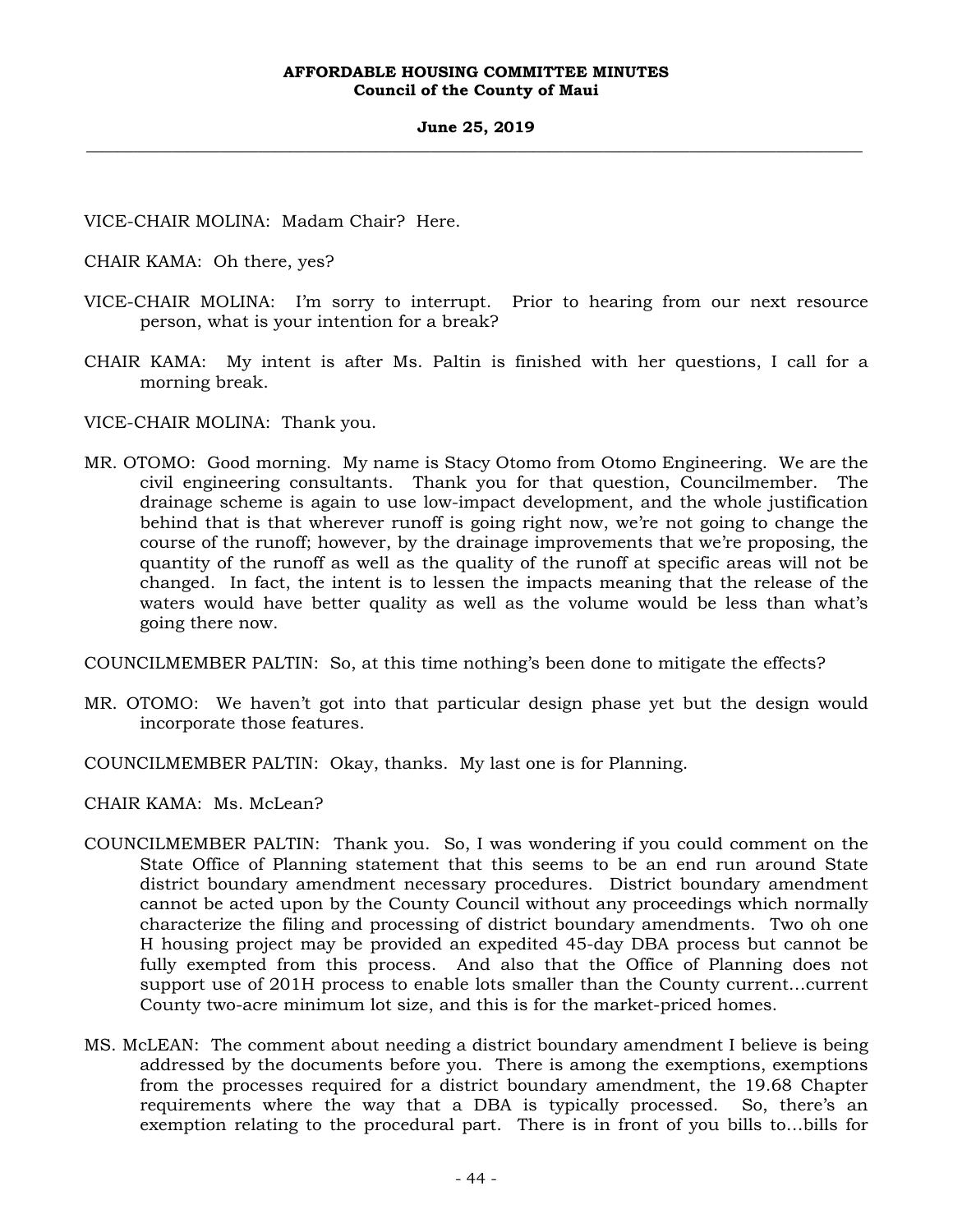VICE-CHAIR MOLINA: Madam Chair? Here.

CHAIR KAMA: Oh there, yes?

VICE-CHAIR MOLINA: I'm sorry to interrupt. Prior to hearing from our next resource person, what is your intention for a break?

CHAIR KAMA: My intent is after Ms. Paltin is finished with her questions, I call for a morning break.

VICE-CHAIR MOLINA: Thank you.

MR. OTOMO: Good morning. My name is Stacy Otomo from Otomo Engineering. We are the civil engineering consultants. Thank you for that question, Councilmember. The drainage scheme is again to use low-impact development, and the whole justification behind that is that wherever runoff is going right now, we're not going to change the course of the runoff; however, by the drainage improvements that we're proposing, the quantity of the runoff as well as the quality of the runoff at specific areas will not be changed. In fact, the intent is to lessen the impacts meaning that the release of the waters would have better quality as well as the volume would be less than what's going there now.

COUNCILMEMBER PALTIN: So, at this time nothing's been done to mitigate the effects?

MR. OTOMO: We haven't got into that particular design phase yet but the design would incorporate those features.

COUNCILMEMBER PALTIN: Okay, thanks. My last one is for Planning.

CHAIR KAMA: Ms. McLean?

COUNCILMEMBER PALTIN: Thank you. So, I was wondering if you could comment on the State Office of Planning statement that this seems to be an end run around State district boundary amendment necessary procedures. District boundary amendment cannot be acted upon by the County Council without any proceedings which normally characterize the filing and processing of district boundary amendments. Two oh one H housing project may be provided an expedited 45-day DBA process but cannot be fully exempted from this process. And also that the Office of Planning does not support use of 201H process to enable lots smaller than the County current...current County two-acre minimum lot size, and this is for the market-priced homes.

MS. McLEAN: The comment about needing a district boundary amendment I believe is being addressed by the documents before you. There is among the exemptions, exemptions from the processes required for a district boundary amendment, the 19.68 Chapter requirements where the way that a DBA is typically processed. So, there's an exemption relating to the procedural part. There is in front of you bills to...bills for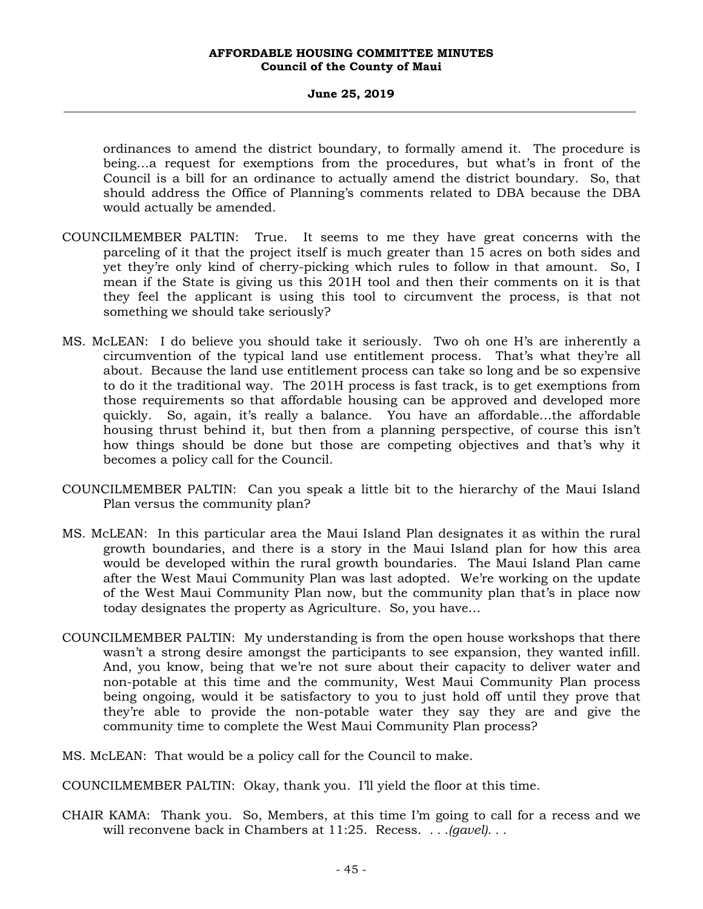ordinances to amend the district boundary, to formally amend it. The procedure is being...a request for exemptions from the procedures, but what's in front of the Council is a bill for an ordinance to actually amend the district boundary. So, that should address the Office of Planning's comments related to DBA because the DBA would actually be amended.

COUNCILMEMBER PALTIN: True. It seems to me they have great concerns with the parceling of it that the project itself is much greater than 15 acres on both sides and yet they're only kind of cherry-picking which rules to follow in that amount. So, I mean if the State is giving us this 201H tool and then their comments on it is that they feel the applicant is using this tool to circumvent the process, is that not something we should take seriously?

MS. McLEAN: I do believe you should take it seriously. Two oh one H's are inherently a circumvention of the typical land use entitlement process. That's what they're all about. Because the land use entitlement process can take so long and be so expensive to do it the traditional way. The 201H process is fast track, is to get exemptions from those requirements so that affordable housing can be approved and developed more quickly. So, again, it's really a balance. You have an affordable...the affordable housing thrust behind it, but then from a planning perspective, of course this isn't how things should be done but those are competing objectives and that's why it becomes a policy call for the Council.

COUNCILMEMBER PALTIN: Can you speak a little bit to the hierarchy of the Maui Island Plan versus the community plan?

MS. McLEAN: In this particular area the Maui Island Plan designates it as within the rural growth boundaries, and there is a story in the Maui Island plan for how this area would be developed within the rural growth boundaries. The Maui Island Plan came after the West Maui Community Plan was last adopted. We're working on the update of the West Maui Community Plan now, but the community plan that's in place now today designates the property as Agriculture. So, you have...

COUNCILMEMBER PALTIN: My understanding is from the open house workshops that there wasn't a strong desire amongst the participants to see expansion, they wanted infill. And, you know, being that we're not sure about their capacity to deliver water and non-potable at this time and the community, West Maui Community Plan process being ongoing, would it be satisfactory to you to just hold off until they prove that they're able to provide the non-potable water they say they are and give the community time to complete the West Maui Community Plan process?

MS. McLEAN: That would be a policy call for the Council to make.

COUNCILMEMBER PALTIN: Okay, thank you. I'll yield the floor at this time.

CHAIR KAMA: Thank you. So, Members, at this time I'm going to call for a recess and we will reconvene back in Chambers at 11:25. Recess. *. . .(gavel). . .*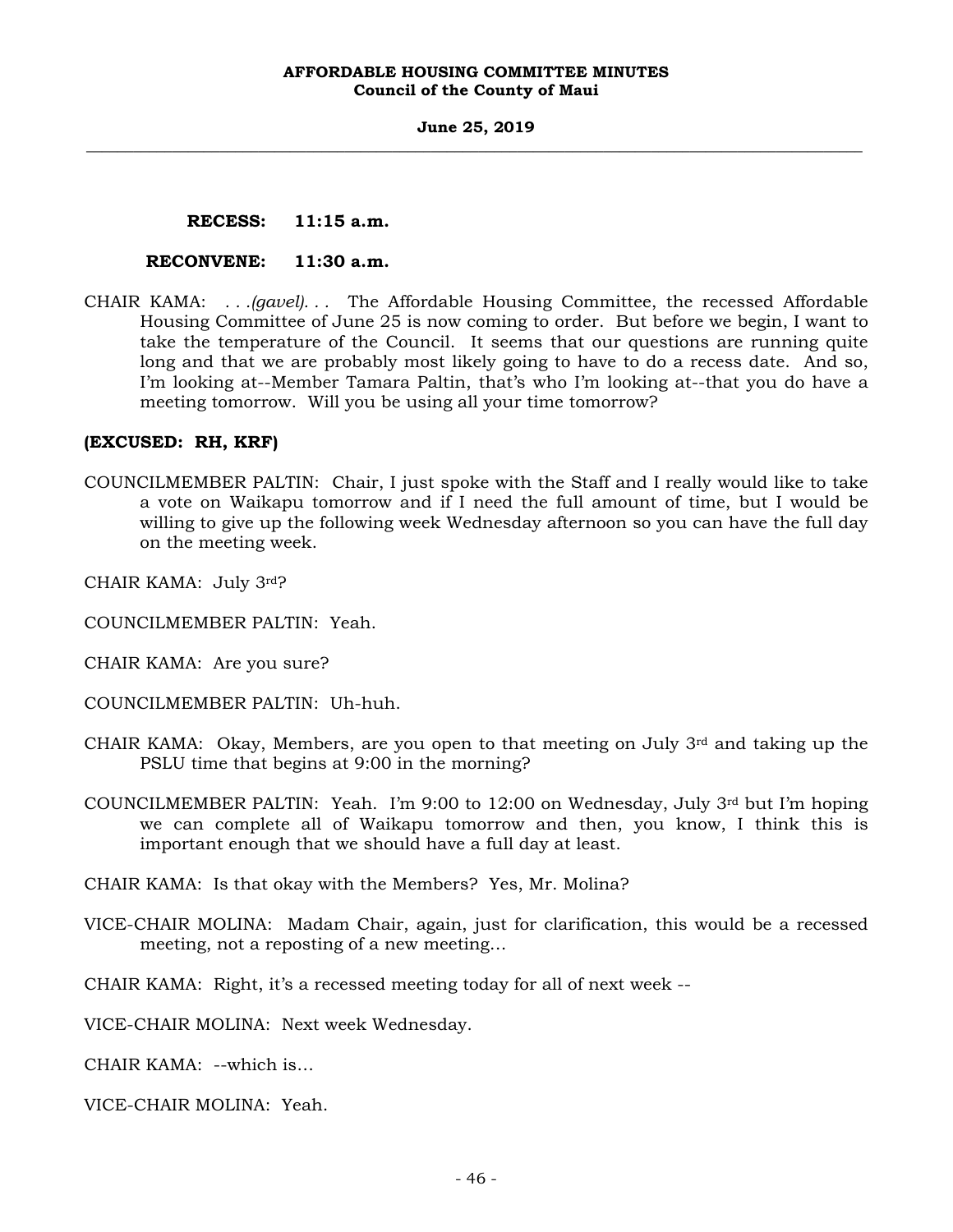**RECESS: 11:15 a.m.**

**RECONVENE: 11:30 a.m.**

CHAIR KAMA: . . .*(gavel)*. . . The Affordable Housing Committee, the recessed Affordable Housing Committee of June 25 is now coming to order. But before we begin, I want to take the temperature of the Council. It seems that our questions are running quite long and that we are probably most likely going to have to do a recess date. And so, I'm looking at--Member Tamara Paltin, that's who I'm looking at--that you do have a meeting tomorrow. Will you be using all your time tomorrow?

**(EXCUSED: RH, KRF)**

COUNCILMEMBER PALTIN: Chair, I just spoke with the Staff and I really would like to take a vote on Waikapu tomorrow and if I need the full amount of time, but I would be willing to give up the following week Wednesday afternoon so you can have the full day on the meeting week.

CHAIR KAMA: July 3rd?

COUNCILMEMBER PALTIN: Yeah.

CHAIR KAMA: Are you sure?

COUNCILMEMBER PALTIN: Uh-huh.

CHAIR KAMA: Okay, Members, are you open to that meeting on July 3rd and taking up the PSLU time that begins at 9:00 in the morning?

COUNCILMEMBER PALTIN: Yeah. I'm 9:00 to 12:00 on Wednesday, July 3rd but I'm hoping we can complete all of Waikapu tomorrow and then, you know, I think this is important enough that we should have a full day at least.

CHAIR KAMA: Is that okay with the Members? Yes, Mr. Molina?

VICE-CHAIR MOLINA: Madam Chair, again, just for clarification, this would be a recessed meeting, not a reposting of a new meeting…

CHAIR KAMA: Right, it's a recessed meeting today for all of next week --

VICE-CHAIR MOLINA: Next week Wednesday.

CHAIR KAMA: --which is…

VICE-CHAIR MOLINA: Yeah.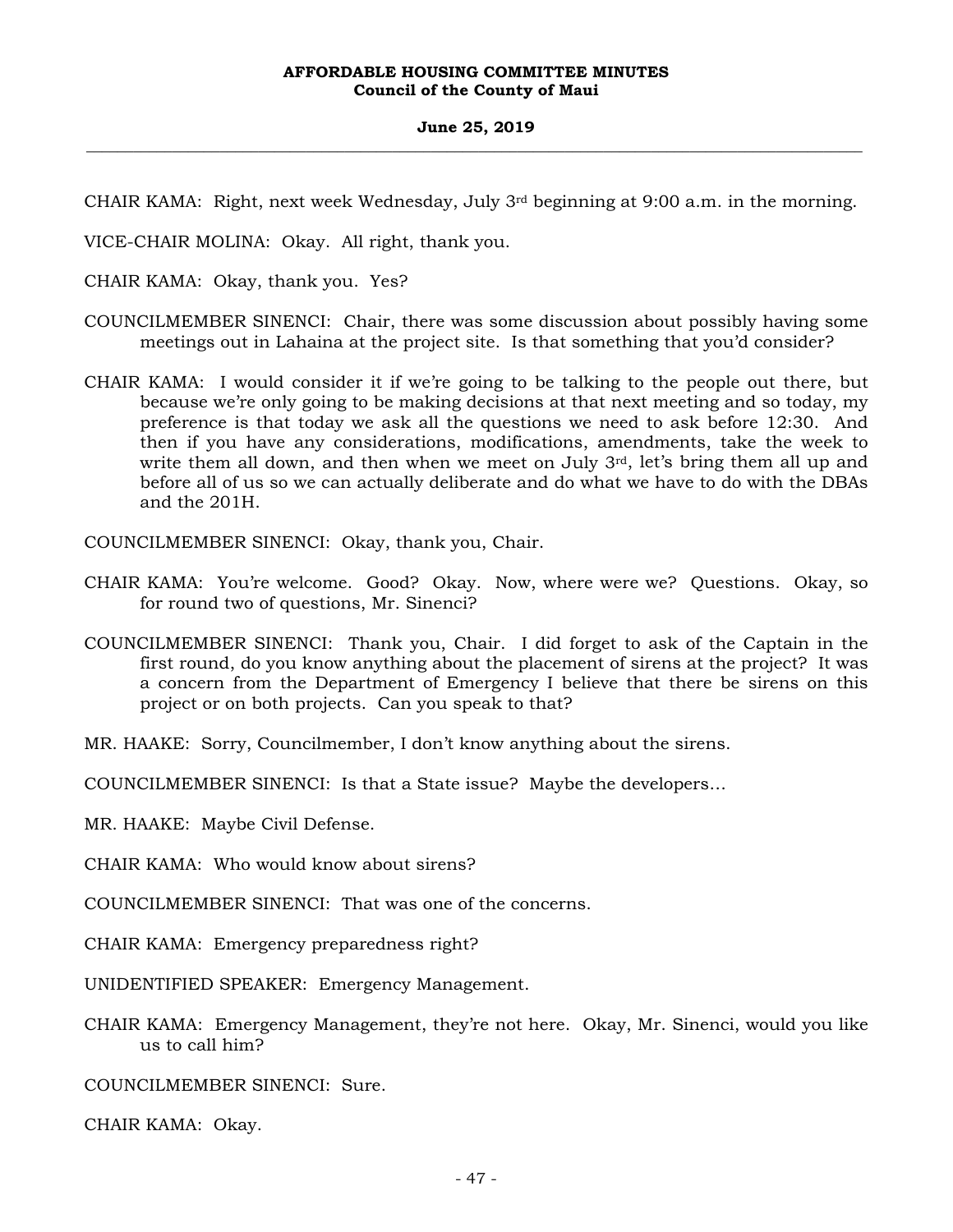CHAIR KAMA: Right, next week Wednesday, July 3rd beginning at 9:00 a.m. in the morning.

VICE-CHAIR MOLINA: Okay. All right, thank you.

CHAIR KAMA: Okay, thank you. Yes?

COUNCILMEMBER SINENCI: Chair, there was some discussion about possibly having some meetings out in Lahaina at the project site. Is that something that you'd consider?

CHAIR KAMA: I would consider it if we're going to be talking to the people out there, but because we're only going to be making decisions at that next meeting and so today, my preference is that today we ask all the questions we need to ask before 12:30. And then if you have any considerations, modifications, amendments, take the week to write them all down, and then when we meet on July 3rd, let's bring them all up and before all of us so we can actually deliberate and do what we have to do with the DBAs and the 201H.

COUNCILMEMBER SINENCI: Okay, thank you, Chair.

CHAIR KAMA: You're welcome. Good? Okay. Now, where were we? Questions. Okay, so for round two of questions, Mr. Sinenci?

COUNCILMEMBER SINENCI: Thank you, Chair. I did forget to ask of the Captain in the first round, do you know anything about the placement of sirens at the project? It was a concern from the Department of Emergency I believe that there be sirens on this project or on both projects. Can you speak to that?

MR. HAAKE: Sorry, Councilmember, I don't know anything about the sirens.

COUNCILMEMBER SINENCI: Is that a State issue? Maybe the developers...

MR. HAAKE: Maybe Civil Defense.

CHAIR KAMA: Who would know about sirens?

COUNCILMEMBER SINENCI: That was one of the concerns.

CHAIR KAMA: Emergency preparedness right?

UNIDENTIFIED SPEAKER: Emergency Management.

CHAIR KAMA: Emergency Management, they're not here. Okay, Mr. Sinenci, would you like us to call him?

COUNCILMEMBER SINENCI: Sure.

CHAIR KAMA: Okay.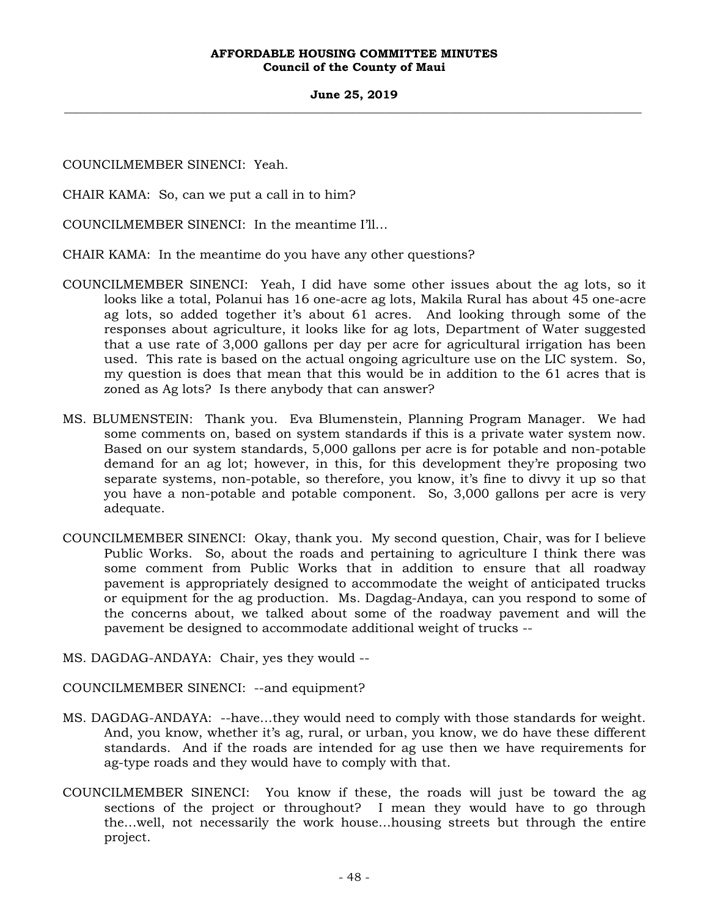COUNCILMEMBER SINENCI: Yeah.

CHAIR KAMA: So, can we put a call in to him?

COUNCILMEMBER SINENCI: In the meantime I'll...

CHAIR KAMA: In the meantime do you have any other questions?

COUNCILMEMBER SINENCI: Yeah, I did have some other issues about the ag lots, so it looks like a total, Polanui has 16 one-acre ag lots, Makila Rural has about 45 one-acre ag lots, so added together it's about 61 acres. And looking through some of the responses about agriculture, it looks like for ag lots, Department of Water suggested that a use rate of 3,000 gallons per day per acre for agricultural irrigation has been used. This rate is based on the actual ongoing agriculture use on the LIC system. So, my question is does that mean that this would be in addition to the 61 acres that is zoned as Ag lots? Is there anybody that can answer?

MS. BLUMENSTEIN: Thank you. Eva Blumenstein, Planning Program Manager. We had some comments on, based on system standards if this is a private water system now. Based on our system standards, 5,000 gallons per acre is for potable and non-potable demand for an ag lot; however, in this, for this development they're proposing two separate systems, non-potable, so therefore, you know, it's fine to divvy it up so that you have a non-potable and potable component. So, 3,000 gallons per acre is very adequate.

COUNCILMEMBER SINENCI: Okay, thank you. My second question, Chair, was for I believe Public Works. So, about the roads and pertaining to agriculture I think there was some comment from Public Works that in addition to ensure that all roadway pavement is appropriately designed to accommodate the weight of anticipated trucks or equipment for the ag production. Ms. Dagdag-Andaya, can you respond to some of the concerns about, we talked about some of the roadway pavement and will the pavement be designed to accommodate additional weight of trucks --

MS. DAGDAG-ANDAYA: Chair, yes they would --

COUNCILMEMBER SINENCI: --and equipment?

MS. DAGDAG-ANDAYA: --have...they would need to comply with those standards for weight. And, you know, whether it's ag, rural, or urban, you know, we do have these different standards. And if the roads are intended for ag use then we have requirements for ag-type roads and they would have to comply with that.

COUNCILMEMBER SINENCI: You know if these, the roads will just be toward the ag sections of the project or throughout? I mean they would have to go through the...well, not necessarily the work house...housing streets but through the entire project.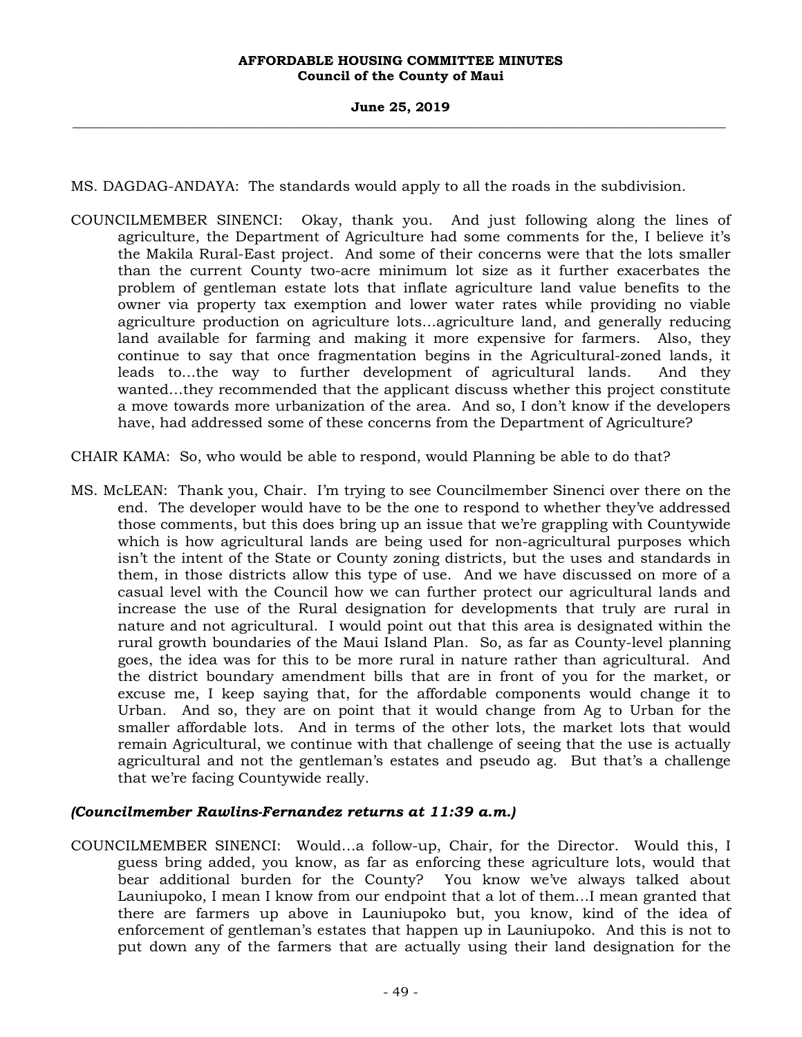MS. DAGDAG-ANDAYA: The standards would apply to all the roads in the subdivision.

COUNCILMEMBER SINENCI: Okay, thank you. And just following along the lines of agriculture, the Department of Agriculture had some comments for the, I believe it's the Makila Rural-East project. And some of their concerns were that the lots smaller than the current County two-acre minimum lot size as it further exacerbates the problem of gentleman estate lots that inflate agriculture land value benefits to the owner via property tax exemption and lower water rates while providing no viable agriculture production on agriculture lots...agriculture land, and generally reducing land available for farming and making it more expensive for farmers. Also, they continue to say that once fragmentation begins in the Agricultural-zoned lands, it leads to...the way to further development of agricultural lands. And they wanted...they recommended that the applicant discuss whether this project constitute a move towards more urbanization of the area. And so, I don't know if the developers have, had addressed some of these concerns from the Department of Agriculture?

CHAIR KAMA: So, who would be able to respond, would Planning be able to do that?

MS. McLEAN: Thank you, Chair. I'm trying to see Councilmember Sinenci over there on the end. The developer would have to be the one to respond to whether they've addressed those comments, but this does bring up an issue that we're grappling with Countywide which is how agricultural lands are being used for non-agricultural purposes which isn't the intent of the State or County zoning districts, but the uses and standards in them, in those districts allow this type of use. And we have discussed on more of a casual level with the Council how we can further protect our agricultural lands and increase the use of the Rural designation for developments that truly are rural in nature and not agricultural. I would point out that this area is designated within the rural growth boundaries of the Maui Island Plan. So, as far as County-level planning goes, the idea was for this to be more rural in nature rather than agricultural. And the district boundary amendment bills that are in front of you for the market, or excuse me, I keep saying that, for the affordable components would change it to Urban. And so, they are on point that it would change from Ag to Urban for the smaller affordable lots. And in terms of the other lots, the market lots that would remain Agricultural, we continue with that challenge of seeing that the use is actually agricultural and not the gentleman's estates and pseudo ag. But that's a challenge that we're facing Countywide really.

***(Councilmember Rawlins-Fernandez returns at 11:39 a.m.)***

COUNCILMEMBER SINENCI: Would...a follow-up, Chair, for the Director. Would this, I guess bring added, you know, as far as enforcing these agriculture lots, would that bear additional burden for the County? You know we've always talked about Launiupoko, I mean I know from our endpoint that a lot of them...I mean granted that there are farmers up above in Launiupoko but, you know, kind of the idea of enforcement of gentleman's estates that happen up in Launiupoko. And this is not to put down any of the farmers that are actually using their land designation for the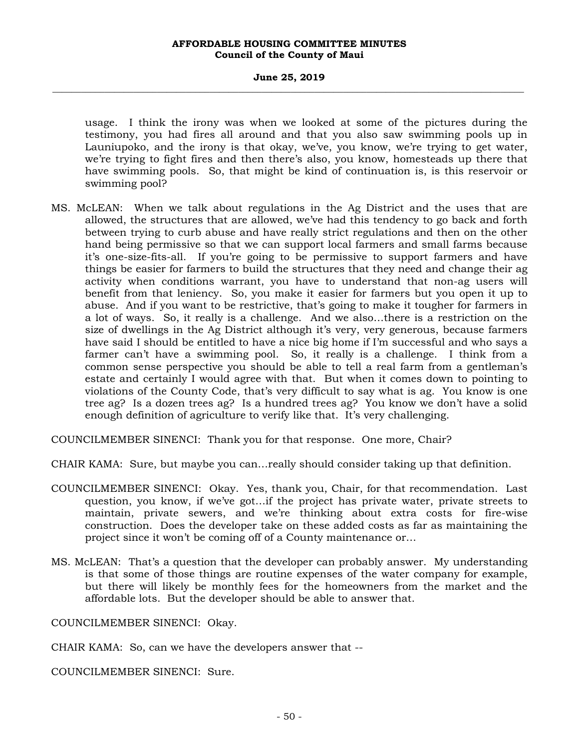usage. I think the irony was when we looked at some of the pictures during the testimony, you had fires all around and that you also saw swimming pools up in Launiupoko, and the irony is that okay, we've, you know, we're trying to get water, we're trying to fight fires and then there's also, you know, homesteads up there that have swimming pools. So, that might be kind of continuation is, is this reservoir or swimming pool?

MS. McLEAN: When we talk about regulations in the Ag District and the uses that are allowed, the structures that are allowed, we've had this tendency to go back and forth between trying to curb abuse and have really strict regulations and then on the other hand being permissive so that we can support local farmers and small farms because it's one-size-fits-all. If you're going to be permissive to support farmers and have things be easier for farmers to build the structures that they need and change their ag activity when conditions warrant, you have to understand that non-ag users will benefit from that leniency. So, you make it easier for farmers but you open it up to abuse. And if you want to be restrictive, that's going to make it tougher for farmers in a lot of ways. So, it really is a challenge. And we also…there is a restriction on the size of dwellings in the Ag District although it's very, very generous, because farmers have said I should be entitled to have a nice big home if I'm successful and who says a farmer can't have a swimming pool. So, it really is a challenge. I think from a common sense perspective you should be able to tell a real farm from a gentleman's estate and certainly I would agree with that. But when it comes down to pointing to violations of the County Code, that's very difficult to say what is ag. You know is one tree ag? Is a dozen trees ag? Is a hundred trees ag? You know we don't have a solid enough definition of agriculture to verify like that. It's very challenging.

COUNCILMEMBER SINENCI: Thank you for that response. One more, Chair?

CHAIR KAMA: Sure, but maybe you can…really should consider taking up that definition.

COUNCILMEMBER SINENCI: Okay. Yes, thank you, Chair, for that recommendation. Last question, you know, if we've got…if the project has private water, private streets to maintain, private sewers, and we're thinking about extra costs for fire-wise construction. Does the developer take on these added costs as far as maintaining the project since it won't be coming off of a County maintenance or…

MS. McLEAN: That's a question that the developer can probably answer. My understanding is that some of those things are routine expenses of the water company for example, but there will likely be monthly fees for the homeowners from the market and the affordable lots. But the developer should be able to answer that.

COUNCILMEMBER SINENCI: Okay.

CHAIR KAMA: So, can we have the developers answer that --

COUNCILMEMBER SINENCI: Sure.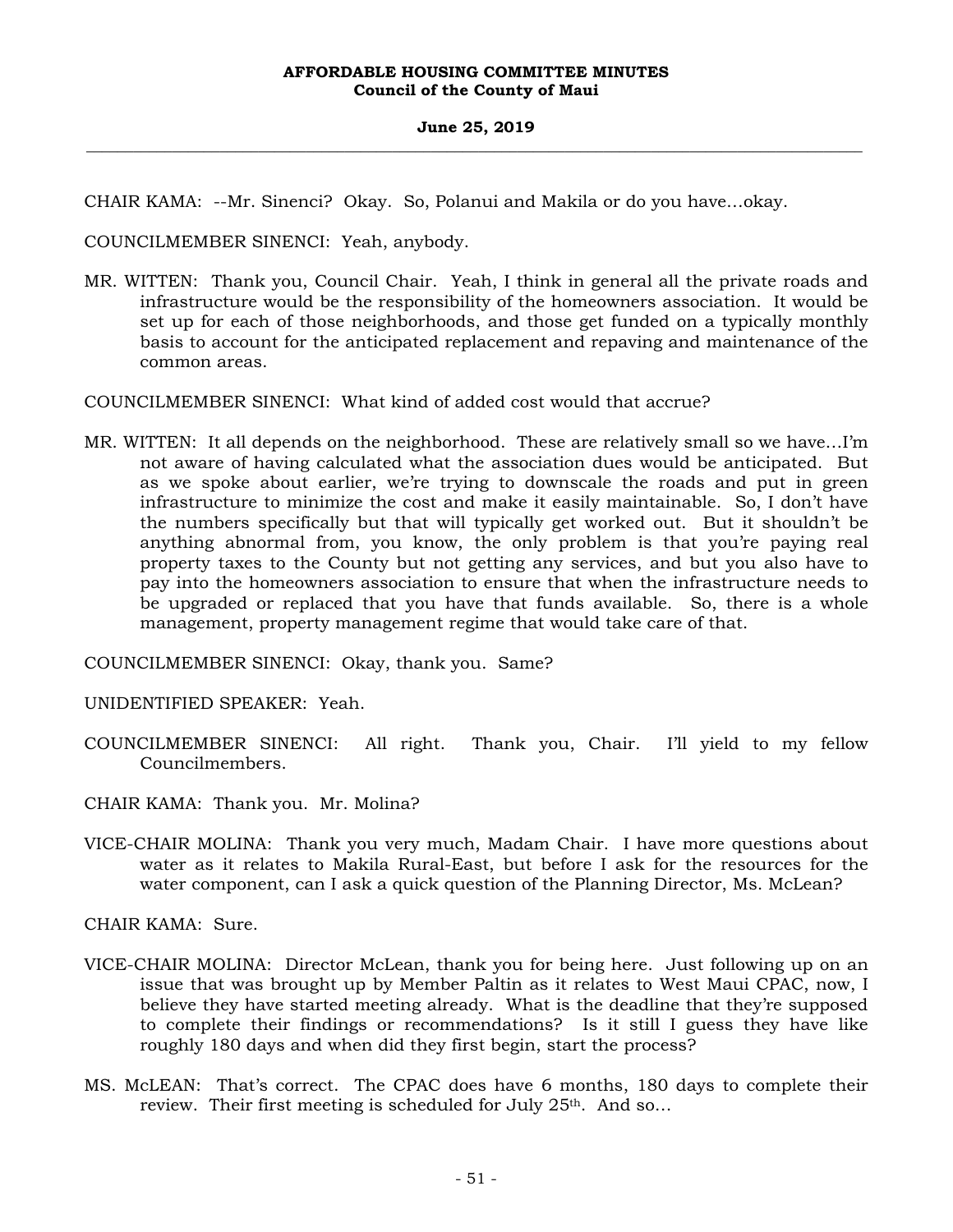CHAIR KAMA: --Mr. Sinenci? Okay. So, Polanui and Makila or do you have...okay.

COUNCILMEMBER SINENCI: Yeah, anybody.

MR. WITTEN: Thank you, Council Chair. Yeah, I think in general all the private roads and infrastructure would be the responsibility of the homeowners association. It would be set up for each of those neighborhoods, and those get funded on a typically monthly basis to account for the anticipated replacement and repaving and maintenance of the common areas.

COUNCILMEMBER SINENCI: What kind of added cost would that accrue?

MR. WITTEN: It all depends on the neighborhood. These are relatively small so we have...I'm not aware of having calculated what the association dues would be anticipated. But as we spoke about earlier, we're trying to downscale the roads and put in green infrastructure to minimize the cost and make it easily maintainable. So, I don't have the numbers specifically but that will typically get worked out. But it shouldn't be anything abnormal from, you know, the only problem is that you're paying real property taxes to the County but not getting any services, and but you also have to pay into the homeowners association to ensure that when the infrastructure needs to be upgraded or replaced that you have that funds available. So, there is a whole management, property management regime that would take care of that.

COUNCILMEMBER SINENCI: Okay, thank you. Same?

UNIDENTIFIED SPEAKER: Yeah.

COUNCILMEMBER SINENCI: All right. Thank you, Chair. I'll yield to my fellow Councilmembers.

CHAIR KAMA: Thank you. Mr. Molina?

VICE-CHAIR MOLINA: Thank you very much, Madam Chair. I have more questions about water as it relates to Makila Rural-East, but before I ask for the resources for the water component, can I ask a quick question of the Planning Director, Ms. McLean?

CHAIR KAMA: Sure.

VICE-CHAIR MOLINA: Director McLean, thank you for being here. Just following up on an issue that was brought up by Member Paltin as it relates to West Maui CPAC, now, I believe they have started meeting already. What is the deadline that they're supposed to complete their findings or recommendations? Is it still I guess they have like roughly 180 days and when did they first begin, start the process?

MS. McLEAN: That's correct. The CPAC does have 6 months, 180 days to complete their review. Their first meeting is scheduled for July 25th. And so...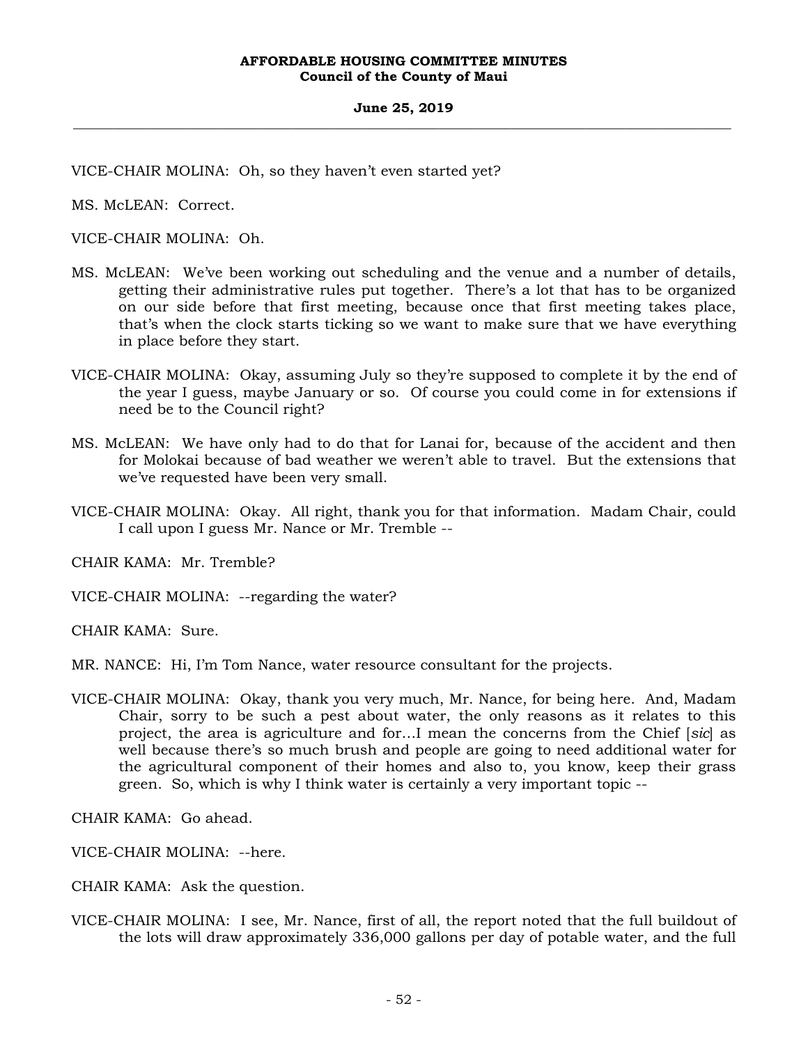VICE-CHAIR MOLINA: Oh, so they haven't even started yet?

MS. McLEAN: Correct.

VICE-CHAIR MOLINA: Oh.

MS. McLEAN: We've been working out scheduling and the venue and a number of details, getting their administrative rules put together. There's a lot that has to be organized on our side before that first meeting, because once that first meeting takes place, that's when the clock starts ticking so we want to make sure that we have everything in place before they start.

VICE-CHAIR MOLINA: Okay, assuming July so they're supposed to complete it by the end of the year I guess, maybe January or so. Of course you could come in for extensions if need be to the Council right?

MS. McLEAN: We have only had to do that for Lanai for, because of the accident and then for Molokai because of bad weather we weren't able to travel. But the extensions that we've requested have been very small.

VICE-CHAIR MOLINA: Okay. All right, thank you for that information. Madam Chair, could I call upon I guess Mr. Nance or Mr. Tremble --

CHAIR KAMA: Mr. Tremble?

VICE-CHAIR MOLINA: --regarding the water?

CHAIR KAMA: Sure.

MR. NANCE: Hi, I'm Tom Nance, water resource consultant for the projects.

VICE-CHAIR MOLINA: Okay, thank you very much, Mr. Nance, for being here. And, Madam Chair, sorry to be such a pest about water, the only reasons as it relates to this project, the area is agriculture and for…I mean the concerns from the Chief [*sic*] as well because there's so much brush and people are going to need additional water for the agricultural component of their homes and also to, you know, keep their grass green. So, which is why I think water is certainly a very important topic --

CHAIR KAMA: Go ahead.

VICE-CHAIR MOLINA: --here.

CHAIR KAMA: Ask the question.

VICE-CHAIR MOLINA: I see, Mr. Nance, first of all, the report noted that the full buildout of the lots will draw approximately 336,000 gallons per day of potable water, and the full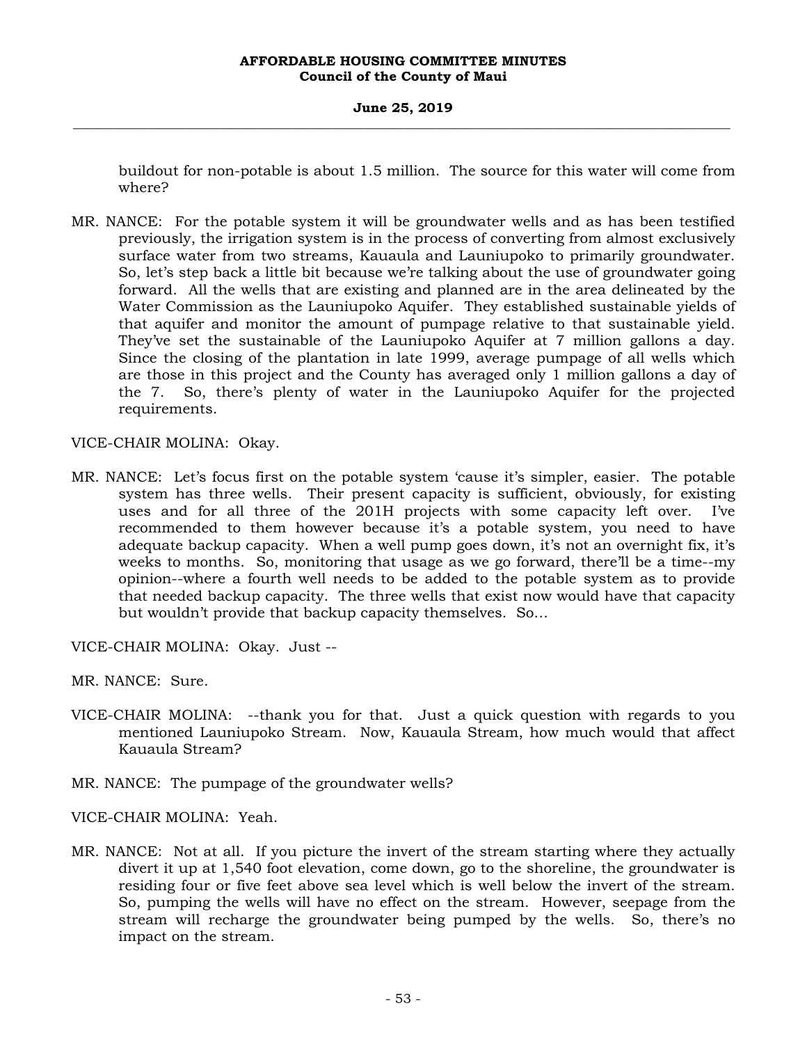buildout for non-potable is about 1.5 million. The source for this water will come from where?

MR. NANCE: For the potable system it will be groundwater wells and as has been testified previously, the irrigation system is in the process of converting from almost exclusively surface water from two streams, Kauaula and Launiupoko to primarily groundwater. So, let's step back a little bit because we're talking about the use of groundwater going forward. All the wells that are existing and planned are in the area delineated by the Water Commission as the Launiupoko Aquifer. They established sustainable yields of that aquifer and monitor the amount of pumpage relative to that sustainable yield. They've set the sustainable of the Launiupoko Aquifer at 7 million gallons a day. Since the closing of the plantation in late 1999, average pumpage of all wells which are those in this project and the County has averaged only 1 million gallons a day of the 7. So, there's plenty of water in the Launiupoko Aquifer for the projected requirements.

VICE-CHAIR MOLINA: Okay.

MR. NANCE: Let's focus first on the potable system 'cause it's simpler, easier. The potable system has three wells. Their present capacity is sufficient, obviously, for existing uses and for all three of the 201H projects with some capacity left over. I've recommended to them however because it's a potable system, you need to have adequate backup capacity. When a well pump goes down, it's not an overnight fix, it's weeks to months. So, monitoring that usage as we go forward, there'll be a time--my opinion--where a fourth well needs to be added to the potable system as to provide that needed backup capacity. The three wells that exist now would have that capacity but wouldn't provide that backup capacity themselves. So...

VICE-CHAIR MOLINA: Okay. Just --

MR. NANCE: Sure.

VICE-CHAIR MOLINA: --thank you for that. Just a quick question with regards to you mentioned Launiupoko Stream. Now, Kauaula Stream, how much would that affect Kauaula Stream?

MR. NANCE: The pumpage of the groundwater wells?

VICE-CHAIR MOLINA: Yeah.

MR. NANCE: Not at all. If you picture the invert of the stream starting where they actually divert it up at 1,540 foot elevation, come down, go to the shoreline, the groundwater is residing four or five feet above sea level which is well below the invert of the stream. So, pumping the wells will have no effect on the stream. However, seepage from the stream will recharge the groundwater being pumped by the wells. So, there's no impact on the stream.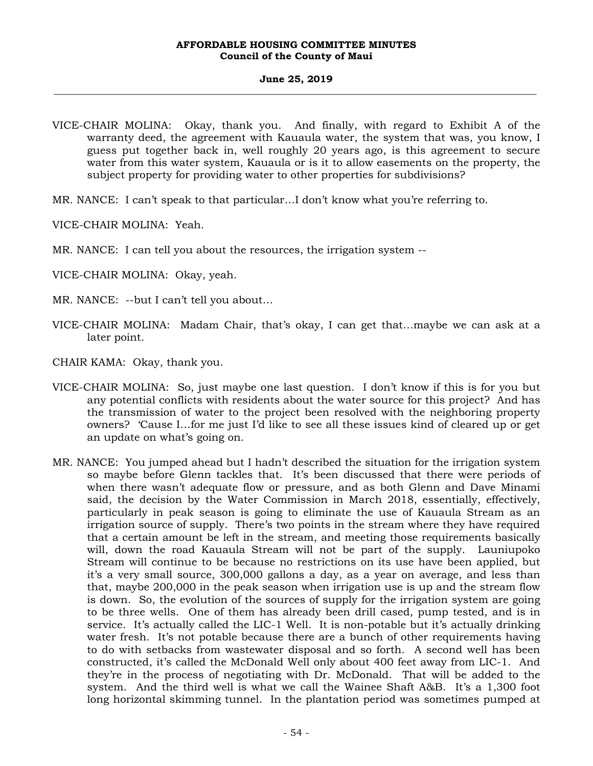VICE-CHAIR MOLINA: Okay, thank you. And finally, with regard to Exhibit A of the warranty deed, the agreement with Kauaula water, the system that was, you know, I guess put together back in, well roughly 20 years ago, is this agreement to secure water from this water system, Kauaula or is it to allow easements on the property, the subject property for providing water to other properties for subdivisions?

MR. NANCE: I can't speak to that particular…I don't know what you're referring to.

VICE-CHAIR MOLINA: Yeah.

MR. NANCE: I can tell you about the resources, the irrigation system --

VICE-CHAIR MOLINA: Okay, yeah.

MR. NANCE: --but I can't tell you about…

VICE-CHAIR MOLINA: Madam Chair, that's okay, I can get that…maybe we can ask at a later point.

CHAIR KAMA: Okay, thank you.

VICE-CHAIR MOLINA: So, just maybe one last question. I don't know if this is for you but any potential conflicts with residents about the water source for this project? And has the transmission of water to the project been resolved with the neighboring property owners? 'Cause I…for me just I'd like to see all these issues kind of cleared up or get an update on what's going on.

MR. NANCE: You jumped ahead but I hadn't described the situation for the irrigation system so maybe before Glenn tackles that. It's been discussed that there were periods of when there wasn't adequate flow or pressure, and as both Glenn and Dave Minami said, the decision by the Water Commission in March 2018, essentially, effectively, particularly in peak season is going to eliminate the use of Kauaula Stream as an irrigation source of supply. There's two points in the stream where they have required that a certain amount be left in the stream, and meeting those requirements basically will, down the road Kauaula Stream will not be part of the supply. Launiupoko Stream will continue to be because no restrictions on its use have been applied, but it's a very small source, 300,000 gallons a day, as a year on average, and less than that, maybe 200,000 in the peak season when irrigation use is up and the stream flow is down. So, the evolution of the sources of supply for the irrigation system are going to be three wells. One of them has already been drill cased, pump tested, and is in service. It's actually called the LIC-1 Well. It is non-potable but it's actually drinking water fresh. It's not potable because there are a bunch of other requirements having to do with setbacks from wastewater disposal and so forth. A second well has been constructed, it's called the McDonald Well only about 400 feet away from LIC-1. And they're in the process of negotiating with Dr. McDonald. That will be added to the system. And the third well is what we call the Wainee Shaft A&B. It's a 1,300 foot long horizontal skimming tunnel. In the plantation period was sometimes pumped at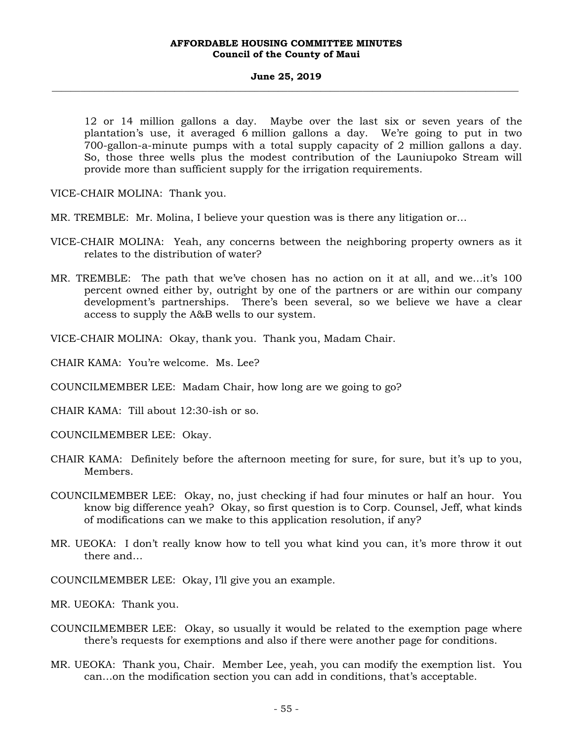12 or 14 million gallons a day. Maybe over the last six or seven years of the plantation's use, it averaged 6 million gallons a day. We're going to put in two 700-gallon-a-minute pumps with a total supply capacity of 2 million gallons a day. So, those three wells plus the modest contribution of the Launiupoko Stream will provide more than sufficient supply for the irrigation requirements.

VICE-CHAIR MOLINA: Thank you.

MR. TREMBLE: Mr. Molina, I believe your question was is there any litigation or…

VICE-CHAIR MOLINA: Yeah, any concerns between the neighboring property owners as it relates to the distribution of water?

MR. TREMBLE: The path that we've chosen has no action on it at all, and we…it's 100 percent owned either by, outright by one of the partners or are within our company development's partnerships. There's been several, so we believe we have a clear access to supply the A&B wells to our system.

VICE-CHAIR MOLINA: Okay, thank you. Thank you, Madam Chair.

CHAIR KAMA: You're welcome. Ms. Lee?

COUNCILMEMBER LEE: Madam Chair, how long are we going to go?

CHAIR KAMA: Till about 12:30-ish or so.

COUNCILMEMBER LEE: Okay.

CHAIR KAMA: Definitely before the afternoon meeting for sure, for sure, but it's up to you, Members.

COUNCILMEMBER LEE: Okay, no, just checking if had four minutes or half an hour. You know big difference yeah? Okay, so first question is to Corp. Counsel, Jeff, what kinds of modifications can we make to this application resolution, if any?

MR. UEOKA: I don't really know how to tell you what kind you can, it's more throw it out there and…

COUNCILMEMBER LEE: Okay, I'll give you an example.

MR. UEOKA: Thank you.

COUNCILMEMBER LEE: Okay, so usually it would be related to the exemption page where there's requests for exemptions and also if there were another page for conditions.

MR. UEOKA: Thank you, Chair. Member Lee, yeah, you can modify the exemption list. You can…on the modification section you can add in conditions, that's acceptable.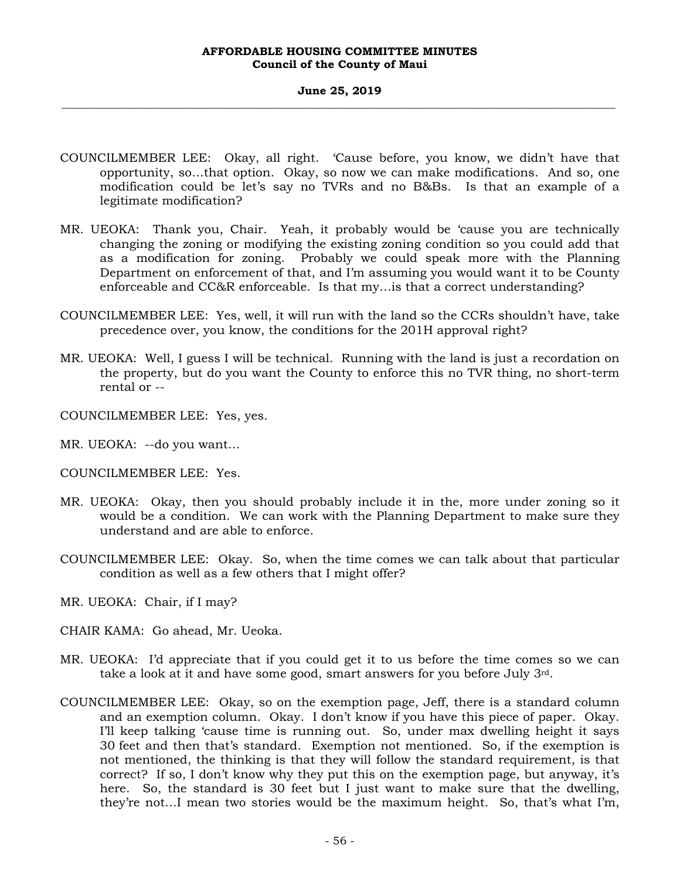COUNCILMEMBER LEE: Okay, all right. 'Cause before, you know, we didn't have that opportunity, so...that option. Okay, so now we can make modifications. And so, one modification could be let's say no TVRs and no B&Bs. Is that an example of a legitimate modification?

MR. UEOKA: Thank you, Chair. Yeah, it probably would be 'cause you are technically changing the zoning or modifying the existing zoning condition so you could add that as a modification for zoning. Probably we could speak more with the Planning Department on enforcement of that, and I'm assuming you would want it to be County enforceable and CC&R enforceable. Is that my...is that a correct understanding?

COUNCILMEMBER LEE: Yes, well, it will run with the land so the CCRs shouldn't have, take precedence over, you know, the conditions for the 201H approval right?

MR. UEOKA: Well, I guess I will be technical. Running with the land is just a recordation on the property, but do you want the County to enforce this no TVR thing, no short-term rental or --

COUNCILMEMBER LEE: Yes, yes.

MR. UEOKA: --do you want...

COUNCILMEMBER LEE: Yes.

MR. UEOKA: Okay, then you should probably include it in the, more under zoning so it would be a condition. We can work with the Planning Department to make sure they understand and are able to enforce.

COUNCILMEMBER LEE: Okay. So, when the time comes we can talk about that particular condition as well as a few others that I might offer?

MR. UEOKA: Chair, if I may?

CHAIR KAMA: Go ahead, Mr. Ueoka.

MR. UEOKA: I'd appreciate that if you could get it to us before the time comes so we can take a look at it and have some good, smart answers for you before July 3rd.

COUNCILMEMBER LEE: Okay, so on the exemption page, Jeff, there is a standard column and an exemption column. Okay. I don't know if you have this piece of paper. Okay. I'll keep talking 'cause time is running out. So, under max dwelling height it says 30 feet and then that's standard. Exemption not mentioned. So, if the exemption is not mentioned, the thinking is that they will follow the standard requirement, is that correct? If so, I don't know why they put this on the exemption page, but anyway, it's here. So, the standard is 30 feet but I just want to make sure that the dwelling, they're not...I mean two stories would be the maximum height. So, that's what I'm,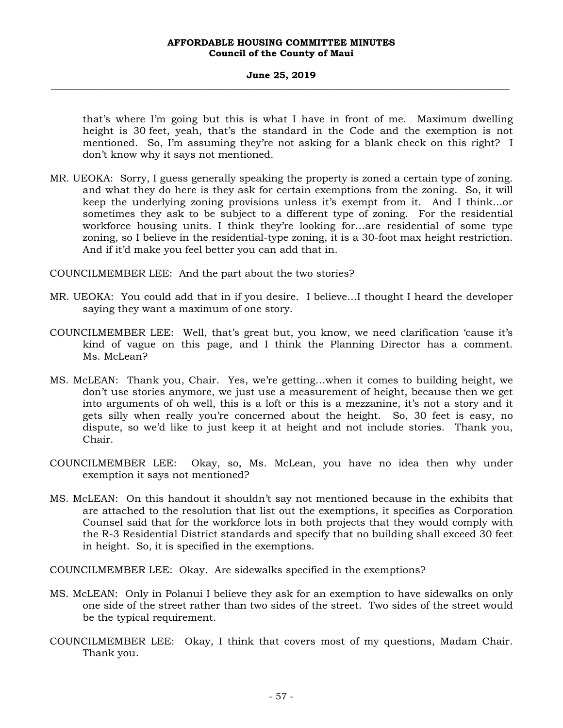that's where I'm going but this is what I have in front of me. Maximum dwelling height is 30 feet, yeah, that's the standard in the Code and the exemption is not mentioned. So, I'm assuming they're not asking for a blank check on this right? I don't know why it says not mentioned.

MR. UEOKA: Sorry, I guess generally speaking the property is zoned a certain type of zoning. and what they do here is they ask for certain exemptions from the zoning. So, it will keep the underlying zoning provisions unless it's exempt from it. And I think...or sometimes they ask to be subject to a different type of zoning. For the residential workforce housing units. I think they're looking for...are residential of some type zoning, so I believe in the residential-type zoning, it is a 30-foot max height restriction. And if it'd make you feel better you can add that in.

COUNCILMEMBER LEE: And the part about the two stories?

MR. UEOKA: You could add that in if you desire. I believe...I thought I heard the developer saying they want a maximum of one story.

COUNCILMEMBER LEE: Well, that's great but, you know, we need clarification 'cause it's kind of vague on this page, and I think the Planning Director has a comment. Ms. McLean?

MS. McLEAN: Thank you, Chair. Yes, we're getting...when it comes to building height, we don't use stories anymore, we just use a measurement of height, because then we get into arguments of oh well, this is a loft or this is a mezzanine, it's not a story and it gets silly when really you're concerned about the height. So, 30 feet is easy, no dispute, so we'd like to just keep it at height and not include stories. Thank you, Chair.

COUNCILMEMBER LEE: Okay, so, Ms. McLean, you have no idea then why under exemption it says not mentioned?

MS. McLEAN: On this handout it shouldn't say not mentioned because in the exhibits that are attached to the resolution that list out the exemptions, it specifies as Corporation Counsel said that for the workforce lots in both projects that they would comply with the R-3 Residential District standards and specify that no building shall exceed 30 feet in height. So, it is specified in the exemptions.

COUNCILMEMBER LEE: Okay. Are sidewalks specified in the exemptions?

MS. McLEAN: Only in Polanui I believe they ask for an exemption to have sidewalks on only one side of the street rather than two sides of the street. Two sides of the street would be the typical requirement.

COUNCILMEMBER LEE: Okay, I think that covers most of my questions, Madam Chair. Thank you.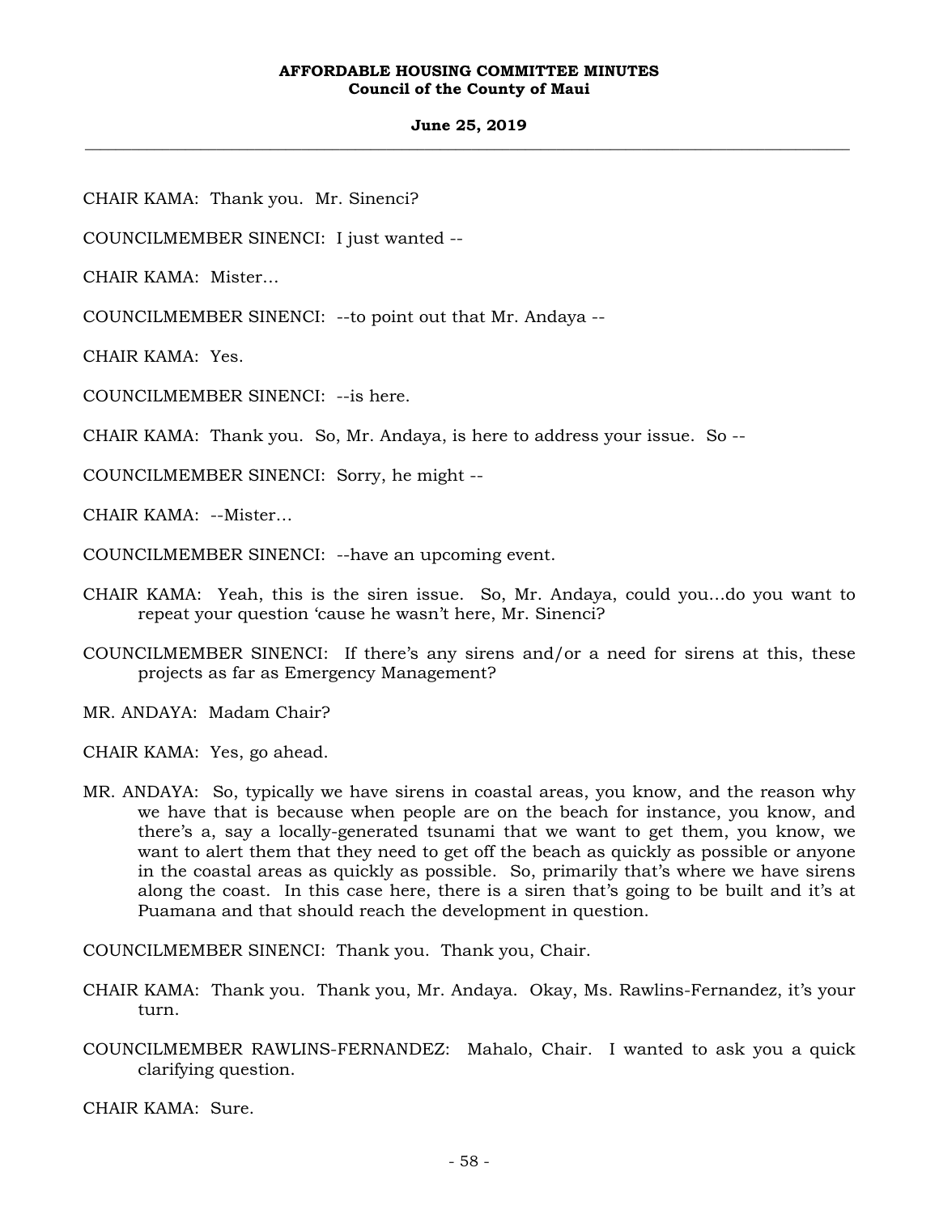CHAIR KAMA: Thank you. Mr. Sinenci?

COUNCILMEMBER SINENCI: I just wanted --

CHAIR KAMA: Mister…

COUNCILMEMBER SINENCI: --to point out that Mr. Andaya --

CHAIR KAMA: Yes.

COUNCILMEMBER SINENCI: --is here.

CHAIR KAMA: Thank you. So, Mr. Andaya, is here to address your issue. So --

COUNCILMEMBER SINENCI: Sorry, he might --

CHAIR KAMA: --Mister…

COUNCILMEMBER SINENCI: --have an upcoming event.

CHAIR KAMA: Yeah, this is the siren issue. So, Mr. Andaya, could you…do you want to repeat your question 'cause he wasn't here, Mr. Sinenci?

COUNCILMEMBER SINENCI: If there's any sirens and/or a need for sirens at this, these projects as far as Emergency Management?

MR. ANDAYA: Madam Chair?

CHAIR KAMA: Yes, go ahead.

MR. ANDAYA: So, typically we have sirens in coastal areas, you know, and the reason why we have that is because when people are on the beach for instance, you know, and there's a, say a locally-generated tsunami that we want to get them, you know, we want to alert them that they need to get off the beach as quickly as possible or anyone in the coastal areas as quickly as possible. So, primarily that's where we have sirens along the coast. In this case here, there is a siren that's going to be built and it's at Puamana and that should reach the development in question.

COUNCILMEMBER SINENCI: Thank you. Thank you, Chair.

CHAIR KAMA: Thank you. Thank you, Mr. Andaya. Okay, Ms. Rawlins-Fernandez, it's your turn.

COUNCILMEMBER RAWLINS-FERNANDEZ: Mahalo, Chair. I wanted to ask you a quick clarifying question.

CHAIR KAMA: Sure.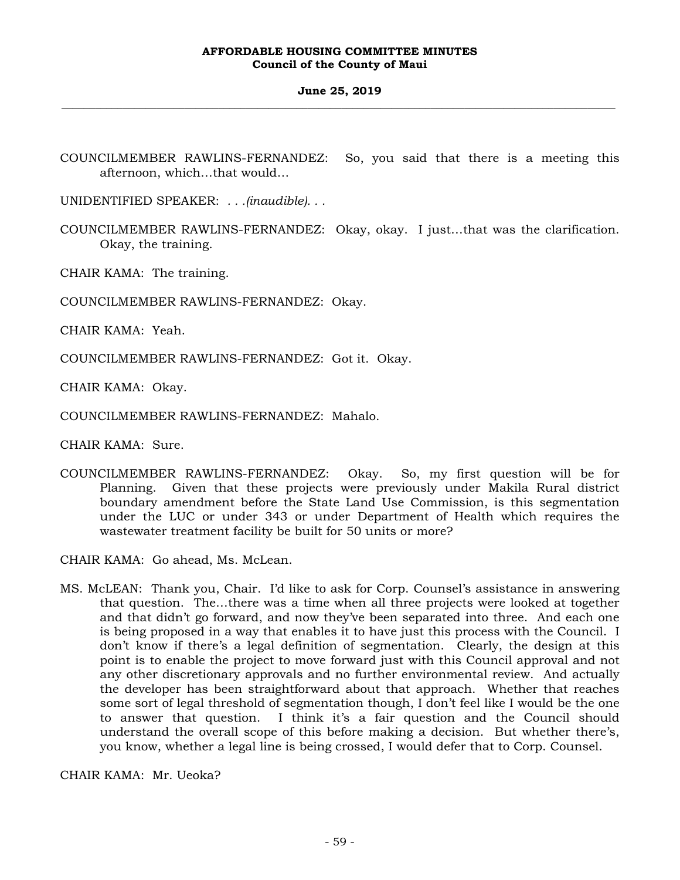COUNCILMEMBER RAWLINS-FERNANDEZ: So, you said that there is a meeting this afternoon, which…that would…

UNIDENTIFIED SPEAKER: . . .*(inaudible)*. . .

COUNCILMEMBER RAWLINS-FERNANDEZ: Okay, okay. I just…that was the clarification. Okay, the training.

CHAIR KAMA: The training.

COUNCILMEMBER RAWLINS-FERNANDEZ: Okay.

CHAIR KAMA: Yeah.

COUNCILMEMBER RAWLINS-FERNANDEZ: Got it. Okay.

CHAIR KAMA: Okay.

COUNCILMEMBER RAWLINS-FERNANDEZ: Mahalo.

CHAIR KAMA: Sure.

COUNCILMEMBER RAWLINS-FERNANDEZ: Okay. So, my first question will be for Planning. Given that these projects were previously under Makila Rural district boundary amendment before the State Land Use Commission, is this segmentation under the LUC or under 343 or under Department of Health which requires the wastewater treatment facility be built for 50 units or more?

CHAIR KAMA: Go ahead, Ms. McLean.

MS. McLEAN: Thank you, Chair. I'd like to ask for Corp. Counsel's assistance in answering that question. The…there was a time when all three projects were looked at together and that didn't go forward, and now they've been separated into three. And each one is being proposed in a way that enables it to have just this process with the Council. I don't know if there's a legal definition of segmentation. Clearly, the design at this point is to enable the project to move forward just with this Council approval and not any other discretionary approvals and no further environmental review. And actually the developer has been straightforward about that approach. Whether that reaches some sort of legal threshold of segmentation though, I don't feel like I would be the one to answer that question. I think it's a fair question and the Council should understand the overall scope of this before making a decision. But whether there's, you know, whether a legal line is being crossed, I would defer that to Corp. Counsel.

CHAIR KAMA: Mr. Ueoka?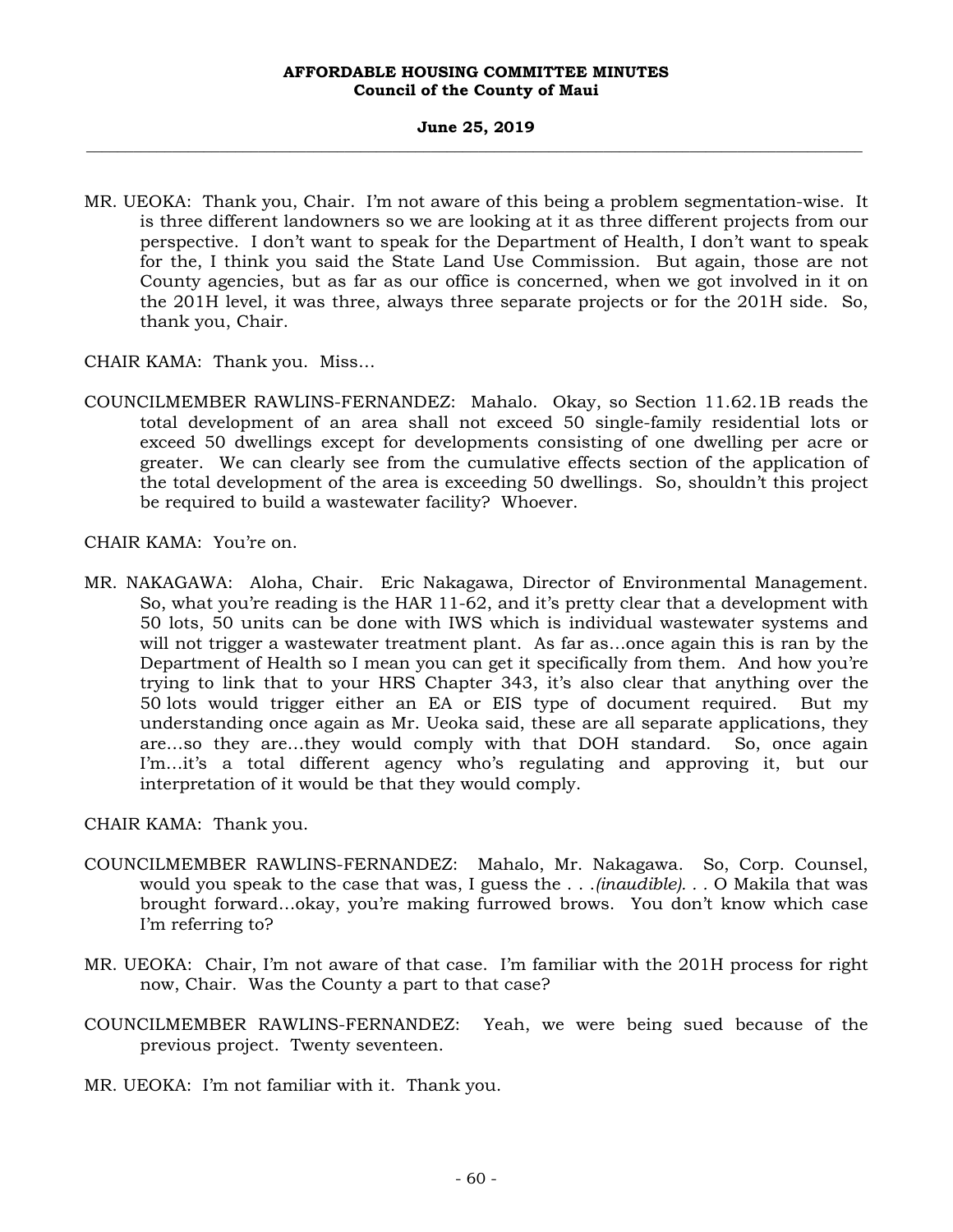MR. UEOKA: Thank you, Chair. I'm not aware of this being a problem segmentation-wise. It is three different landowners so we are looking at it as three different projects from our perspective. I don't want to speak for the Department of Health, I don't want to speak for the, I think you said the State Land Use Commission. But again, those are not County agencies, but as far as our office is concerned, when we got involved in it on the 201H level, it was three, always three separate projects or for the 201H side. So, thank you, Chair.

CHAIR KAMA: Thank you. Miss…

COUNCILMEMBER RAWLINS-FERNANDEZ: Mahalo. Okay, so Section 11.62.1B reads the total development of an area shall not exceed 50 single-family residential lots or exceed 50 dwellings except for developments consisting of one dwelling per acre or greater. We can clearly see from the cumulative effects section of the application of the total development of the area is exceeding 50 dwellings. So, shouldn't this project be required to build a wastewater facility? Whoever.

CHAIR KAMA: You're on.

MR. NAKAGAWA: Aloha, Chair. Eric Nakagawa, Director of Environmental Management. So, what you're reading is the HAR 11-62, and it's pretty clear that a development with 50 lots, 50 units can be done with IWS which is individual wastewater systems and will not trigger a wastewater treatment plant. As far as…once again this is ran by the Department of Health so I mean you can get it specifically from them. And how you're trying to link that to your HRS Chapter 343, it's also clear that anything over the 50 lots would trigger either an EA or EIS type of document required. But my understanding once again as Mr. Ueoka said, these are all separate applications, they are…so they are…they would comply with that DOH standard. So, once again I'm…it's a total different agency who's regulating and approving it, but our interpretation of it would be that they would comply.

CHAIR KAMA: Thank you.

COUNCILMEMBER RAWLINS-FERNANDEZ: Mahalo, Mr. Nakagawa. So, Corp. Counsel, would you speak to the case that was, I guess the . . .*(inaudible)*. . . O Makila that was brought forward…okay, you're making furrowed brows. You don't know which case I'm referring to?

MR. UEOKA: Chair, I'm not aware of that case. I'm familiar with the 201H process for right now, Chair. Was the County a part to that case?

COUNCILMEMBER RAWLINS-FERNANDEZ: Yeah, we were being sued because of the previous project. Twenty seventeen.

MR. UEOKA: I'm not familiar with it. Thank you.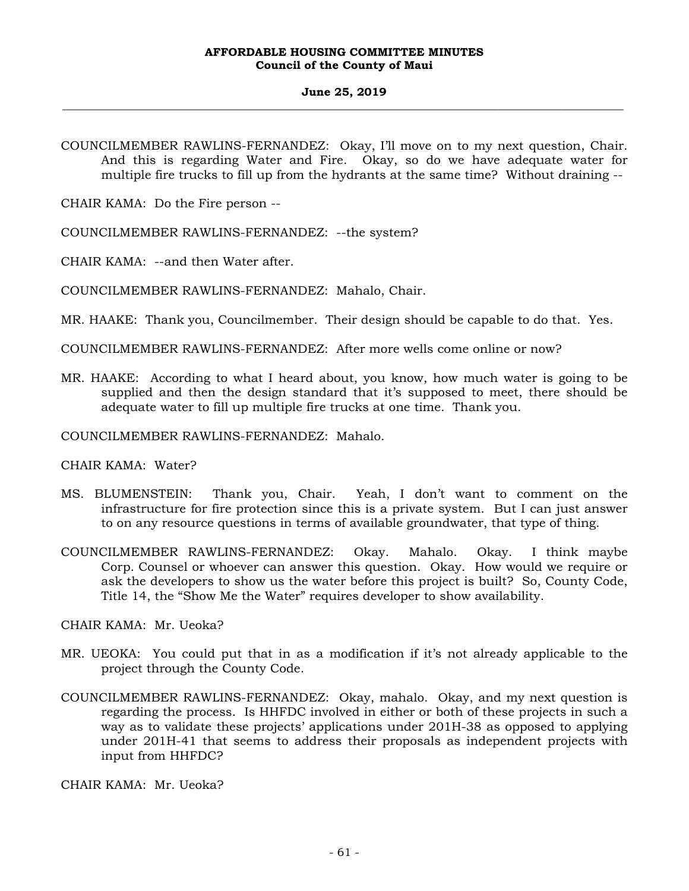COUNCILMEMBER RAWLINS-FERNANDEZ: Okay, I'll move on to my next question, Chair. And this is regarding Water and Fire. Okay, so do we have adequate water for multiple fire trucks to fill up from the hydrants at the same time? Without draining --

CHAIR KAMA: Do the Fire person --

COUNCILMEMBER RAWLINS-FERNANDEZ: --the system?

CHAIR KAMA: --and then Water after.

COUNCILMEMBER RAWLINS-FERNANDEZ: Mahalo, Chair.

MR. HAAKE: Thank you, Councilmember. Their design should be capable to do that. Yes.

COUNCILMEMBER RAWLINS-FERNANDEZ: After more wells come online or now?

MR. HAAKE: According to what I heard about, you know, how much water is going to be supplied and then the design standard that it's supposed to meet, there should be adequate water to fill up multiple fire trucks at one time. Thank you.

COUNCILMEMBER RAWLINS-FERNANDEZ: Mahalo.

CHAIR KAMA: Water?

MS. BLUMENSTEIN: Thank you, Chair. Yeah, I don't want to comment on the infrastructure for fire protection since this is a private system. But I can just answer to on any resource questions in terms of available groundwater, that type of thing.

COUNCILMEMBER RAWLINS-FERNANDEZ: Okay. Mahalo. Okay. I think maybe Corp. Counsel or whoever can answer this question. Okay. How would we require or ask the developers to show us the water before this project is built? So, County Code, Title 14, the "Show Me the Water" requires developer to show availability.

CHAIR KAMA: Mr. Ueoka?

MR. UEOKA: You could put that in as a modification if it's not already applicable to the project through the County Code.

COUNCILMEMBER RAWLINS-FERNANDEZ: Okay, mahalo. Okay, and my next question is regarding the process. Is HHFDC involved in either or both of these projects in such a way as to validate these projects' applications under 201H-38 as opposed to applying under 201H-41 that seems to address their proposals as independent projects with input from HHFDC?

CHAIR KAMA: Mr. Ueoka?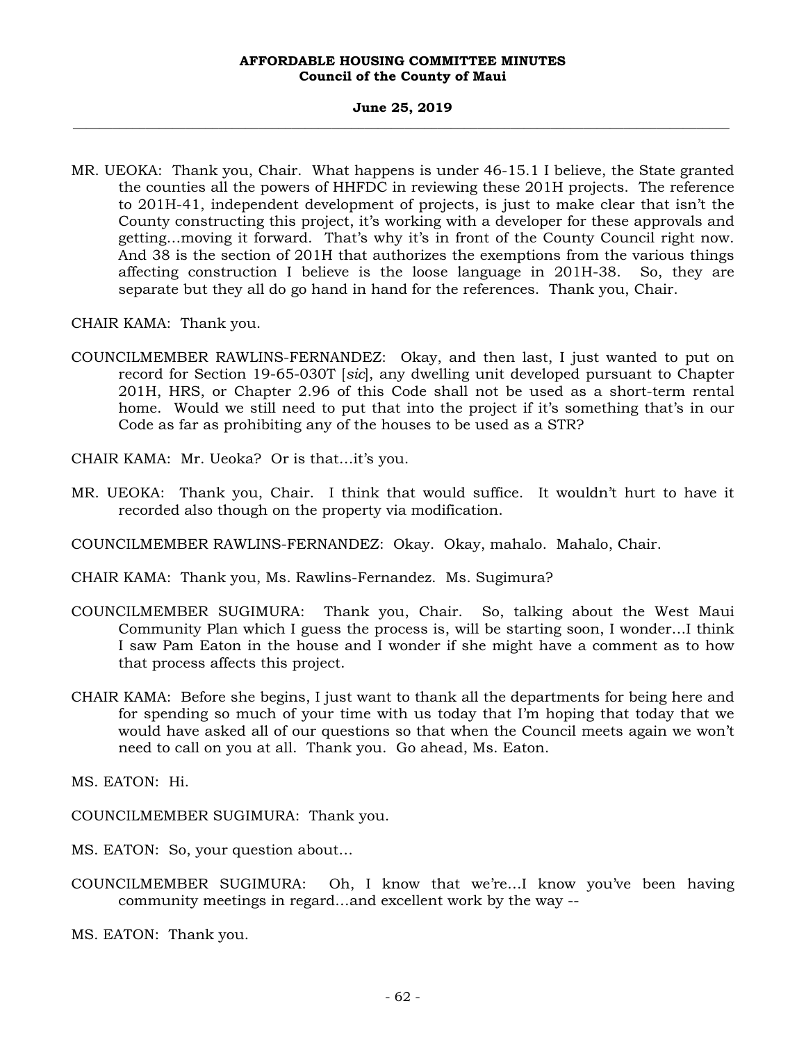MR. UEOKA: Thank you, Chair. What happens is under 46-15.1 I believe, the State granted the counties all the powers of HHFDC in reviewing these 201H projects. The reference to 201H-41, independent development of projects, is just to make clear that isn't the County constructing this project, it's working with a developer for these approvals and getting...moving it forward. That's why it's in front of the County Council right now. And 38 is the section of 201H that authorizes the exemptions from the various things affecting construction I believe is the loose language in 201H-38. So, they are separate but they all do go hand in hand for the references. Thank you, Chair.

CHAIR KAMA: Thank you.

COUNCILMEMBER RAWLINS-FERNANDEZ: Okay, and then last, I just wanted to put on record for Section 19-65-030T [*sic*], any dwelling unit developed pursuant to Chapter 201H, HRS, or Chapter 2.96 of this Code shall not be used as a short-term rental home. Would we still need to put that into the project if it's something that's in our Code as far as prohibiting any of the houses to be used as a STR?

CHAIR KAMA: Mr. Ueoka? Or is that...it's you.

MR. UEOKA: Thank you, Chair. I think that would suffice. It wouldn't hurt to have it recorded also though on the property via modification.

COUNCILMEMBER RAWLINS-FERNANDEZ: Okay. Okay, mahalo. Mahalo, Chair.

CHAIR KAMA: Thank you, Ms. Rawlins-Fernandez. Ms. Sugimura?

COUNCILMEMBER SUGIMURA: Thank you, Chair. So, talking about the West Maui Community Plan which I guess the process is, will be starting soon, I wonder...I think I saw Pam Eaton in the house and I wonder if she might have a comment as to how that process affects this project.

CHAIR KAMA: Before she begins, I just want to thank all the departments for being here and for spending so much of your time with us today that I'm hoping that today that we would have asked all of our questions so that when the Council meets again we won't need to call on you at all. Thank you. Go ahead, Ms. Eaton.

MS. EATON: Hi.

COUNCILMEMBER SUGIMURA: Thank you.

MS. EATON: So, your question about...

COUNCILMEMBER SUGIMURA: Oh, I know that we're...I know you've been having community meetings in regard...and excellent work by the way --

MS. EATON: Thank you.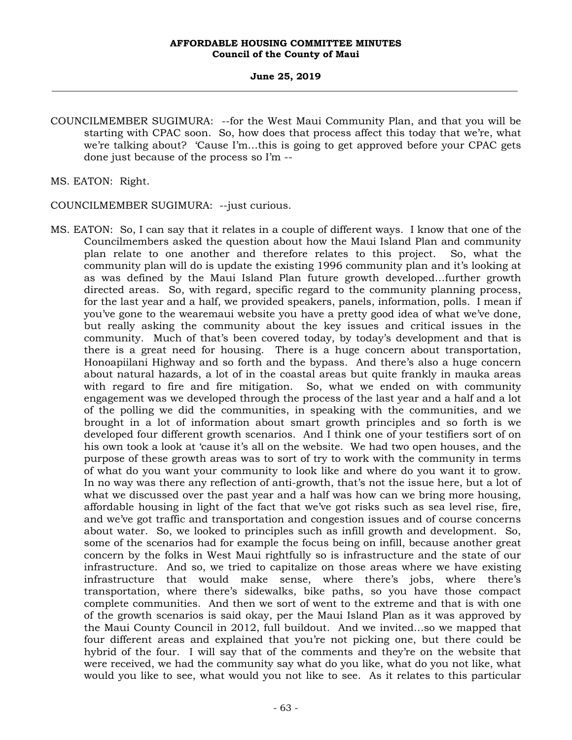COUNCILMEMBER SUGIMURA: --for the West Maui Community Plan, and that you will be starting with CPAC soon. So, how does that process affect this today that we're, what we're talking about? 'Cause I'm...this is going to get approved before your CPAC gets done just because of the process so I'm --

MS. EATON: Right.

COUNCILMEMBER SUGIMURA: --just curious.

MS. EATON: So, I can say that it relates in a couple of different ways. I know that one of the Councilmembers asked the question about how the Maui Island Plan and community plan relate to one another and therefore relates to this project. So, what the community plan will do is update the existing 1996 community plan and it's looking at as was defined by the Maui Island Plan future growth developed...further growth directed areas. So, with regard, specific regard to the community planning process, for the last year and a half, we provided speakers, panels, information, polls. I mean if you've gone to the wearemaui website you have a pretty good idea of what we've done, but really asking the community about the key issues and critical issues in the community. Much of that's been covered today, by today's development and that is there is a great need for housing. There is a huge concern about transportation, Honoapiilani Highway and so forth and the bypass. And there's also a huge concern about natural hazards, a lot of in the coastal areas but quite frankly in mauka areas with regard to fire and fire mitigation. So, what we ended on with community engagement was we developed through the process of the last year and a half and a lot of the polling we did the communities, in speaking with the communities, and we brought in a lot of information about smart growth principles and so forth is we developed four different growth scenarios. And I think one of your testifiers sort of on his own took a look at 'cause it's all on the website. We had two open houses, and the purpose of these growth areas was to sort of try to work with the community in terms of what do you want your community to look like and where do you want it to grow. In no way was there any reflection of anti-growth, that's not the issue here, but a lot of what we discussed over the past year and a half was how can we bring more housing, affordable housing in light of the fact that we've got risks such as sea level rise, fire, and we've got traffic and transportation and congestion issues and of course concerns about water. So, we looked to principles such as infill growth and development. So, some of the scenarios had for example the focus being on infill, because another great concern by the folks in West Maui rightfully so is infrastructure and the state of our infrastructure. And so, we tried to capitalize on those areas where we have existing infrastructure that would make sense, where there's jobs, where there's transportation, where there's sidewalks, bike paths, so you have those compact complete communities. And then we sort of went to the extreme and that is with one of the growth scenarios is said okay, per the Maui Island Plan as it was approved by the Maui County Council in 2012, full buildout. And we invited...so we mapped that four different areas and explained that you're not picking one, but there could be hybrid of the four. I will say that of the comments and they're on the website that were received, we had the community say what do you like, what do you not like, what would you like to see, what would you not like to see. As it relates to this particular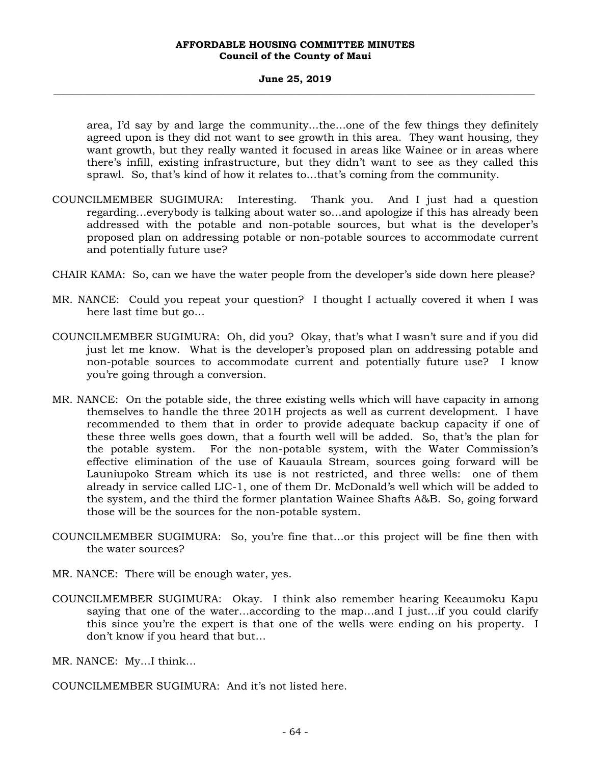area, I'd say by and large the community…the…one of the few things they definitely agreed upon is they did not want to see growth in this area. They want housing, they want growth, but they really wanted it focused in areas like Wainee or in areas where there's infill, existing infrastructure, but they didn't want to see as they called this sprawl. So, that's kind of how it relates to…that's coming from the community.

COUNCILMEMBER SUGIMURA: Interesting. Thank you. And I just had a question regarding…everybody is talking about water so…and apologize if this has already been addressed with the potable and non-potable sources, but what is the developer's proposed plan on addressing potable or non-potable sources to accommodate current and potentially future use?

CHAIR KAMA: So, can we have the water people from the developer's side down here please?

MR. NANCE: Could you repeat your question? I thought I actually covered it when I was here last time but go…

COUNCILMEMBER SUGIMURA: Oh, did you? Okay, that's what I wasn't sure and if you did just let me know. What is the developer's proposed plan on addressing potable and non-potable sources to accommodate current and potentially future use? I know you're going through a conversion.

MR. NANCE: On the potable side, the three existing wells which will have capacity in among themselves to handle the three 201H projects as well as current development. I have recommended to them that in order to provide adequate backup capacity if one of these three wells goes down, that a fourth well will be added. So, that's the plan for the potable system. For the non-potable system, with the Water Commission's effective elimination of the use of Kauaula Stream, sources going forward will be Launiupoko Stream which its use is not restricted, and three wells: one of them already in service called LIC-1, one of them Dr. McDonald's well which will be added to the system, and the third the former plantation Wainee Shafts A&B. So, going forward those will be the sources for the non-potable system.

COUNCILMEMBER SUGIMURA: So, you're fine that…or this project will be fine then with the water sources?

MR. NANCE: There will be enough water, yes.

COUNCILMEMBER SUGIMURA: Okay. I think also remember hearing Keeaumoku Kapu saying that one of the water…according to the map…and I just…if you could clarify this since you're the expert is that one of the wells were ending on his property. I don't know if you heard that but…

MR. NANCE: My…I think…

COUNCILMEMBER SUGIMURA: And it's not listed here.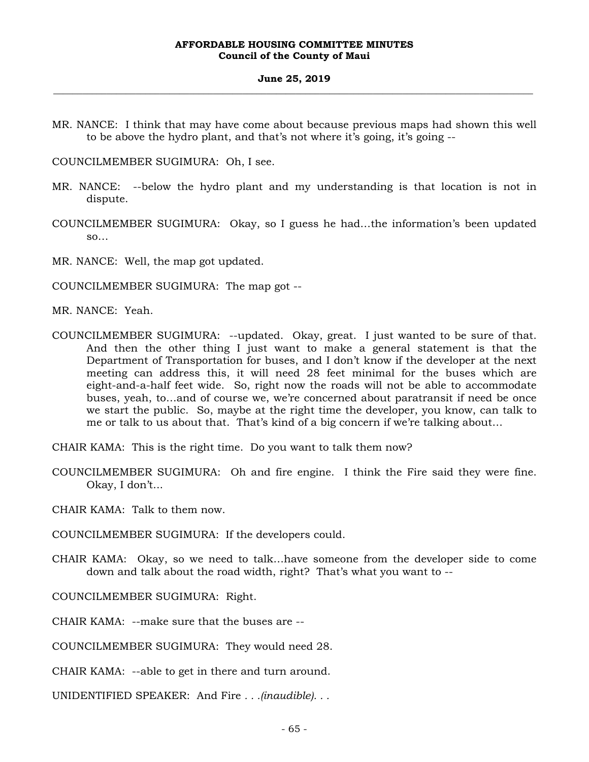MR. NANCE: I think that may have come about because previous maps had shown this well to be above the hydro plant, and that's not where it's going, it's going --

COUNCILMEMBER SUGIMURA: Oh, I see.

MR. NANCE: --below the hydro plant and my understanding is that location is not in dispute.

COUNCILMEMBER SUGIMURA: Okay, so I guess he had…the information's been updated so…

MR. NANCE: Well, the map got updated.

COUNCILMEMBER SUGIMURA: The map got --

MR. NANCE: Yeah.

COUNCILMEMBER SUGIMURA: --updated. Okay, great. I just wanted to be sure of that. And then the other thing I just want to make a general statement is that the Department of Transportation for buses, and I don't know if the developer at the next meeting can address this, it will need 28 feet minimal for the buses which are eight-and-a-half feet wide. So, right now the roads will not be able to accommodate buses, yeah, to…and of course we, we're concerned about paratransit if need be once we start the public. So, maybe at the right time the developer, you know, can talk to me or talk to us about that. That's kind of a big concern if we're talking about…

CHAIR KAMA: This is the right time. Do you want to talk them now?

COUNCILMEMBER SUGIMURA: Oh and fire engine. I think the Fire said they were fine. Okay, I don't…

CHAIR KAMA: Talk to them now.

COUNCILMEMBER SUGIMURA: If the developers could.

CHAIR KAMA: Okay, so we need to talk…have someone from the developer side to come down and talk about the road width, right? That's what you want to --

COUNCILMEMBER SUGIMURA: Right.

CHAIR KAMA: --make sure that the buses are --

COUNCILMEMBER SUGIMURA: They would need 28.

CHAIR KAMA: --able to get in there and turn around.

UNIDENTIFIED SPEAKER: And Fire . . .*(inaudible)*. . .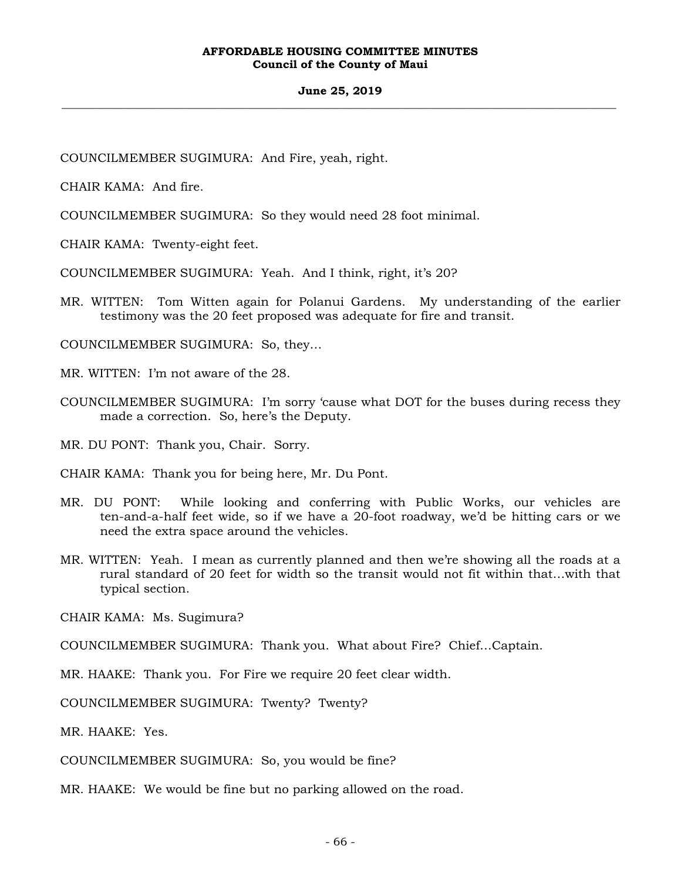COUNCILMEMBER SUGIMURA: And Fire, yeah, right.

CHAIR KAMA: And fire.

COUNCILMEMBER SUGIMURA: So they would need 28 foot minimal.

CHAIR KAMA: Twenty-eight feet.

COUNCILMEMBER SUGIMURA: Yeah. And I think, right, it's 20?

MR. WITTEN: Tom Witten again for Polanui Gardens. My understanding of the earlier testimony was the 20 feet proposed was adequate for fire and transit.

COUNCILMEMBER SUGIMURA: So, they...

MR. WITTEN: I'm not aware of the 28.

COUNCILMEMBER SUGIMURA: I'm sorry 'cause what DOT for the buses during recess they made a correction. So, here's the Deputy.

MR. DU PONT: Thank you, Chair. Sorry.

CHAIR KAMA: Thank you for being here, Mr. Du Pont.

MR. DU PONT: While looking and conferring with Public Works, our vehicles are ten-and-a-half feet wide, so if we have a 20-foot roadway, we'd be hitting cars or we need the extra space around the vehicles.

MR. WITTEN: Yeah. I mean as currently planned and then we're showing all the roads at a rural standard of 20 feet for width so the transit would not fit within that...with that typical section.

CHAIR KAMA: Ms. Sugimura?

COUNCILMEMBER SUGIMURA: Thank you. What about Fire? Chief...Captain.

MR. HAAKE: Thank you. For Fire we require 20 feet clear width.

COUNCILMEMBER SUGIMURA: Twenty? Twenty?

MR. HAAKE: Yes.

COUNCILMEMBER SUGIMURA: So, you would be fine?

MR. HAAKE: We would be fine but no parking allowed on the road.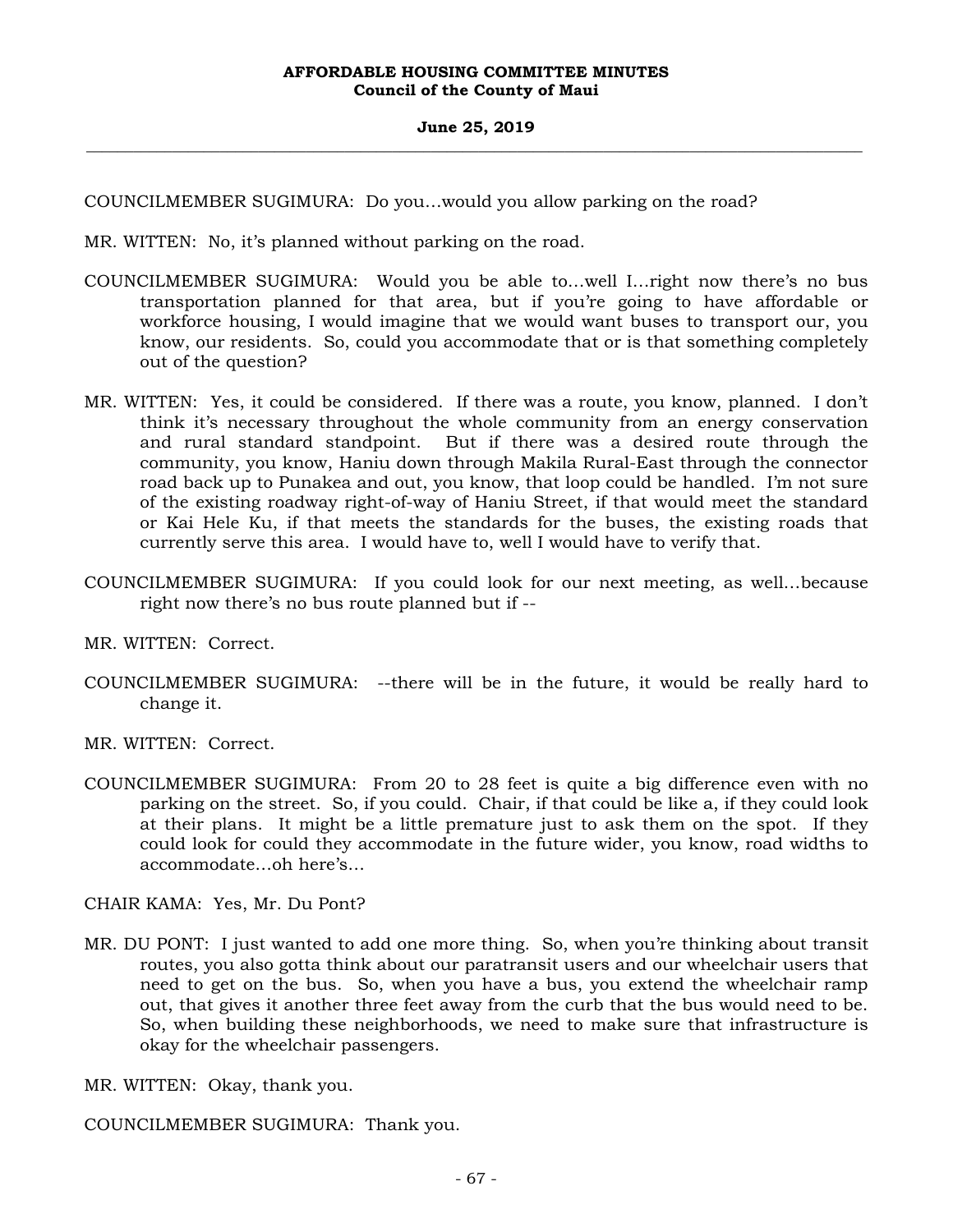COUNCILMEMBER SUGIMURA: Do you…would you allow parking on the road?

MR. WITTEN: No, it's planned without parking on the road.

COUNCILMEMBER SUGIMURA: Would you be able to…well I…right now there's no bus transportation planned for that area, but if you're going to have affordable or workforce housing, I would imagine that we would want buses to transport our, you know, our residents. So, could you accommodate that or is that something completely out of the question?

MR. WITTEN: Yes, it could be considered. If there was a route, you know, planned. I don't think it's necessary throughout the whole community from an energy conservation and rural standard standpoint. But if there was a desired route through the community, you know, Haniu down through Makila Rural-East through the connector road back up to Punakea and out, you know, that loop could be handled. I'm not sure of the existing roadway right-of-way of Haniu Street, if that would meet the standard or Kai Hele Ku, if that meets the standards for the buses, the existing roads that currently serve this area. I would have to, well I would have to verify that.

COUNCILMEMBER SUGIMURA: If you could look for our next meeting, as well…because right now there's no bus route planned but if --

MR. WITTEN: Correct.

COUNCILMEMBER SUGIMURA: --there will be in the future, it would be really hard to change it.

MR. WITTEN: Correct.

COUNCILMEMBER SUGIMURA: From 20 to 28 feet is quite a big difference even with no parking on the street. So, if you could. Chair, if that could be like a, if they could look at their plans. It might be a little premature just to ask them on the spot. If they could look for could they accommodate in the future wider, you know, road widths to accommodate…oh here's…

CHAIR KAMA: Yes, Mr. Du Pont?

MR. DU PONT: I just wanted to add one more thing. So, when you're thinking about transit routes, you also gotta think about our paratransit users and our wheelchair users that need to get on the bus. So, when you have a bus, you extend the wheelchair ramp out, that gives it another three feet away from the curb that the bus would need to be. So, when building these neighborhoods, we need to make sure that infrastructure is okay for the wheelchair passengers.

MR. WITTEN: Okay, thank you.

COUNCILMEMBER SUGIMURA: Thank you.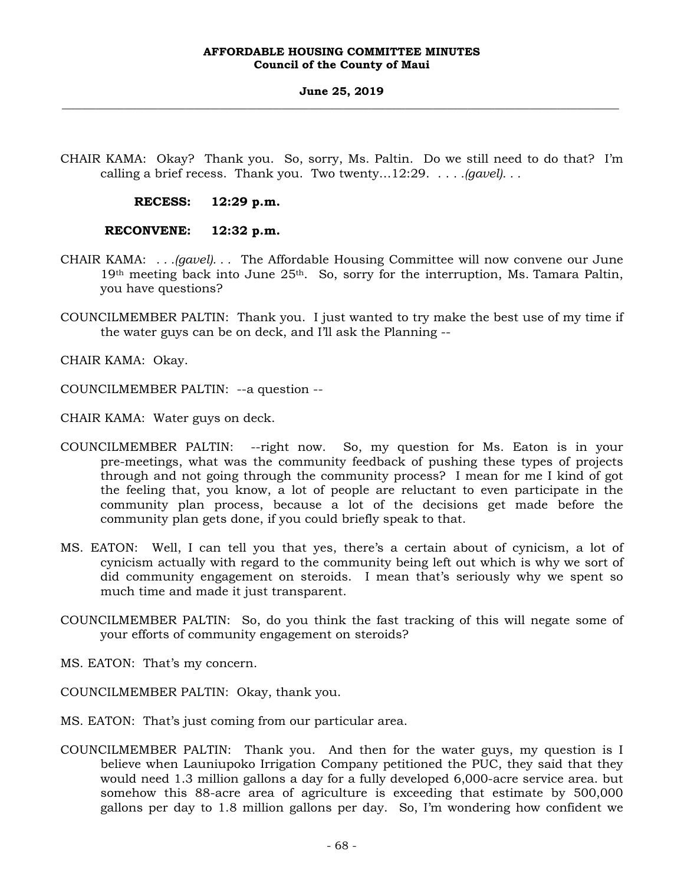CHAIR KAMA: Okay? Thank you. So, sorry, Ms. Paltin. Do we still need to do that? I'm calling a brief recess. Thank you. Two twenty...12:29. . . . .*(gavel)*. . .

**RECESS: 12:29 p.m.**

**RECONVENE: 12:32 p.m.**

CHAIR KAMA: . . .*(gavel)*. . . The Affordable Housing Committee will now convene our June 19th meeting back into June 25th. So, sorry for the interruption, Ms. Tamara Paltin, you have questions?

COUNCILMEMBER PALTIN: Thank you. I just wanted to try make the best use of my time if the water guys can be on deck, and I'll ask the Planning --

CHAIR KAMA: Okay.

COUNCILMEMBER PALTIN: --a question --

CHAIR KAMA: Water guys on deck.

COUNCILMEMBER PALTIN: --right now. So, my question for Ms. Eaton is in your pre-meetings, what was the community feedback of pushing these types of projects through and not going through the community process? I mean for me I kind of got the feeling that, you know, a lot of people are reluctant to even participate in the community plan process, because a lot of the decisions get made before the community plan gets done, if you could briefly speak to that.

MS. EATON: Well, I can tell you that yes, there's a certain about of cynicism, a lot of cynicism actually with regard to the community being left out which is why we sort of did community engagement on steroids. I mean that's seriously why we spent so much time and made it just transparent.

COUNCILMEMBER PALTIN: So, do you think the fast tracking of this will negate some of your efforts of community engagement on steroids?

MS. EATON: That's my concern.

COUNCILMEMBER PALTIN: Okay, thank you.

MS. EATON: That's just coming from our particular area.

COUNCILMEMBER PALTIN: Thank you. And then for the water guys, my question is I believe when Launiupoko Irrigation Company petitioned the PUC, they said that they would need 1.3 million gallons a day for a fully developed 6,000-acre service area. but somehow this 88-acre area of agriculture is exceeding that estimate by 500,000 gallons per day to 1.8 million gallons per day. So, I'm wondering how confident we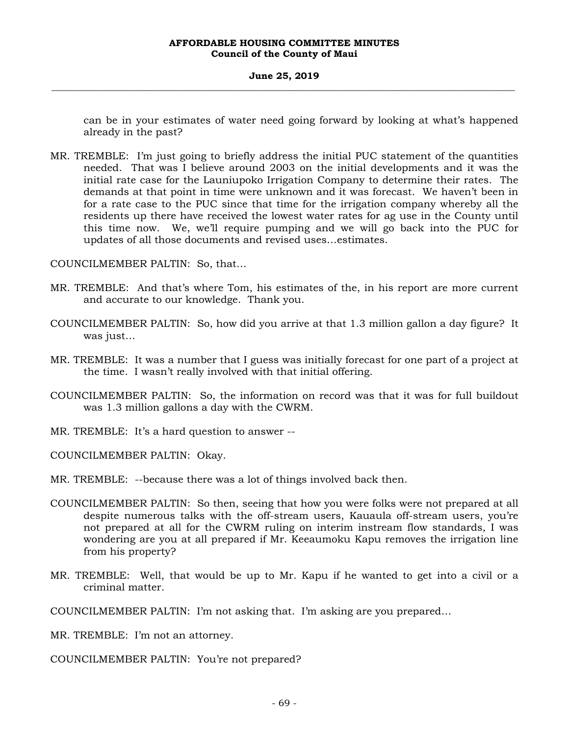can be in your estimates of water need going forward by looking at what's happened already in the past?

MR. TREMBLE: I'm just going to briefly address the initial PUC statement of the quantities needed. That was I believe around 2003 on the initial developments and it was the initial rate case for the Launiupoko Irrigation Company to determine their rates. The demands at that point in time were unknown and it was forecast. We haven't been in for a rate case to the PUC since that time for the irrigation company whereby all the residents up there have received the lowest water rates for ag use in the County until this time now. We, we'll require pumping and we will go back into the PUC for updates of all those documents and revised uses…estimates.

COUNCILMEMBER PALTIN: So, that…

MR. TREMBLE: And that's where Tom, his estimates of the, in his report are more current and accurate to our knowledge. Thank you.

COUNCILMEMBER PALTIN: So, how did you arrive at that 1.3 million gallon a day figure? It was just…

MR. TREMBLE: It was a number that I guess was initially forecast for one part of a project at the time. I wasn't really involved with that initial offering.

COUNCILMEMBER PALTIN: So, the information on record was that it was for full buildout was 1.3 million gallons a day with the CWRM.

MR. TREMBLE: It's a hard question to answer --

COUNCILMEMBER PALTIN: Okay.

MR. TREMBLE: --because there was a lot of things involved back then.

COUNCILMEMBER PALTIN: So then, seeing that how you were folks were not prepared at all despite numerous talks with the off-stream users, Kauaula off-stream users, you're not prepared at all for the CWRM ruling on interim instream flow standards, I was wondering are you at all prepared if Mr. Keeaumoku Kapu removes the irrigation line from his property?

MR. TREMBLE: Well, that would be up to Mr. Kapu if he wanted to get into a civil or a criminal matter.

COUNCILMEMBER PALTIN: I'm not asking that. I'm asking are you prepared…

MR. TREMBLE: I'm not an attorney.

COUNCILMEMBER PALTIN: You're not prepared?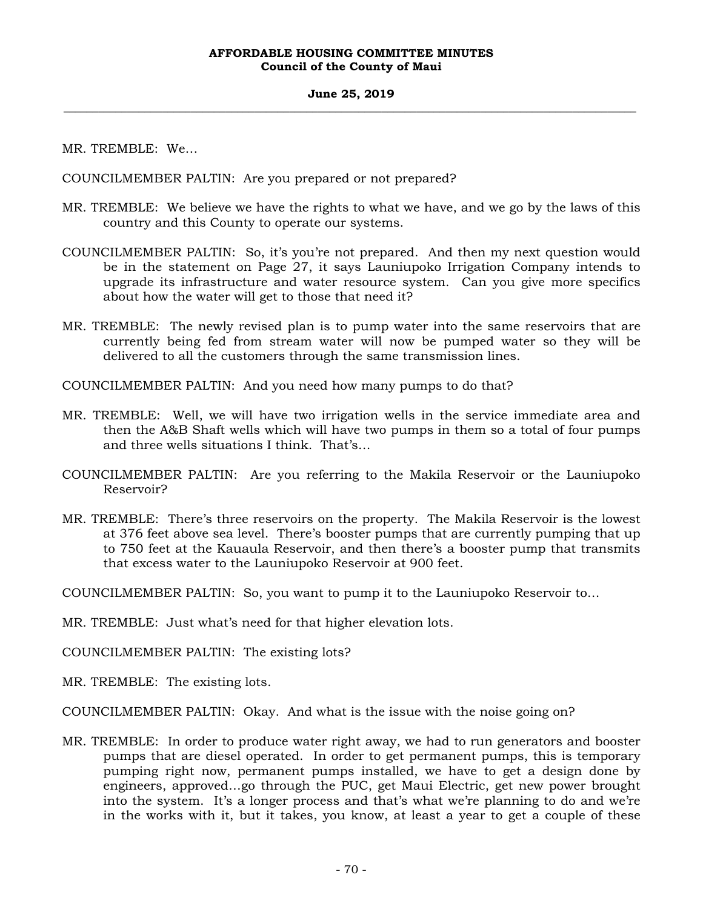MR. TREMBLE: We…

COUNCILMEMBER PALTIN: Are you prepared or not prepared?

MR. TREMBLE: We believe we have the rights to what we have, and we go by the laws of this country and this County to operate our systems.

COUNCILMEMBER PALTIN: So, it's you're not prepared. And then my next question would be in the statement on Page 27, it says Launiupoko Irrigation Company intends to upgrade its infrastructure and water resource system. Can you give more specifics about how the water will get to those that need it?

MR. TREMBLE: The newly revised plan is to pump water into the same reservoirs that are currently being fed from stream water will now be pumped water so they will be delivered to all the customers through the same transmission lines.

COUNCILMEMBER PALTIN: And you need how many pumps to do that?

MR. TREMBLE: Well, we will have two irrigation wells in the service immediate area and then the A&B Shaft wells which will have two pumps in them so a total of four pumps and three wells situations I think. That's…

COUNCILMEMBER PALTIN: Are you referring to the Makila Reservoir or the Launiupoko Reservoir?

MR. TREMBLE: There's three reservoirs on the property. The Makila Reservoir is the lowest at 376 feet above sea level. There's booster pumps that are currently pumping that up to 750 feet at the Kauaula Reservoir, and then there's a booster pump that transmits that excess water to the Launiupoko Reservoir at 900 feet.

COUNCILMEMBER PALTIN: So, you want to pump it to the Launiupoko Reservoir to…

MR. TREMBLE: Just what's need for that higher elevation lots.

COUNCILMEMBER PALTIN: The existing lots?

MR. TREMBLE: The existing lots.

COUNCILMEMBER PALTIN: Okay. And what is the issue with the noise going on?

MR. TREMBLE: In order to produce water right away, we had to run generators and booster pumps that are diesel operated. In order to get permanent pumps, this is temporary pumping right now, permanent pumps installed, we have to get a design done by engineers, approved…go through the PUC, get Maui Electric, get new power brought into the system. It's a longer process and that's what we're planning to do and we're in the works with it, but it takes, you know, at least a year to get a couple of these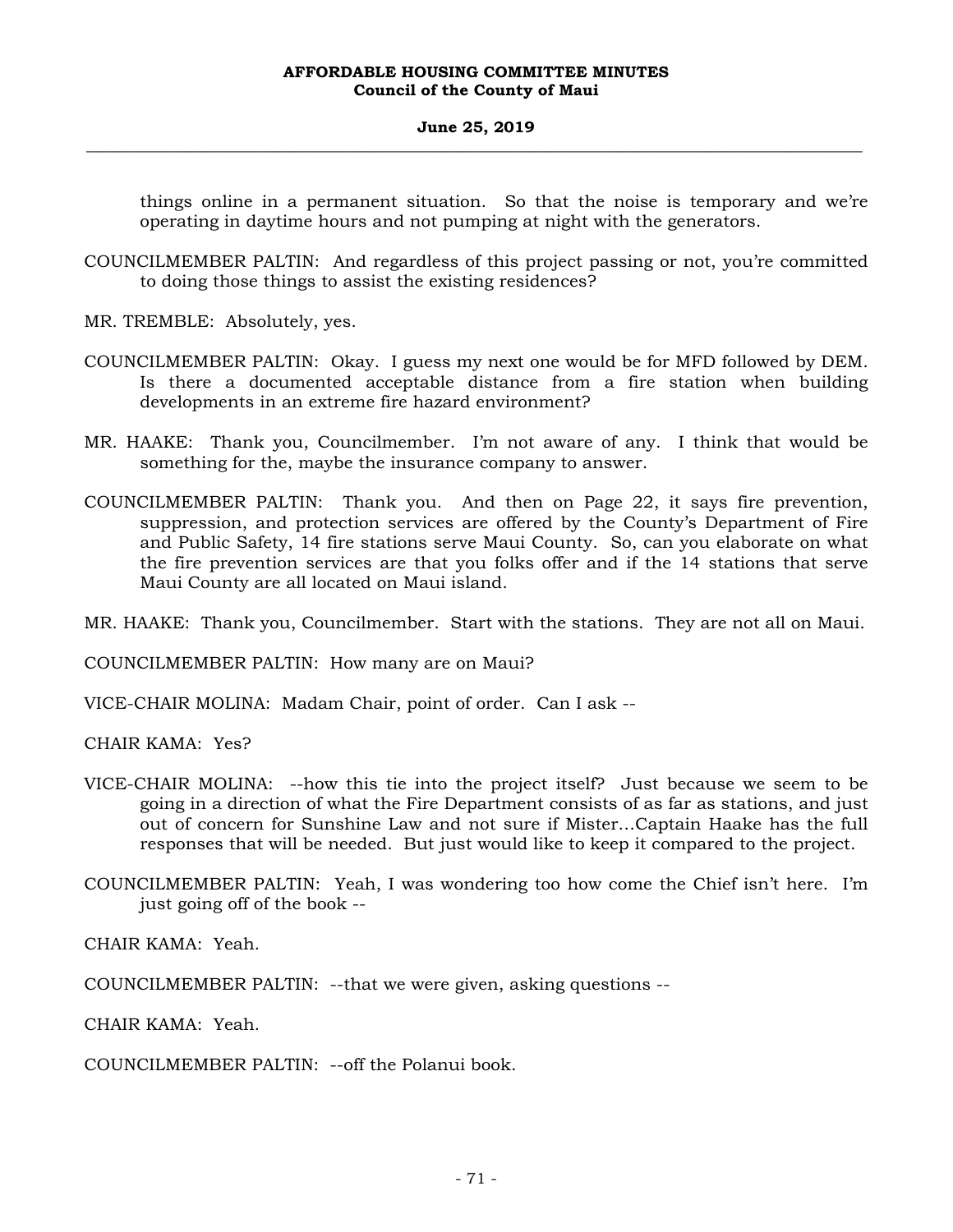things online in a permanent situation. So that the noise is temporary and we're operating in daytime hours and not pumping at night with the generators.

COUNCILMEMBER PALTIN: And regardless of this project passing or not, you're committed to doing those things to assist the existing residences?

MR. TREMBLE: Absolutely, yes.

COUNCILMEMBER PALTIN: Okay. I guess my next one would be for MFD followed by DEM. Is there a documented acceptable distance from a fire station when building developments in an extreme fire hazard environment?

MR. HAAKE: Thank you, Councilmember. I'm not aware of any. I think that would be something for the, maybe the insurance company to answer.

COUNCILMEMBER PALTIN: Thank you. And then on Page 22, it says fire prevention, suppression, and protection services are offered by the County's Department of Fire and Public Safety, 14 fire stations serve Maui County. So, can you elaborate on what the fire prevention services are that you folks offer and if the 14 stations that serve Maui County are all located on Maui island.

MR. HAAKE: Thank you, Councilmember. Start with the stations. They are not all on Maui.

COUNCILMEMBER PALTIN: How many are on Maui?

VICE-CHAIR MOLINA: Madam Chair, point of order. Can I ask --

CHAIR KAMA: Yes?

VICE-CHAIR MOLINA: --how this tie into the project itself? Just because we seem to be going in a direction of what the Fire Department consists of as far as stations, and just out of concern for Sunshine Law and not sure if Mister...Captain Haake has the full responses that will be needed. But just would like to keep it compared to the project.

COUNCILMEMBER PALTIN: Yeah, I was wondering too how come the Chief isn't here. I'm just going off of the book --

CHAIR KAMA: Yeah.

COUNCILMEMBER PALTIN: --that we were given, asking questions --

CHAIR KAMA: Yeah.

COUNCILMEMBER PALTIN: --off the Polanui book.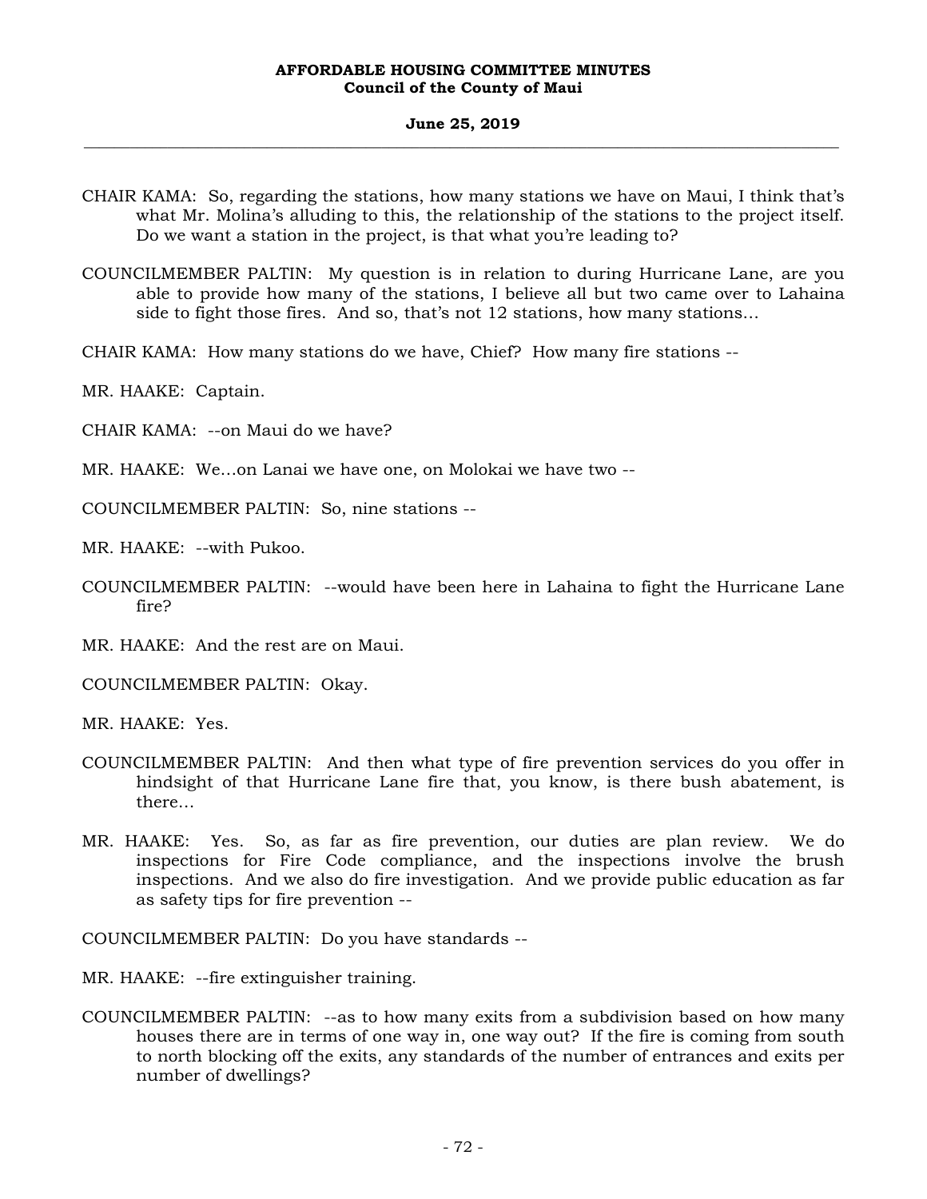CHAIR KAMA: So, regarding the stations, how many stations we have on Maui, I think that's what Mr. Molina's alluding to this, the relationship of the stations to the project itself. Do we want a station in the project, is that what you're leading to?

COUNCILMEMBER PALTIN: My question is in relation to during Hurricane Lane, are you able to provide how many of the stations, I believe all but two came over to Lahaina side to fight those fires. And so, that's not 12 stations, how many stations…

CHAIR KAMA: How many stations do we have, Chief? How many fire stations --

MR. HAAKE: Captain.

CHAIR KAMA: --on Maui do we have?

MR. HAAKE: We…on Lanai we have one, on Molokai we have two --

COUNCILMEMBER PALTIN: So, nine stations --

MR. HAAKE: --with Pukoo.

COUNCILMEMBER PALTIN: --would have been here in Lahaina to fight the Hurricane Lane fire?

MR. HAAKE: And the rest are on Maui.

COUNCILMEMBER PALTIN: Okay.

MR. HAAKE: Yes.

COUNCILMEMBER PALTIN: And then what type of fire prevention services do you offer in hindsight of that Hurricane Lane fire that, you know, is there bush abatement, is there…

MR. HAAKE: Yes. So, as far as fire prevention, our duties are plan review. We do inspections for Fire Code compliance, and the inspections involve the brush inspections. And we also do fire investigation. And we provide public education as far as safety tips for fire prevention --

COUNCILMEMBER PALTIN: Do you have standards --

MR. HAAKE: --fire extinguisher training.

COUNCILMEMBER PALTIN: --as to how many exits from a subdivision based on how many houses there are in terms of one way in, one way out? If the fire is coming from south to north blocking off the exits, any standards of the number of entrances and exits per number of dwellings?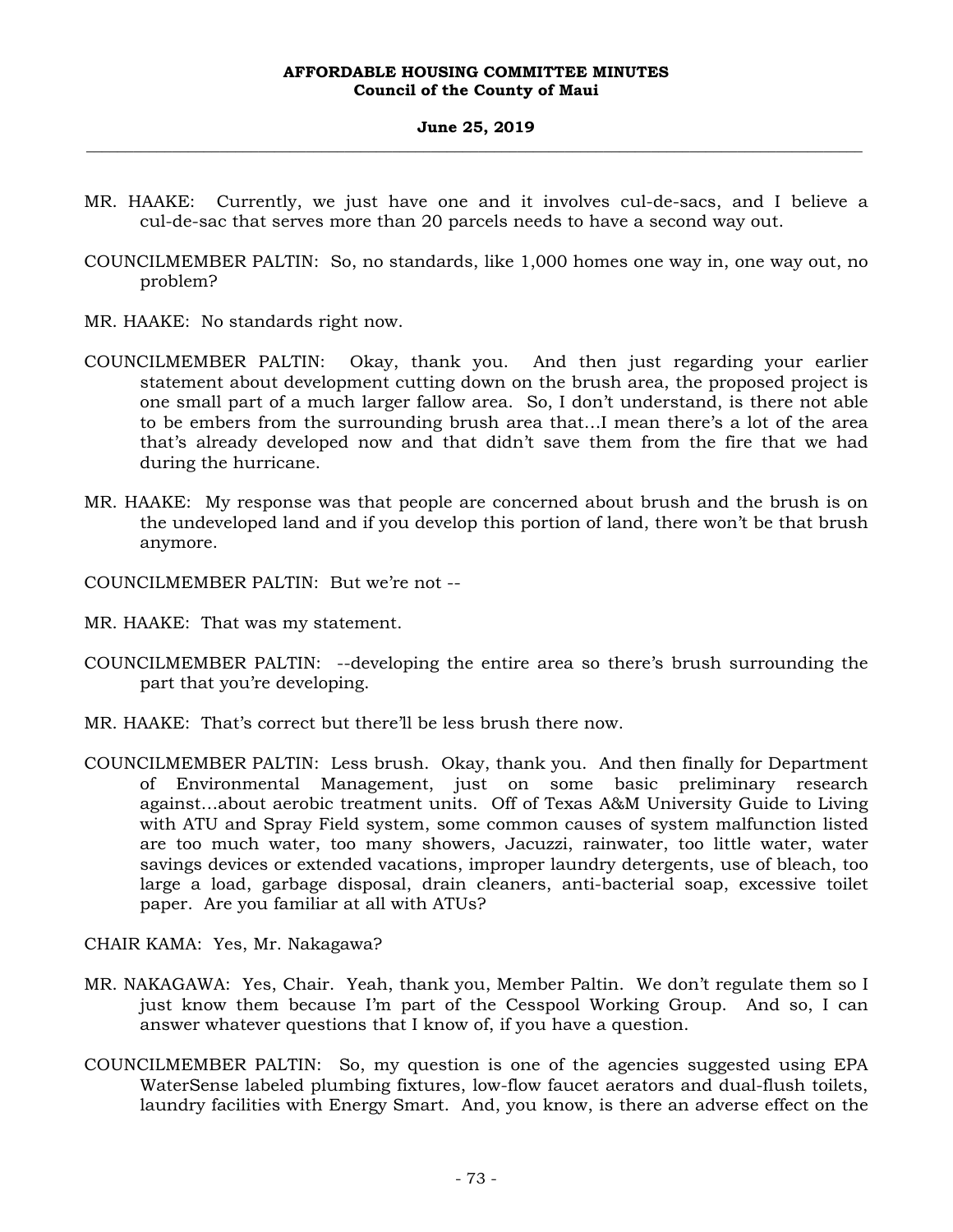MR. HAAKE: Currently, we just have one and it involves cul-de-sacs, and I believe a cul-de-sac that serves more than 20 parcels needs to have a second way out.

COUNCILMEMBER PALTIN: So, no standards, like 1,000 homes one way in, one way out, no problem?

MR. HAAKE: No standards right now.

COUNCILMEMBER PALTIN: Okay, thank you. And then just regarding your earlier statement about development cutting down on the brush area, the proposed project is one small part of a much larger fallow area. So, I don't understand, is there not able to be embers from the surrounding brush area that…I mean there's a lot of the area that's already developed now and that didn't save them from the fire that we had during the hurricane.

MR. HAAKE: My response was that people are concerned about brush and the brush is on the undeveloped land and if you develop this portion of land, there won't be that brush anymore.

COUNCILMEMBER PALTIN: But we're not --

MR. HAAKE: That was my statement.

COUNCILMEMBER PALTIN: --developing the entire area so there's brush surrounding the part that you're developing.

MR. HAAKE: That's correct but there'll be less brush there now.

COUNCILMEMBER PALTIN: Less brush. Okay, thank you. And then finally for Department of Environmental Management, just on some basic preliminary research against…about aerobic treatment units. Off of Texas A&M University Guide to Living with ATU and Spray Field system, some common causes of system malfunction listed are too much water, too many showers, Jacuzzi, rainwater, too little water, water savings devices or extended vacations, improper laundry detergents, use of bleach, too large a load, garbage disposal, drain cleaners, anti-bacterial soap, excessive toilet paper. Are you familiar at all with ATUs?

CHAIR KAMA: Yes, Mr. Nakagawa?

MR. NAKAGAWA: Yes, Chair. Yeah, thank you, Member Paltin. We don't regulate them so I just know them because I'm part of the Cesspool Working Group. And so, I can answer whatever questions that I know of, if you have a question.

COUNCILMEMBER PALTIN: So, my question is one of the agencies suggested using EPA WaterSense labeled plumbing fixtures, low-flow faucet aerators and dual-flush toilets, laundry facilities with Energy Smart. And, you know, is there an adverse effect on the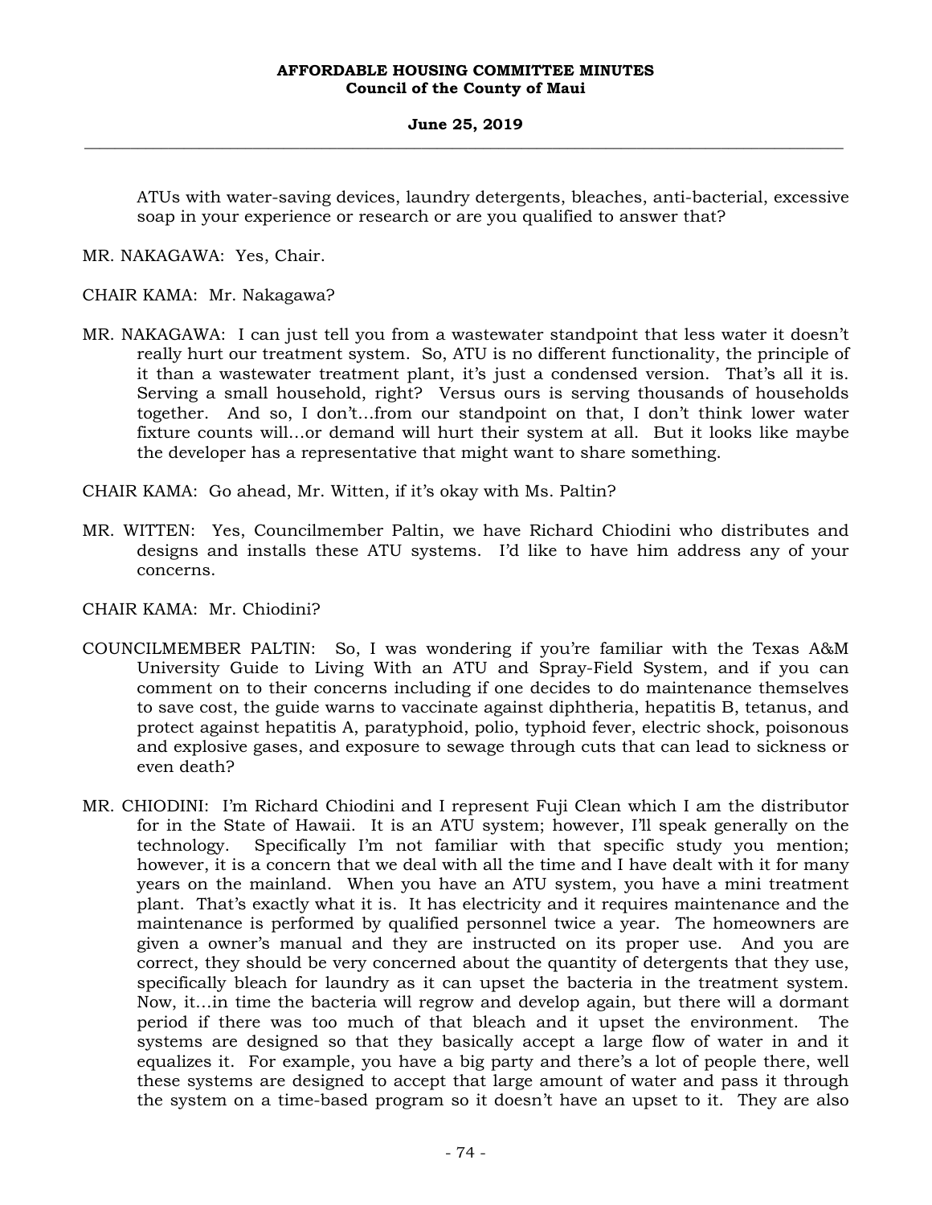ATUs with water-saving devices, laundry detergents, bleaches, anti-bacterial, excessive soap in your experience or research or are you qualified to answer that?

MR. NAKAGAWA: Yes, Chair.

CHAIR KAMA: Mr. Nakagawa?

MR. NAKAGAWA: I can just tell you from a wastewater standpoint that less water it doesn't really hurt our treatment system. So, ATU is no different functionality, the principle of it than a wastewater treatment plant, it's just a condensed version. That's all it is. Serving a small household, right? Versus ours is serving thousands of households together. And so, I don't...from our standpoint on that, I don't think lower water fixture counts will...or demand will hurt their system at all. But it looks like maybe the developer has a representative that might want to share something.

CHAIR KAMA: Go ahead, Mr. Witten, if it's okay with Ms. Paltin?

MR. WITTEN: Yes, Councilmember Paltin, we have Richard Chiodini who distributes and designs and installs these ATU systems. I'd like to have him address any of your concerns.

CHAIR KAMA: Mr. Chiodini?

COUNCILMEMBER PALTIN: So, I was wondering if you're familiar with the Texas A&M University Guide to Living With an ATU and Spray-Field System, and if you can comment on to their concerns including if one decides to do maintenance themselves to save cost, the guide warns to vaccinate against diphtheria, hepatitis B, tetanus, and protect against hepatitis A, paratyphoid, polio, typhoid fever, electric shock, poisonous and explosive gases, and exposure to sewage through cuts that can lead to sickness or even death?

MR. CHIODINI: I'm Richard Chiodini and I represent Fuji Clean which I am the distributor for in the State of Hawaii. It is an ATU system; however, I'll speak generally on the technology. Specifically I'm not familiar with that specific study you mention; however, it is a concern that we deal with all the time and I have dealt with it for many years on the mainland. When you have an ATU system, you have a mini treatment plant. That's exactly what it is. It has electricity and it requires maintenance and the maintenance is performed by qualified personnel twice a year. The homeowners are given a owner's manual and they are instructed on its proper use. And you are correct, they should be very concerned about the quantity of detergents that they use, specifically bleach for laundry as it can upset the bacteria in the treatment system. Now, it...in time the bacteria will regrow and develop again, but there will a dormant period if there was too much of that bleach and it upset the environment. The systems are designed so that they basically accept a large flow of water in and it equalizes it. For example, you have a big party and there's a lot of people there, well these systems are designed to accept that large amount of water and pass it through the system on a time-based program so it doesn't have an upset to it. They are also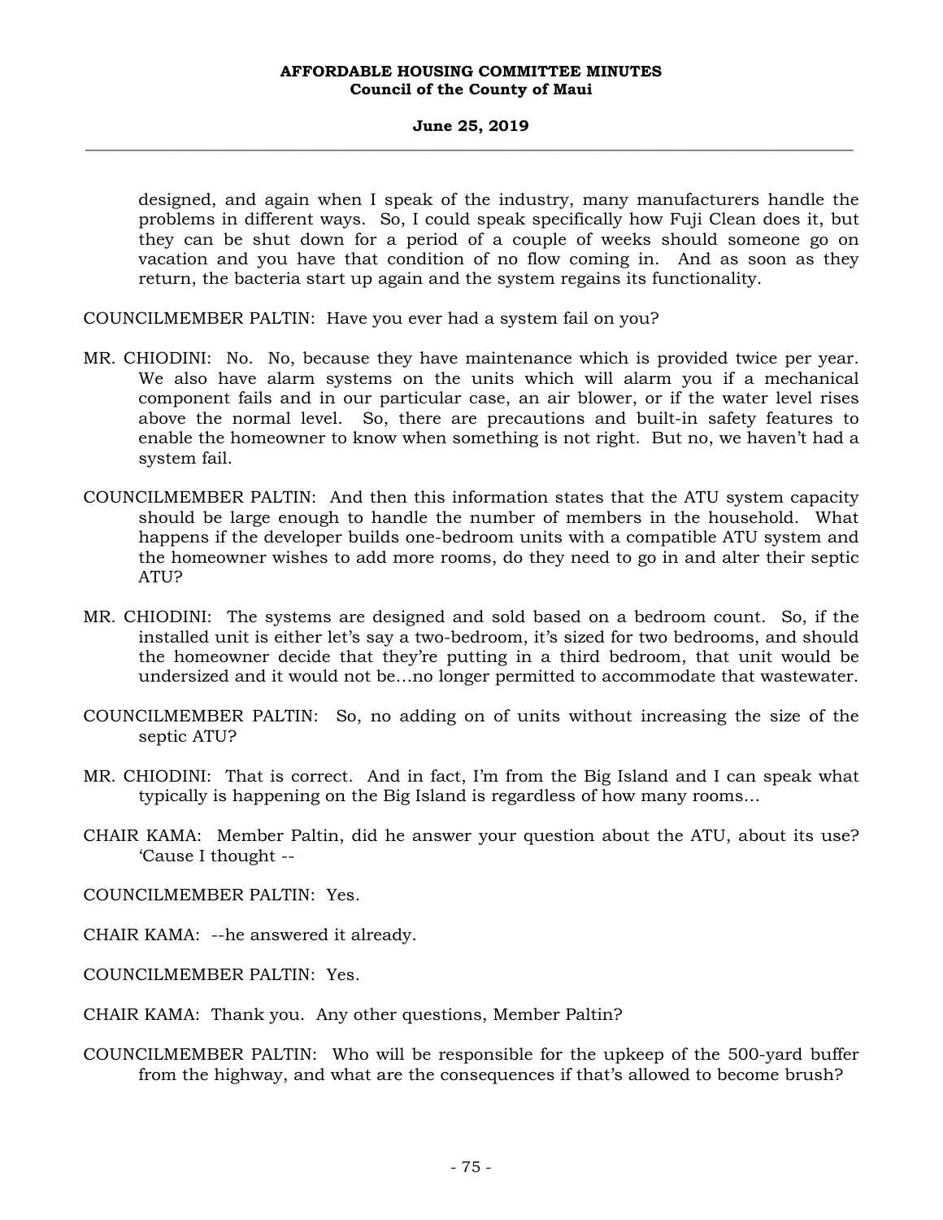designed, and again when I speak of the industry, many manufacturers handle the problems in different ways. So, I could speak specifically how Fuji Clean does it, but they can be shut down for a period of a couple of weeks should someone go on vacation and you have that condition of no flow coming in. And as soon as they return, the bacteria start up again and the system regains its functionality.

COUNCILMEMBER PALTIN: Have you ever had a system fail on you?

MR. CHIODINI: No. No, because they have maintenance which is provided twice per year. We also have alarm systems on the units which will alarm you if a mechanical component fails and in our particular case, an air blower, or if the water level rises above the normal level. So, there are precautions and built-in safety features to enable the homeowner to know when something is not right. But no, we haven't had a system fail.

COUNCILMEMBER PALTIN: And then this information states that the ATU system capacity should be large enough to handle the number of members in the household. What happens if the developer builds one-bedroom units with a compatible ATU system and the homeowner wishes to add more rooms, do they need to go in and alter their septic ATU?

MR. CHIODINI: The systems are designed and sold based on a bedroom count. So, if the installed unit is either let's say a two-bedroom, it's sized for two bedrooms, and should the homeowner decide that they're putting in a third bedroom, that unit would be undersized and it would not be…no longer permitted to accommodate that wastewater.

COUNCILMEMBER PALTIN: So, no adding on of units without increasing the size of the septic ATU?

MR. CHIODINI: That is correct. And in fact, I'm from the Big Island and I can speak what typically is happening on the Big Island is regardless of how many rooms…

CHAIR KAMA: Member Paltin, did he answer your question about the ATU, about its use? 'Cause I thought --

COUNCILMEMBER PALTIN: Yes.

CHAIR KAMA: --he answered it already.

COUNCILMEMBER PALTIN: Yes.

CHAIR KAMA: Thank you. Any other questions, Member Paltin?

COUNCILMEMBER PALTIN: Who will be responsible for the upkeep of the 500-yard buffer from the highway, and what are the consequences if that's allowed to become brush?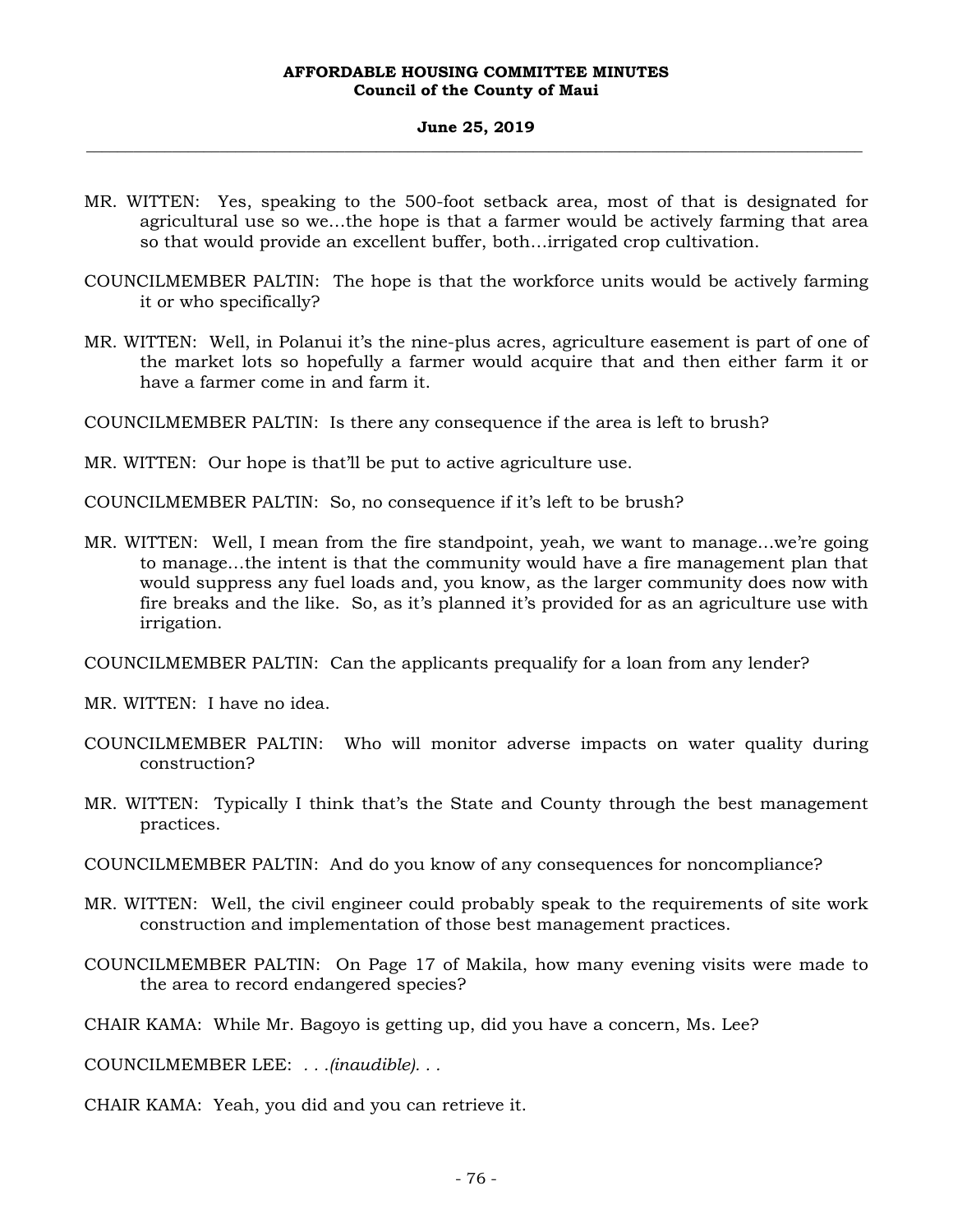MR. WITTEN: Yes, speaking to the 500-foot setback area, most of that is designated for agricultural use so we…the hope is that a farmer would be actively farming that area so that would provide an excellent buffer, both…irrigated crop cultivation.

COUNCILMEMBER PALTIN: The hope is that the workforce units would be actively farming it or who specifically?

MR. WITTEN: Well, in Polanui it's the nine-plus acres, agriculture easement is part of one of the market lots so hopefully a farmer would acquire that and then either farm it or have a farmer come in and farm it.

COUNCILMEMBER PALTIN: Is there any consequence if the area is left to brush?

MR. WITTEN: Our hope is that'll be put to active agriculture use.

COUNCILMEMBER PALTIN: So, no consequence if it's left to be brush?

MR. WITTEN: Well, I mean from the fire standpoint, yeah, we want to manage…we're going to manage…the intent is that the community would have a fire management plan that would suppress any fuel loads and, you know, as the larger community does now with fire breaks and the like. So, as it's planned it's provided for as an agriculture use with irrigation.

COUNCILMEMBER PALTIN: Can the applicants prequalify for a loan from any lender?

MR. WITTEN: I have no idea.

COUNCILMEMBER PALTIN: Who will monitor adverse impacts on water quality during construction?

MR. WITTEN: Typically I think that's the State and County through the best management practices.

COUNCILMEMBER PALTIN: And do you know of any consequences for noncompliance?

MR. WITTEN: Well, the civil engineer could probably speak to the requirements of site work construction and implementation of those best management practices.

COUNCILMEMBER PALTIN: On Page 17 of Makila, how many evening visits were made to the area to record endangered species?

CHAIR KAMA: While Mr. Bagoyo is getting up, did you have a concern, Ms. Lee?

COUNCILMEMBER LEE: . . .*(inaudible)*. . .

CHAIR KAMA: Yeah, you did and you can retrieve it.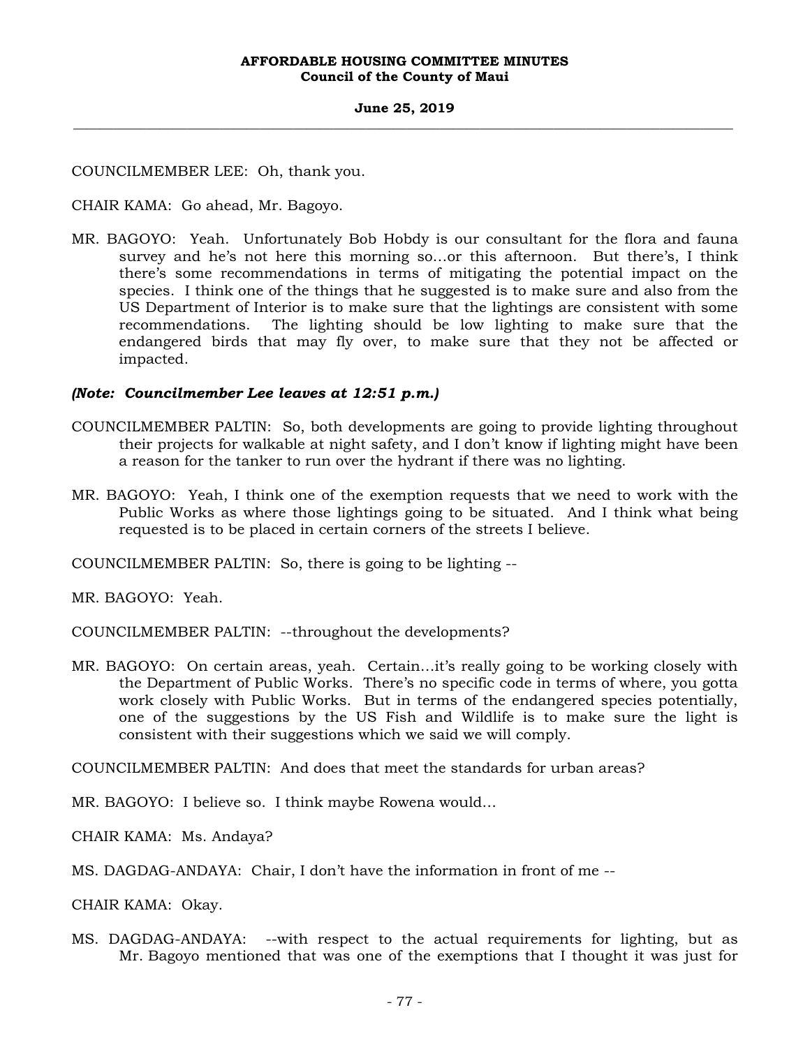COUNCILMEMBER LEE: Oh, thank you.

CHAIR KAMA: Go ahead, Mr. Bagoyo.

MR. BAGOYO: Yeah. Unfortunately Bob Hobdy is our consultant for the flora and fauna survey and he's not here this morning so...or this afternoon. But there's, I think there's some recommendations in terms of mitigating the potential impact on the species. I think one of the things that he suggested is to make sure and also from the US Department of Interior is to make sure that the lightings are consistent with some recommendations. The lighting should be low lighting to make sure that the endangered birds that may fly over, to make sure that they not be affected or impacted.

***(Note: Councilmember Lee leaves at 12:51 p.m.)***

COUNCILMEMBER PALTIN: So, both developments are going to provide lighting throughout their projects for walkable at night safety, and I don't know if lighting might have been a reason for the tanker to run over the hydrant if there was no lighting.

MR. BAGOYO: Yeah, I think one of the exemption requests that we need to work with the Public Works as where those lightings going to be situated. And I think what being requested is to be placed in certain corners of the streets I believe.

COUNCILMEMBER PALTIN: So, there is going to be lighting --

MR. BAGOYO: Yeah.

COUNCILMEMBER PALTIN: --throughout the developments?

MR. BAGOYO: On certain areas, yeah. Certain...it's really going to be working closely with the Department of Public Works. There's no specific code in terms of where, you gotta work closely with Public Works. But in terms of the endangered species potentially, one of the suggestions by the US Fish and Wildlife is to make sure the light is consistent with their suggestions which we said we will comply.

COUNCILMEMBER PALTIN: And does that meet the standards for urban areas?

MR. BAGOYO: I believe so. I think maybe Rowena would...

CHAIR KAMA: Ms. Andaya?

MS. DAGDAG-ANDAYA: Chair, I don't have the information in front of me --

CHAIR KAMA: Okay.

MS. DAGDAG-ANDAYA: --with respect to the actual requirements for lighting, but as Mr. Bagoyo mentioned that was one of the exemptions that I thought it was just for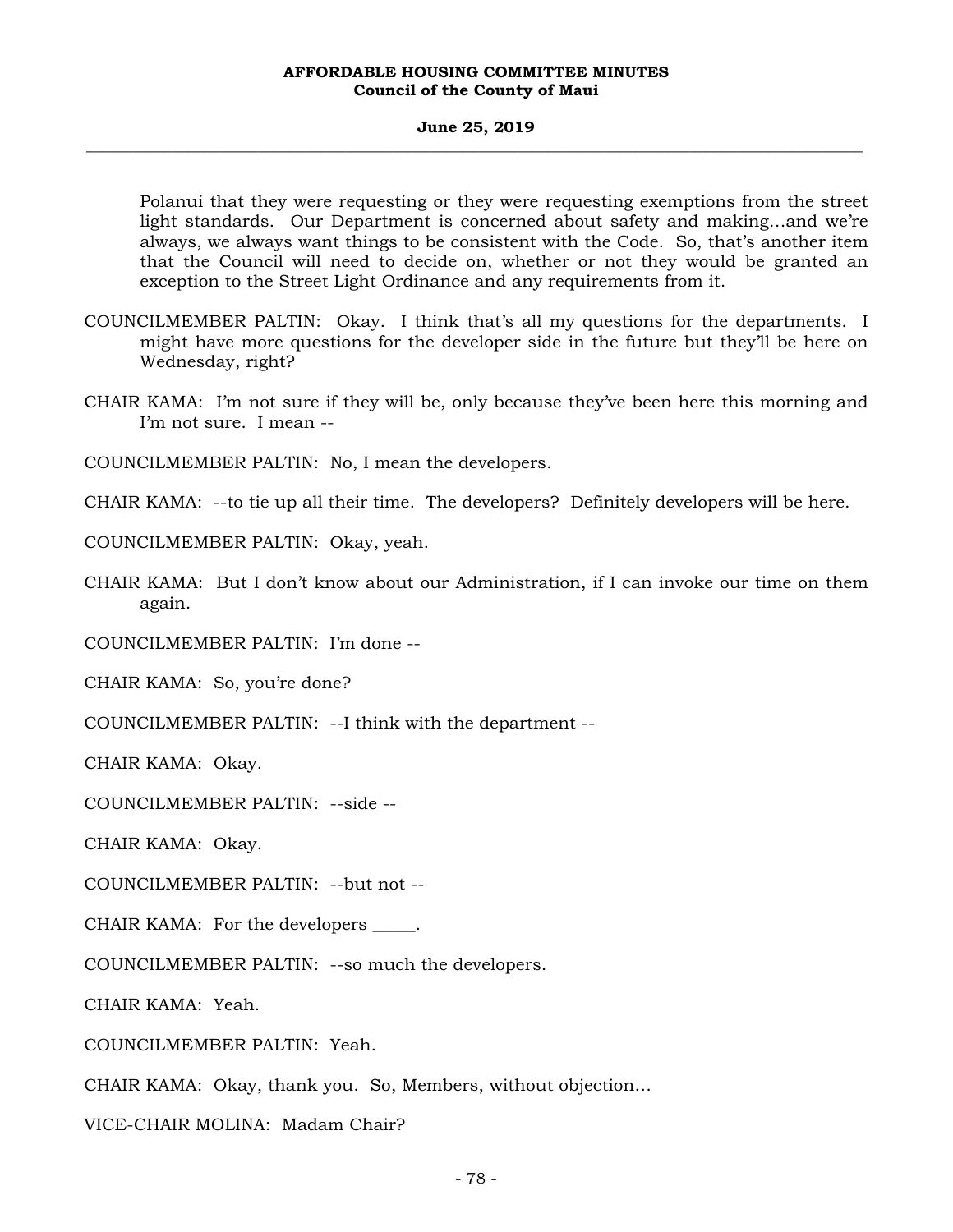Polanui that they were requesting or they were requesting exemptions from the street light standards. Our Department is concerned about safety and making…and we're always, we always want things to be consistent with the Code. So, that's another item that the Council will need to decide on, whether or not they would be granted an exception to the Street Light Ordinance and any requirements from it.

COUNCILMEMBER PALTIN: Okay. I think that's all my questions for the departments. I might have more questions for the developer side in the future but they'll be here on Wednesday, right?

CHAIR KAMA: I'm not sure if they will be, only because they've been here this morning and I'm not sure. I mean --

COUNCILMEMBER PALTIN: No, I mean the developers.

CHAIR KAMA: --to tie up all their time. The developers? Definitely developers will be here.

COUNCILMEMBER PALTIN: Okay, yeah.

CHAIR KAMA: But I don't know about our Administration, if I can invoke our time on them again.

COUNCILMEMBER PALTIN: I'm done --

CHAIR KAMA: So, you're done?

COUNCILMEMBER PALTIN: --I think with the department --

CHAIR KAMA: Okay.

COUNCILMEMBER PALTIN: --side --

CHAIR KAMA: Okay.

COUNCILMEMBER PALTIN: --but not --

CHAIR KAMA: For the developers _____.

COUNCILMEMBER PALTIN: --so much the developers.

CHAIR KAMA: Yeah.

COUNCILMEMBER PALTIN: Yeah.

CHAIR KAMA: Okay, thank you. So, Members, without objection…

VICE-CHAIR MOLINA: Madam Chair?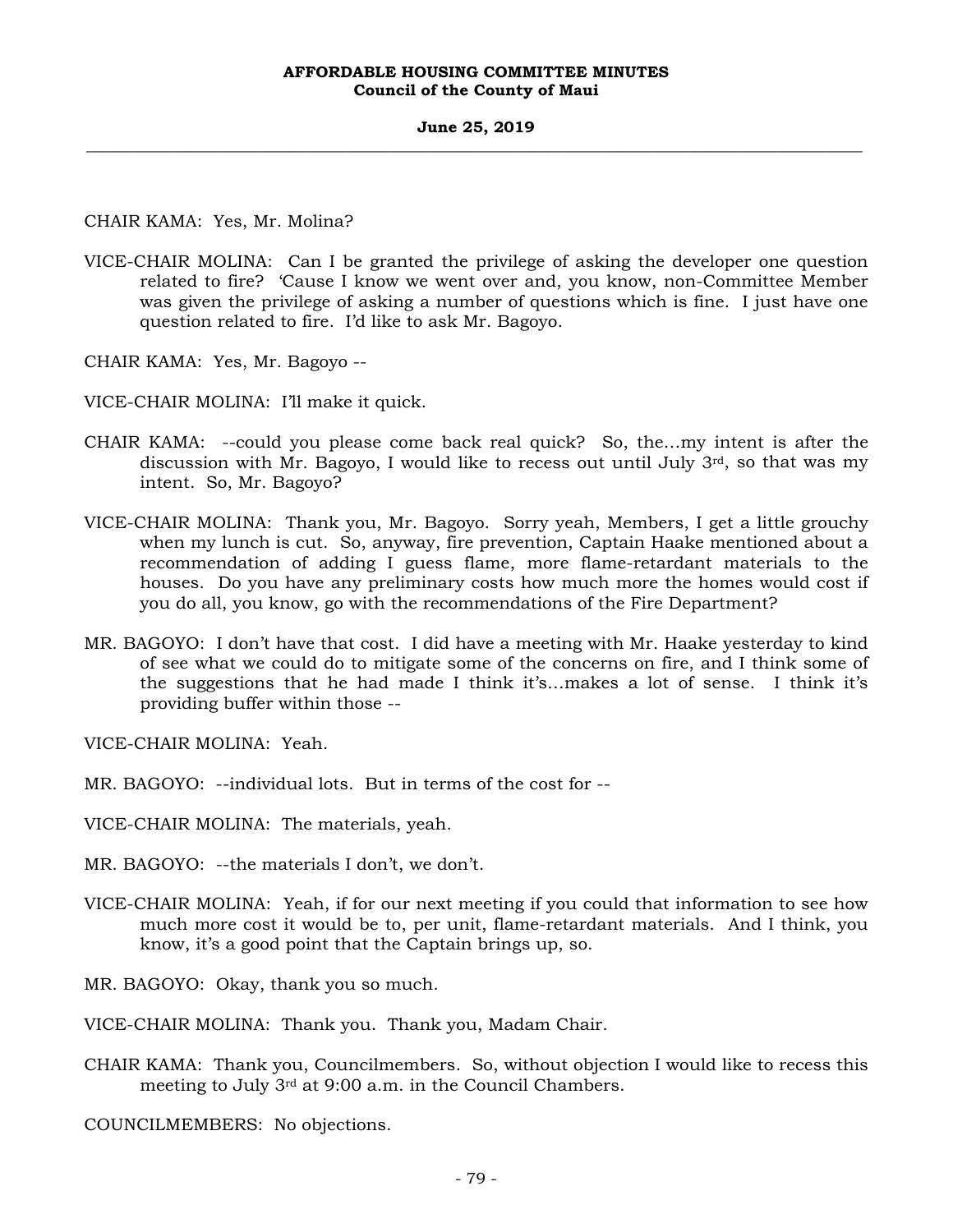CHAIR KAMA: Yes, Mr. Molina?

VICE-CHAIR MOLINA: Can I be granted the privilege of asking the developer one question related to fire? 'Cause I know we went over and, you know, non-Committee Member was given the privilege of asking a number of questions which is fine. I just have one question related to fire. I'd like to ask Mr. Bagoyo.

CHAIR KAMA: Yes, Mr. Bagoyo --

VICE-CHAIR MOLINA: I'll make it quick.

CHAIR KAMA: --could you please come back real quick? So, the...my intent is after the discussion with Mr. Bagoyo, I would like to recess out until July 3rd, so that was my intent. So, Mr. Bagoyo?

VICE-CHAIR MOLINA: Thank you, Mr. Bagoyo. Sorry yeah, Members, I get a little grouchy when my lunch is cut. So, anyway, fire prevention, Captain Haake mentioned about a recommendation of adding I guess flame, more flame-retardant materials to the houses. Do you have any preliminary costs how much more the homes would cost if you do all, you know, go with the recommendations of the Fire Department?

MR. BAGOYO: I don't have that cost. I did have a meeting with Mr. Haake yesterday to kind of see what we could do to mitigate some of the concerns on fire, and I think some of the suggestions that he had made I think it's...makes a lot of sense. I think it's providing buffer within those --

VICE-CHAIR MOLINA: Yeah.

MR. BAGOYO: --individual lots. But in terms of the cost for --

VICE-CHAIR MOLINA: The materials, yeah.

MR. BAGOYO: --the materials I don't, we don't.

VICE-CHAIR MOLINA: Yeah, if for our next meeting if you could that information to see how much more cost it would be to, per unit, flame-retardant materials. And I think, you know, it's a good point that the Captain brings up, so.

MR. BAGOYO: Okay, thank you so much.

VICE-CHAIR MOLINA: Thank you. Thank you, Madam Chair.

CHAIR KAMA: Thank you, Councilmembers. So, without objection I would like to recess this meeting to July 3rd at 9:00 a.m. in the Council Chambers.

COUNCILMEMBERS: No objections.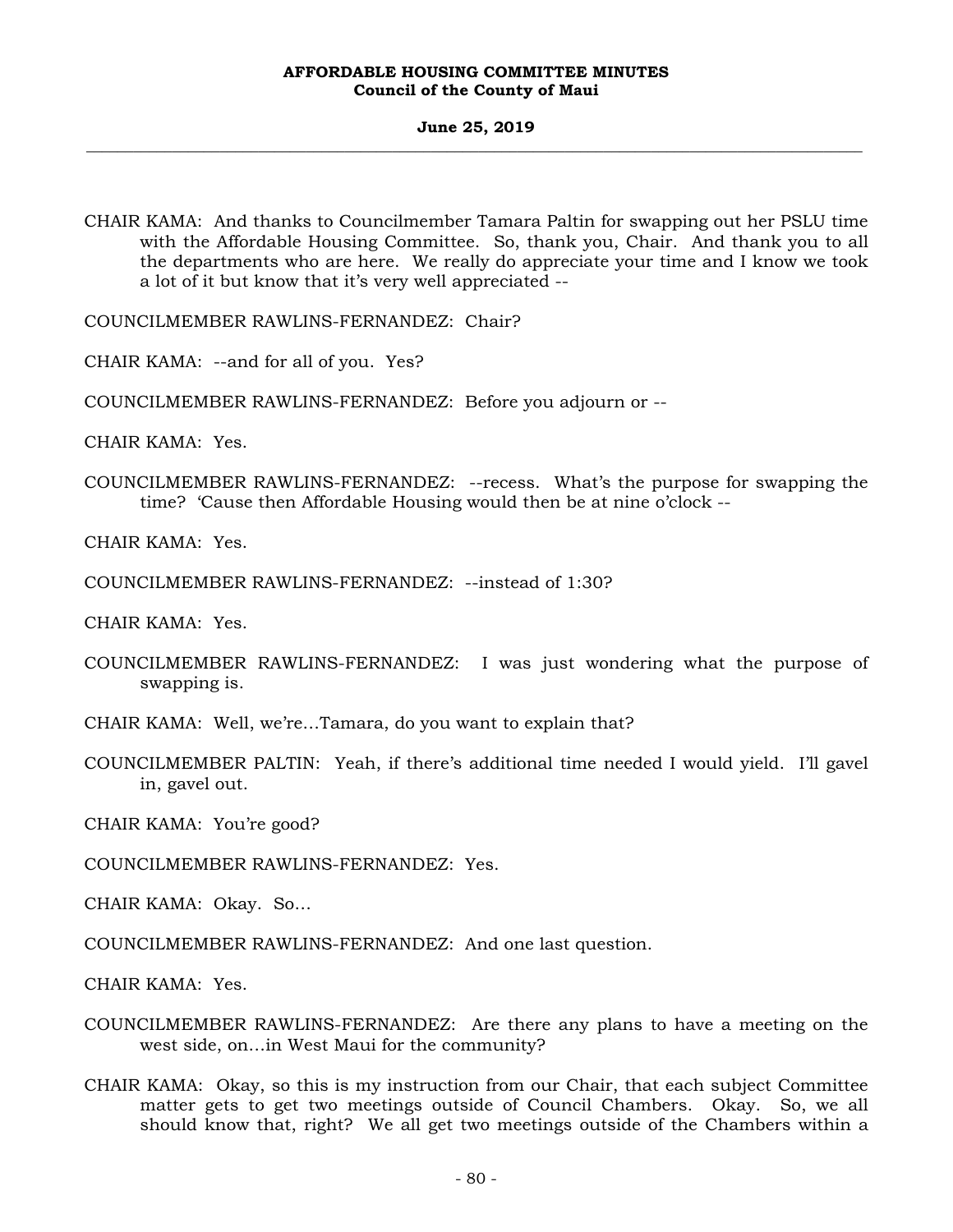CHAIR KAMA: And thanks to Councilmember Tamara Paltin for swapping out her PSLU time with the Affordable Housing Committee. So, thank you, Chair. And thank you to all the departments who are here. We really do appreciate your time and I know we took a lot of it but know that it's very well appreciated --

COUNCILMEMBER RAWLINS-FERNANDEZ: Chair?

CHAIR KAMA: --and for all of you. Yes?

COUNCILMEMBER RAWLINS-FERNANDEZ: Before you adjourn or --

CHAIR KAMA: Yes.

COUNCILMEMBER RAWLINS-FERNANDEZ: --recess. What's the purpose for swapping the time? 'Cause then Affordable Housing would then be at nine o'clock --

CHAIR KAMA: Yes.

COUNCILMEMBER RAWLINS-FERNANDEZ: --instead of 1:30?

CHAIR KAMA: Yes.

COUNCILMEMBER RAWLINS-FERNANDEZ: I was just wondering what the purpose of swapping is.

CHAIR KAMA: Well, we're…Tamara, do you want to explain that?

COUNCILMEMBER PALTIN: Yeah, if there's additional time needed I would yield. I'll gavel in, gavel out.

CHAIR KAMA: You're good?

COUNCILMEMBER RAWLINS-FERNANDEZ: Yes.

CHAIR KAMA: Okay. So…

COUNCILMEMBER RAWLINS-FERNANDEZ: And one last question.

CHAIR KAMA: Yes.

COUNCILMEMBER RAWLINS-FERNANDEZ: Are there any plans to have a meeting on the west side, on…in West Maui for the community?

CHAIR KAMA: Okay, so this is my instruction from our Chair, that each subject Committee matter gets to get two meetings outside of Council Chambers. Okay. So, we all should know that, right? We all get two meetings outside of the Chambers within a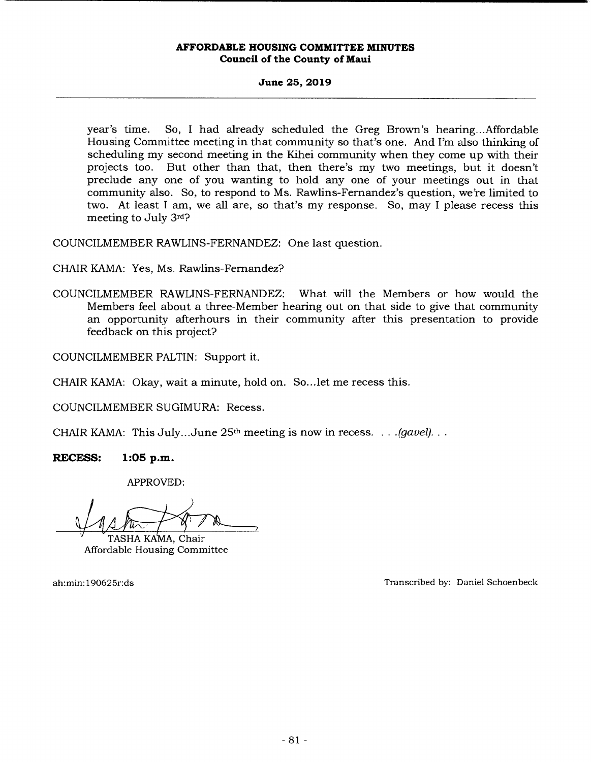year's time. So, I had already scheduled the Greg Brown's hearing...Affordable Housing Committee meeting in that community so that's one. And I'm also thinking of scheduling my second meeting in the Kihei community when they come up with their projects too. But other than that, then there's my two meetings, but it doesn't preclude any one of you wanting to hold any one of your meetings out in that community also. So, to respond to Ms. Rawlins-Fernandez's question, we're limited to two. At least I am, we all are, so that's my response. So, may I please recess this meeting to July 3rd?

COUNCILMEMBER RAWLINS-FERNANDEZ: One last question.

CHAIR KAMA: Yes, Ms. Rawlins-Fernandez?

COUNCILMEMBER RAWLINS-FERNANDEZ: What will the Members or how would the Members feel about a three-Member hearing out on that side to give that community an opportunity afterhours in their community after this presentation to provide feedback on this project?

COUNCILMEMBER PALTIN: Support it.

CHAIR KAMA: Okay, wait a minute, hold on. So...let me recess this.

COUNCILMEMBER SUGIMURA: Recess.

CHAIR KAMA: This July...June 25th meeting is now in recess. . . .*(gavel)*. . .

**RECESS: 1:05 p.m.**

APPROVED:

TASHA KAMA, Chair
Affordable Housing Committee

ah:min:190625r:ds

Transcribed by: Daniel Schoenbeck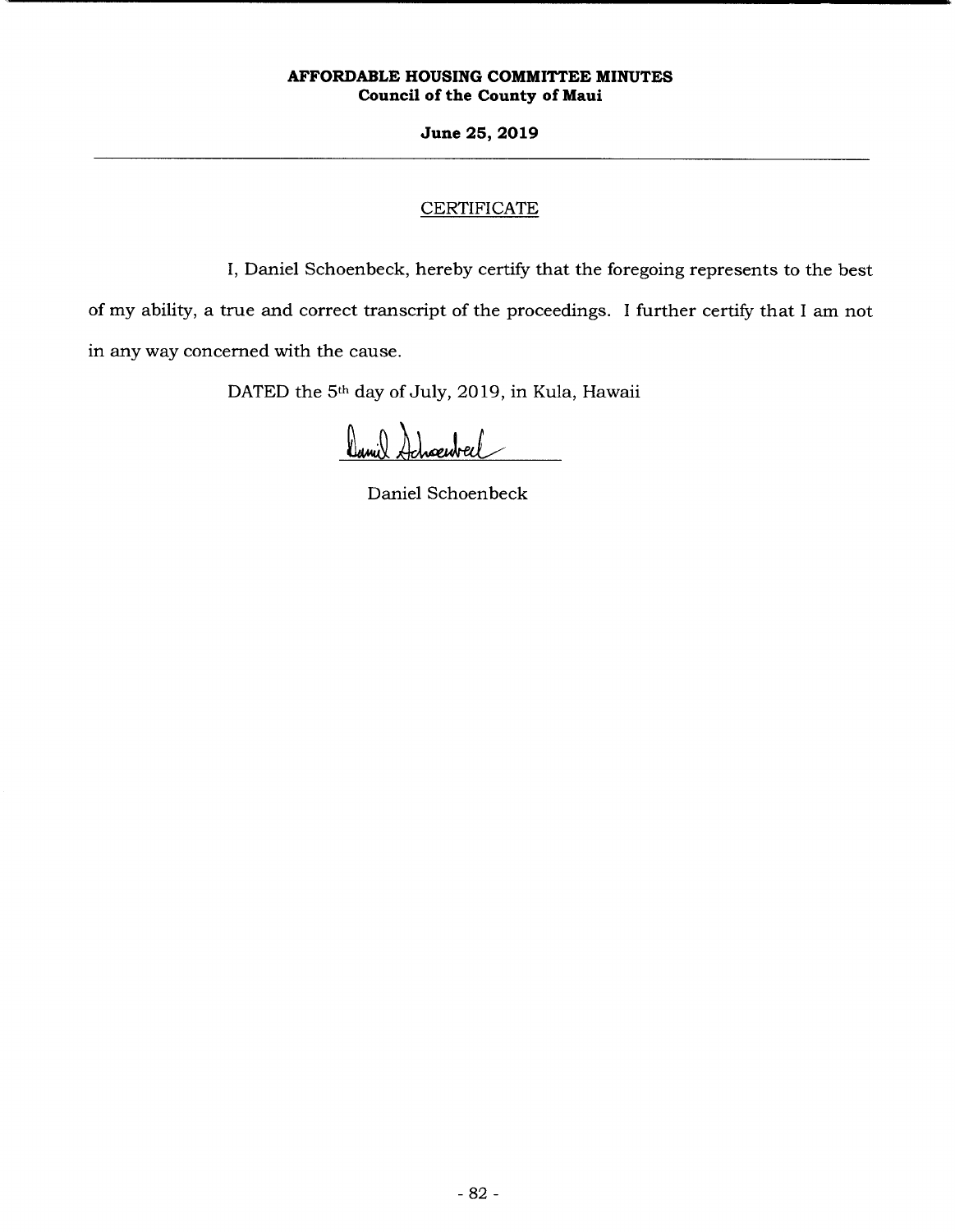**AFFORDABLE HOUSING COMMITTEE MINUTES**
**Council of the County of Maui**

**June 25, 2019**

---

CERTIFICATE

I, Daniel Schoenbeck, hereby certify that the foregoing represents to the best of my ability, a true and correct transcript of the proceedings. I further certify that I am not in any way concerned with the cause.

DATED the 5th day of July, 2019, in Kula, Hawaii

Daniel Schoenbeck